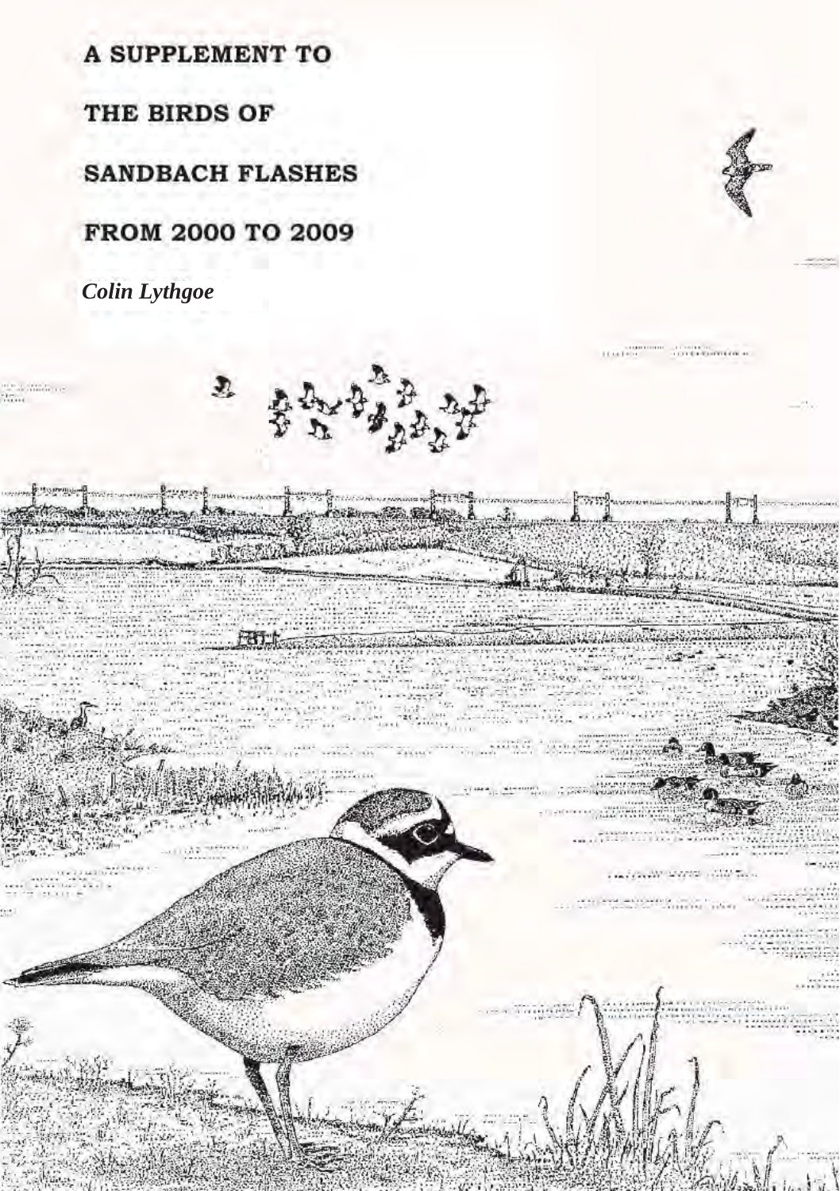# A SUPPLEMENT TO THE BIRDS OF SANDBACH FLASHES FROM 2000 TO 2009

*Colin Lythgoe*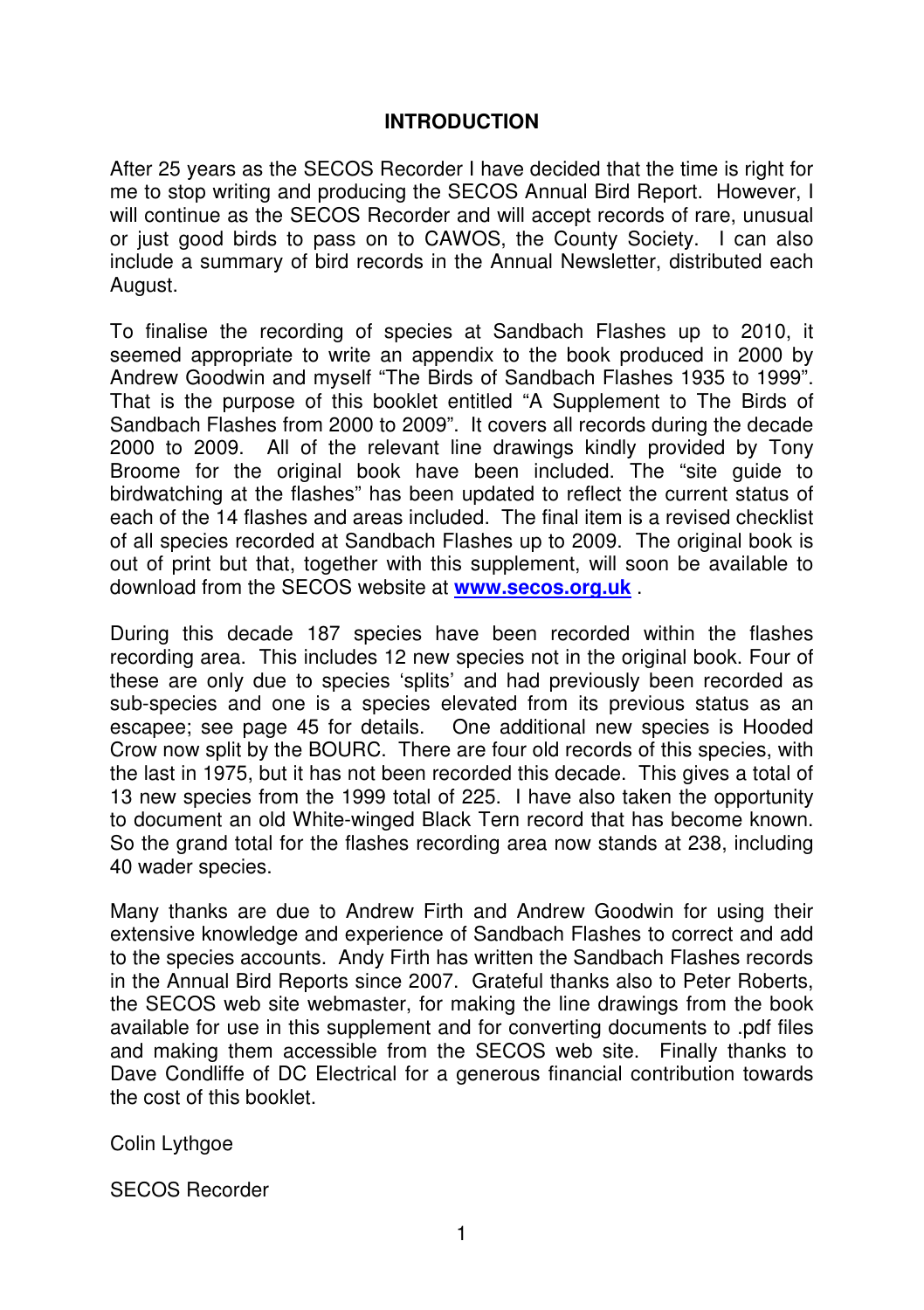# INTRODUCTION

After 25 years as the SECOS Recorder I have decided that the time is right for me to stop writing and producing the SECOS Annual Bird Report. However, I will continue as the SECOS Recorder and will accept records of rare, unusual or just good birds to pass on to CAWOS, the County Society. I can also include a summary of bird records in the Annual Newsletter, distributed each August.

To finalise the recording of species at Sandbach Flashes up to 2010, it seemed appropriate to write an appendix to the book produced in 2000 by Andrew Goodwin and myself "The Birds of Sandbach Flashes 1935 to 1999". That is the purpose of this booklet entitled "A Supplement to The Birds of Sandbach Flashes from 2000 to 2009". It covers all records during the decade 2000 to 2009. All of the relevant line drawings kindly provided by Tony Broome for the original book have been included. The "site guide to birdwatching at the flashes" has been updated to reflect the current status of each of the 14 flashes and areas included. The final item is a revised checklist of all species recorded at Sandbach Flashes up to 2009. The original book is out of print but that, together with this supplement, will soon be available to download from the SECOS website at **www.secos.org.uk** .

During this decade 187 species have been recorded within the flashes recording area. This includes 12 new species not in the original book. Four of these are only due to species 'splits' and had previously been recorded as sub-species and one is a species elevated from its previous status as an escapee; see page 45 for details. One additional new species is Hooded Crow now split by the BOURC. There are four old records of this species, with the last in 1975, but it has not been recorded this decade. This gives a total of 13 new species from the 1999 total of 225. I have also taken the opportunity to document an old White-winged Black Tern record that has become known. So the grand total for the flashes recording area now stands at 238, including 40 wader species.

Many thanks are due to Andrew Firth and Andrew Goodwin for using their extensive knowledge and experience of Sandbach Flashes to correct and add to the species accounts. Andy Firth has written the Sandbach Flashes records in the Annual Bird Reports since 2007. Grateful thanks also to Peter Roberts, the SECOS web site webmaster, for making the line drawings from the book available for use in this supplement and for converting documents to .pdf files and making them accessible from the SECOS web site. Finally thanks to Dave Condliffe of DC Electrical for a generous financial contribution towards the cost of this booklet.

Colin Lythgoe

SECOS Recorder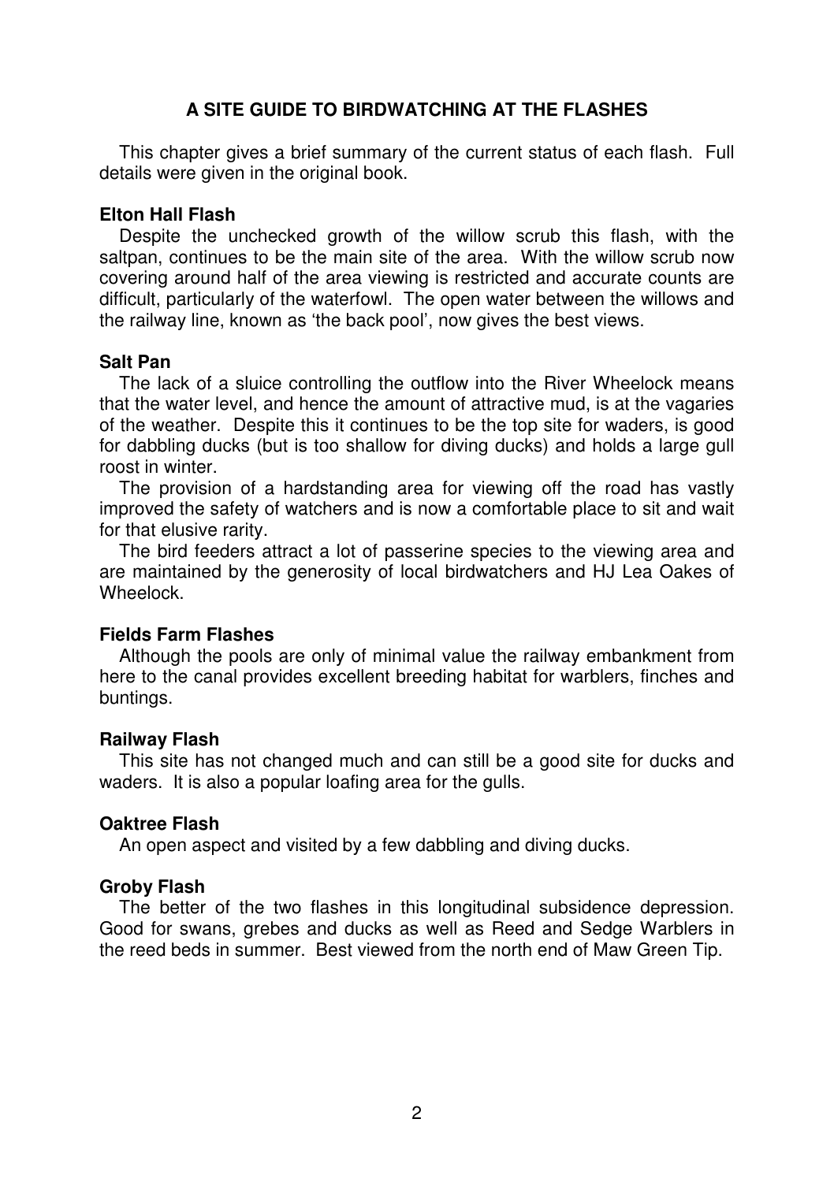## A SITE GUIDE TO BIRDWATCHING AT THE FLASHES

This chapter gives a brief summary of the current status of each flash. Full details were given in the original book.

### Elton Hall Flash

Despite the unchecked growth of the willow scrub this flash, with the saltpan, continues to be the main site of the area. With the willow scrub now covering around half of the area viewing is restricted and accurate counts are difficult, particularly of the waterfowl. The open water between the willows and the railway line, known as 'the back pool', now gives the best views.

### Salt Pan

The lack of a sluice controlling the outflow into the River Wheelock means that the water level, and hence the amount of attractive mud, is at the vagaries of the weather. Despite this it continues to be the top site for waders, is good for dabbling ducks (but is too shallow for diving ducks) and holds a large gull roost in winter.

The provision of a hardstanding area for viewing off the road has vastly improved the safety of watchers and is now a comfortable place to sit and wait for that elusive rarity.

The bird feeders attract a lot of passerine species to the viewing area and are maintained by the generosity of local birdwatchers and HJ Lea Oakes of Wheelock.

### Fields Farm Flashes

Although the pools are only of minimal value the railway embankment from here to the canal provides excellent breeding habitat for warblers, finches and buntings.

### Railway Flash

This site has not changed much and can still be a good site for ducks and waders. It is also a popular loafing area for the gulls.

### Oaktree Flash

An open aspect and visited by a few dabbling and diving ducks.

### Groby Flash

The better of the two flashes in this longitudinal subsidence depression. Good for swans, grebes and ducks as well as Reed and Sedge Warblers in the reed beds in summer. Best viewed from the north end of Maw Green Tip.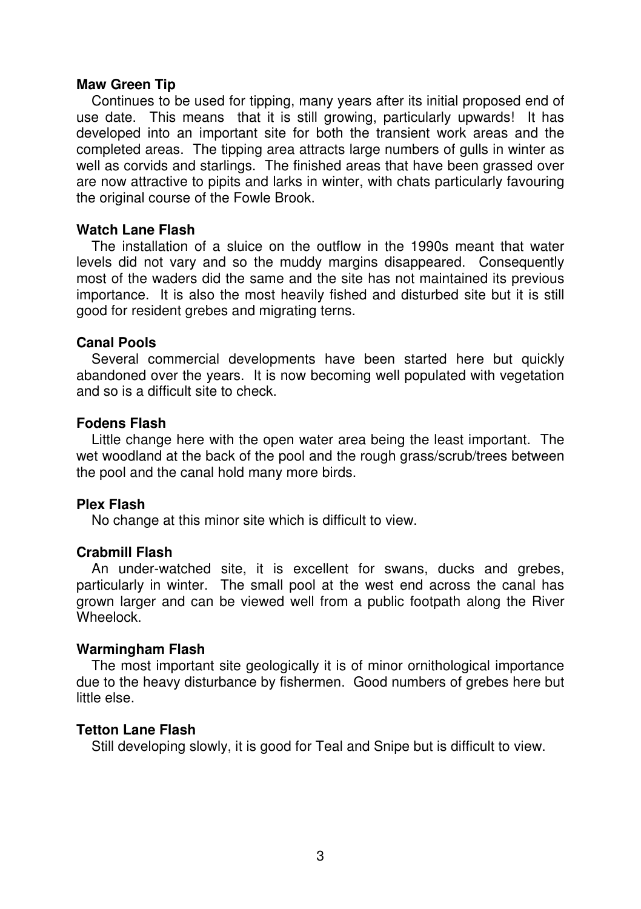**Maw Green Tip**

Continues to be used for tipping, many years after its initial proposed end of use date. This means that it is still growing, particularly upwards! It has developed into an important site for both the transient work areas and the completed areas. The tipping area attracts large numbers of gulls in winter as well as corvids and starlings. The finished areas that have been grassed over are now attractive to pipits and larks in winter, with chats particularly favouring the original course of the Fowle Brook.

**Watch Lane Flash**

The installation of a sluice on the outflow in the 1990s meant that water levels did not vary and so the muddy margins disappeared. Consequently most of the waders did the same and the site has not maintained its previous importance. It is also the most heavily fished and disturbed site but it is still good for resident grebes and migrating terns.

**Canal Pools**

Several commercial developments have been started here but quickly abandoned over the years. It is now becoming well populated with vegetation and so is a difficult site to check.

**Fodens Flash**

Little change here with the open water area being the least important. The wet woodland at the back of the pool and the rough grass/scrub/trees between the pool and the canal hold many more birds.

**Plex Flash**

No change at this minor site which is difficult to view.

**Crabmill Flash**

An under-watched site, it is excellent for swans, ducks and grebes, particularly in winter. The small pool at the west end across the canal has grown larger and can be viewed well from a public footpath along the River Wheelock.

**Warmingham Flash**

The most important site geologically it is of minor ornithological importance due to the heavy disturbance by fishermen. Good numbers of grebes here but little else.

**Tetton Lane Flash**

Still developing slowly, it is good for Teal and Snipe but is difficult to view.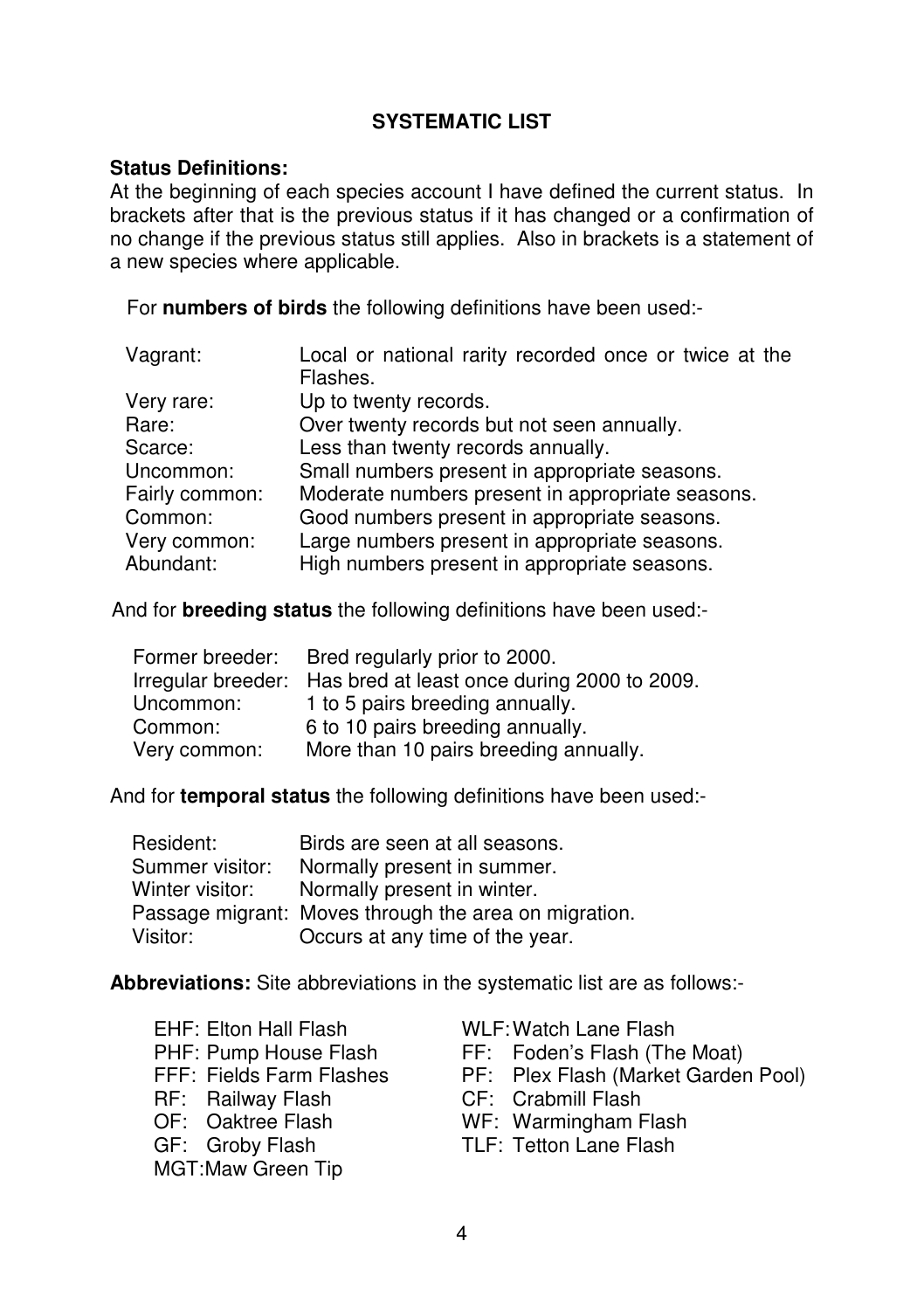## SYSTEMATIC LIST

**Status Definitions:**
At the beginning of each species account I have defined the current status. In brackets after that is the previous status if it has changed or a confirmation of no change if the previous status still applies. Also in brackets is a statement of a new species where applicable.

For **numbers of birds** the following definitions have been used:-

| | |
|---|---|
| Vagrant: | Local or national rarity recorded once or twice at the Flashes. |
| Very rare: | Up to twenty records. |
| Rare: | Over twenty records but not seen annually. |
| Scarce: | Less than twenty records annually. |
| Uncommon: | Small numbers present in appropriate seasons. |
| Fairly common: | Moderate numbers present in appropriate seasons. |
| Common: | Good numbers present in appropriate seasons. |
| Very common: | Large numbers present in appropriate seasons. |
| Abundant: | High numbers present in appropriate seasons. |

And for **breeding status** the following definitions have been used:-

| | |
|---|---|
| Former breeder: | Bred regularly prior to 2000. |
| Irregular breeder: | Has bred at least once during 2000 to 2009. |
| Uncommon: | 1 to 5 pairs breeding annually. |
| Common: | 6 to 10 pairs breeding annually. |
| Very common: | More than 10 pairs breeding annually. |

And for **temporal status** the following definitions have been used:-

| | |
|---|---|
| Resident: | Birds are seen at all seasons. |
| Summer visitor: | Normally present in summer. |
| Winter visitor: | Normally present in winter. |
| Passage migrant: | Moves through the area on migration. |
| Visitor: | Occurs at any time of the year. |

**Abbreviations:** Site abbreviations in the systematic list are as follows:-

- EHF: Elton Hall Flash
- PHF: Pump House Flash
- FFF: Fields Farm Flashes
- RF: Railway Flash
- OF: Oaktree Flash
- GF: Groby Flash
- MGT: Maw Green Tip
- WLF: Watch Lane Flash
- FF: Foden's Flash (The Moat)
- PF: Plex Flash (Market Garden Pool)
- CF: Crabmill Flash
- WF: Warmingham Flash
- TLF: Tetton Lane Flash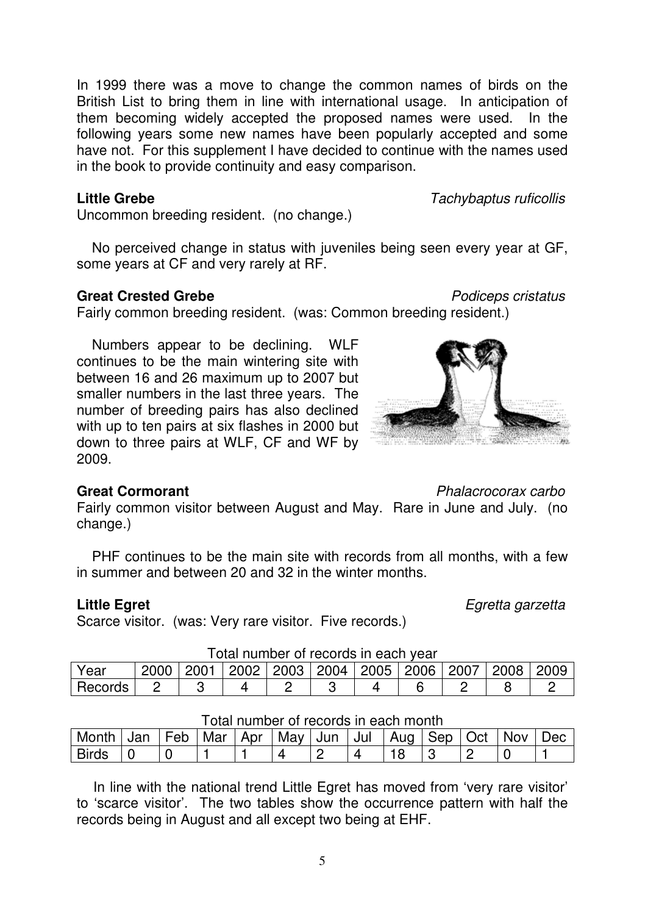In 1999 there was a move to change the common names of birds on the British List to bring them in line with international usage. In anticipation of them becoming widely accepted the proposed names were used. In the following years some new names have been popularly accepted and some have not. For this supplement I have decided to continue with the names used in the book to provide continuity and easy comparison.

**Little Grebe** *Tachybaptus ruficollis*

Uncommon breeding resident. (no change.)

No perceived change in status with juveniles being seen every year at GF, some years at CF and very rarely at RF.

**Great Crested Grebe** *Podiceps cristatus*

Fairly common breeding resident. (was: Common breeding resident.)

Numbers appear to be declining. WLF continues to be the main wintering site with between 16 and 26 maximum up to 2007 but smaller numbers in the last three years. The number of breeding pairs has also declined with up to ten pairs at six flashes in 2000 but down to three pairs at WLF, CF and WF by 2009.

**Great Cormorant** *Phalacrocorax carbo*

Fairly common visitor between August and May. Rare in June and July. (no change.)

PHF continues to be the main site with records from all months, with a few in summer and between 20 and 32 in the winter months.

**Little Egret** *Egretta garzetta*

Scarce visitor. (was: Very rare visitor. Five records.)

Total number of records in each year

| Year | 2000 | 2001 | 2002 | 2003 | 2004 | 2005 | 2006 | 2007 | 2008 | 2009 |
|---|---|---|---|---|---|---|---|---|---|---|
| Records | 2 | 3 | 4 | 2 | 3 | 4 | 6 | 2 | 8 | 2 |

Total number of records in each month

| Month | Jan | Feb | Mar | Apr | May | Jun | Jul | Aug | Sep | Oct | Nov | Dec |
|---|---|---|---|---|---|---|---|---|---|---|---|---|
| Birds | 0 | 0 | 1 | 1 | 4 | 2 | 4 | 18 | 3 | 2 | 0 | 1 |

In line with the national trend Little Egret has moved from 'very rare visitor' to 'scarce visitor'. The two tables show the occurrence pattern with half the records being in August and all except two being at EHF.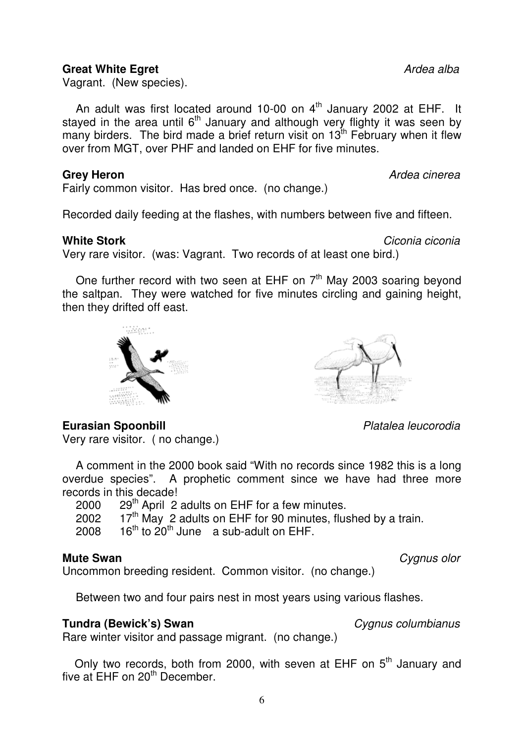**Great White Egret** *Ardea alba*

Vagrant. (New species).

An adult was first located around 10-00 on 4th January 2002 at EHF. It stayed in the area until 6th January and although very flighty it was seen by many birders. The bird made a brief return visit on 13th February when it flew over from MGT, over PHF and landed on EHF for five minutes.

**Grey Heron** *Ardea cinerea*

Fairly common visitor. Has bred once. (no change.)

Recorded daily feeding at the flashes, with numbers between five and fifteen.

**White Stork** *Ciconia ciconia*

Very rare visitor. (was: Vagrant. Two records of at least one bird.)

One further record with two seen at EHF on 7th May 2003 soaring beyond the saltpan. They were watched for five minutes circling and gaining height, then they drifted off east.

**Eurasian Spoonbill** *Platalea leucorodia*

Very rare visitor. ( no change.)

A comment in the 2000 book said "With no records since 1982 this is a long overdue species". A prophetic comment since we have had three more records in this decade!

2000 29th April 2 adults on EHF for a few minutes.
2002 17th May 2 adults on EHF for 90 minutes, flushed by a train.
2008 16th to 20th June a sub-adult on EHF.

**Mute Swan** *Cygnus olor*

Uncommon breeding resident. Common visitor. (no change.)

Between two and four pairs nest in most years using various flashes.

**Tundra (Bewick's) Swan** *Cygnus columbianus*

Rare winter visitor and passage migrant. (no change.)

Only two records, both from 2000, with seven at EHF on 5th January and five at EHF on 20th December.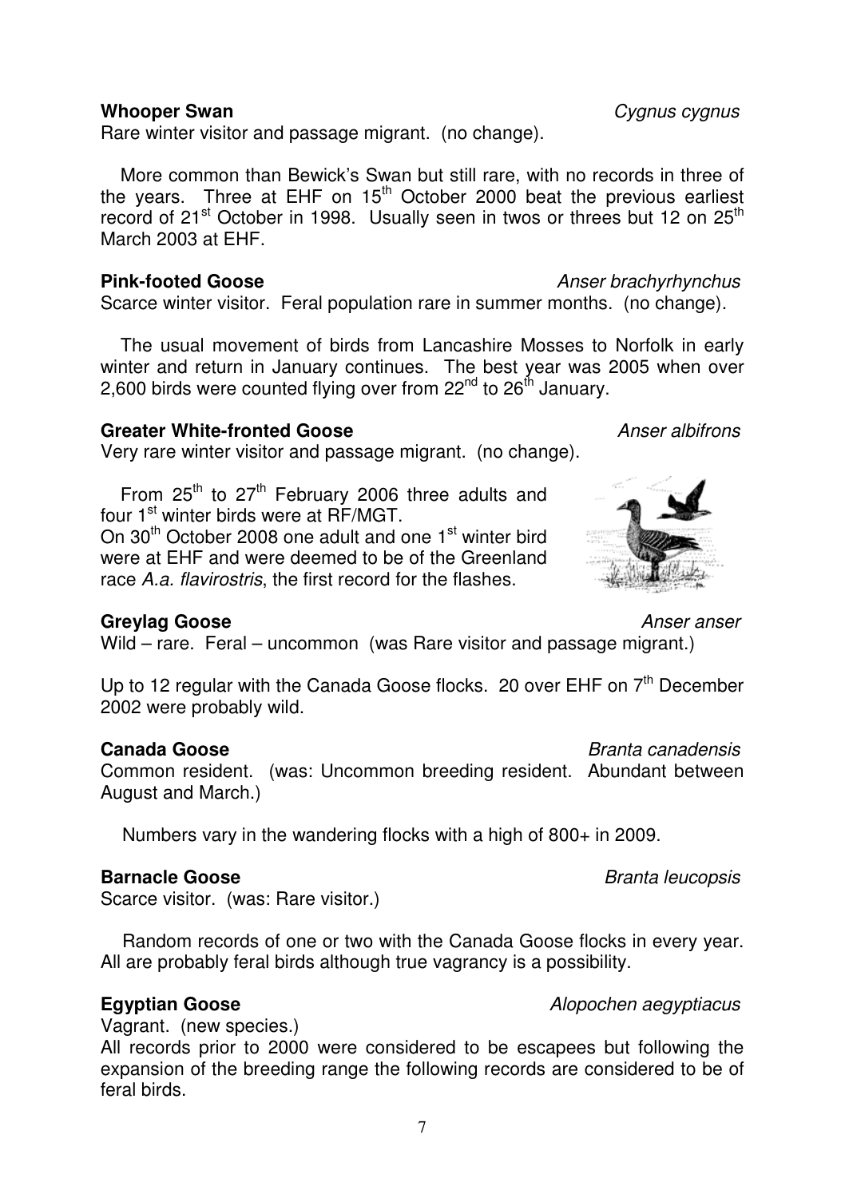**Whooper Swan** *Cygnus cygnus*

Rare winter visitor and passage migrant. (no change).

More common than Bewick's Swan but still rare, with no records in three of the years. Three at EHF on 15th October 2000 beat the previous earliest record of 21st October in 1998. Usually seen in twos or threes but 12 on 25th March 2003 at EHF.

**Pink-footed Goose** *Anser brachyrhynchus*

Scarce winter visitor. Feral population rare in summer months. (no change).

The usual movement of birds from Lancashire Mosses to Norfolk in early winter and return in January continues. The best year was 2005 when over 2,600 birds were counted flying over from 22nd to 26th January.

**Greater White-fronted Goose** *Anser albifrons*

Very rare winter visitor and passage migrant. (no change).

From 25th to 27th February 2006 three adults and four 1st winter birds were at RF/MGT.
On 30th October 2008 one adult and one 1st winter bird were at EHF and were deemed to be of the Greenland race *A.a. flavirostris*, the first record for the flashes.

**Greylag Goose** *Anser anser*

Wild – rare. Feral – uncommon (was Rare visitor and passage migrant.)

Up to 12 regular with the Canada Goose flocks. 20 over EHF on 7th December 2002 were probably wild.

**Canada Goose** *Branta canadensis*

Common resident. (was: Uncommon breeding resident. Abundant between August and March.)

Numbers vary in the wandering flocks with a high of 800+ in 2009.

**Barnacle Goose** *Branta leucopsis*

Scarce visitor. (was: Rare visitor.)

Random records of one or two with the Canada Goose flocks in every year. All are probably feral birds although true vagrancy is a possibility.

**Egyptian Goose** *Alopochen aegyptiacus*

Vagrant. (new species.)
All records prior to 2000 were considered to be escapees but following the expansion of the breeding range the following records are considered to be of feral birds.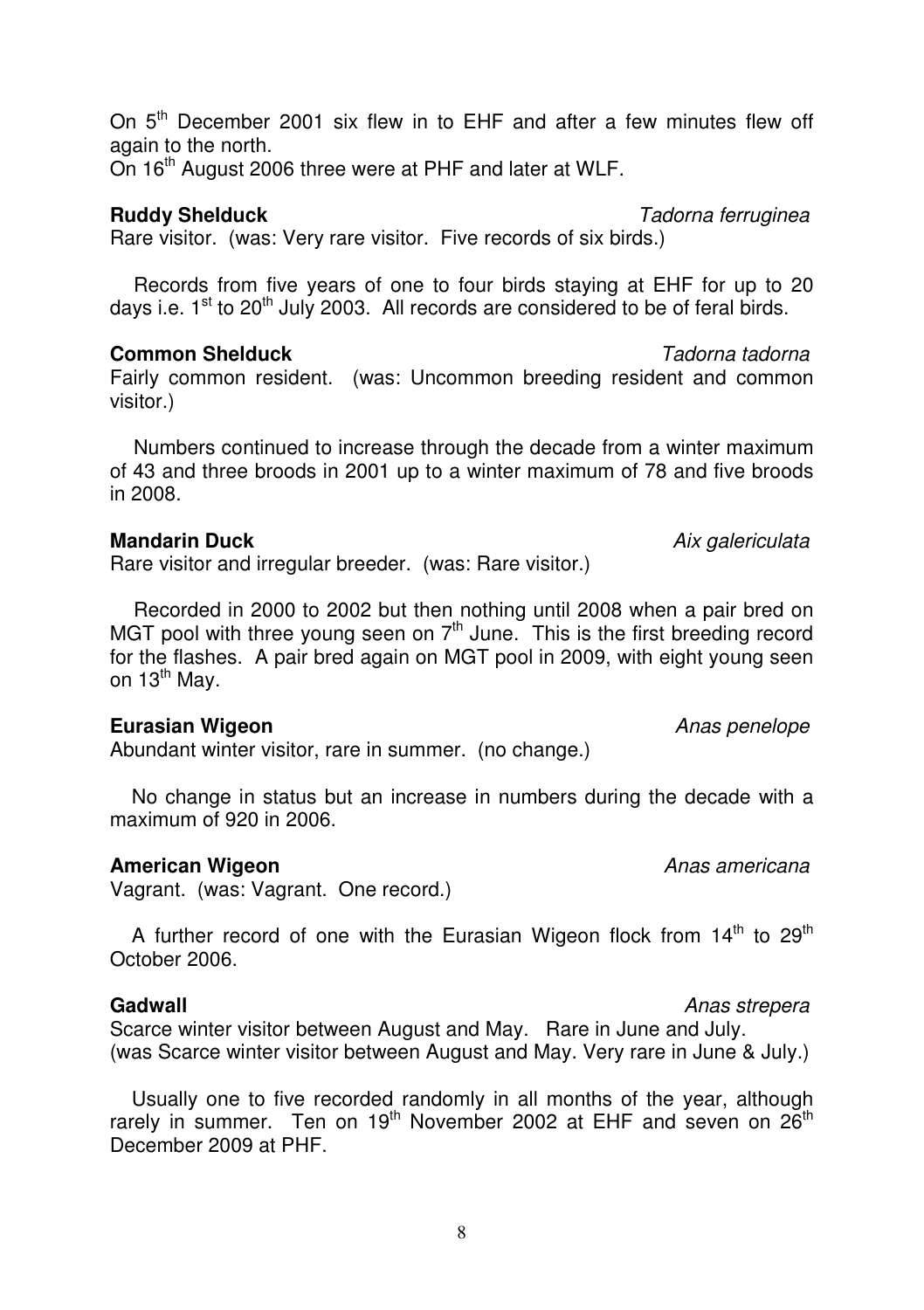On 5th December 2001 six flew in to EHF and after a few minutes flew off again to the north.
On 16th August 2006 three were at PHF and later at WLF.

**Ruddy Shelduck** *Tadorna ferruginea*
Rare visitor. (was: Very rare visitor. Five records of six birds.)

Records from five years of one to four birds staying at EHF for up to 20 days i.e. 1st to 20th July 2003. All records are considered to be of feral birds.

**Common Shelduck** *Tadorna tadorna*
Fairly common resident. (was: Uncommon breeding resident and common visitor.)

Numbers continued to increase through the decade from a winter maximum of 43 and three broods in 2001 up to a winter maximum of 78 and five broods in 2008.

**Mandarin Duck** *Aix galericulata*
Rare visitor and irregular breeder. (was: Rare visitor.)

Recorded in 2000 to 2002 but then nothing until 2008 when a pair bred on MGT pool with three young seen on 7th June. This is the first breeding record for the flashes. A pair bred again on MGT pool in 2009, with eight young seen on 13th May.

**Eurasian Wigeon** *Anas penelope*
Abundant winter visitor, rare in summer. (no change.)

No change in status but an increase in numbers during the decade with a maximum of 920 in 2006.

**American Wigeon** *Anas americana*
Vagrant. (was: Vagrant. One record.)

A further record of one with the Eurasian Wigeon flock from 14th to 29th October 2006.

**Gadwall** *Anas strepera*
Scarce winter visitor between August and May. Rare in June and July.
(was Scarce winter visitor between August and May. Very rare in June & July.)

Usually one to five recorded randomly in all months of the year, although rarely in summer. Ten on 19th November 2002 at EHF and seven on 26th December 2009 at PHF.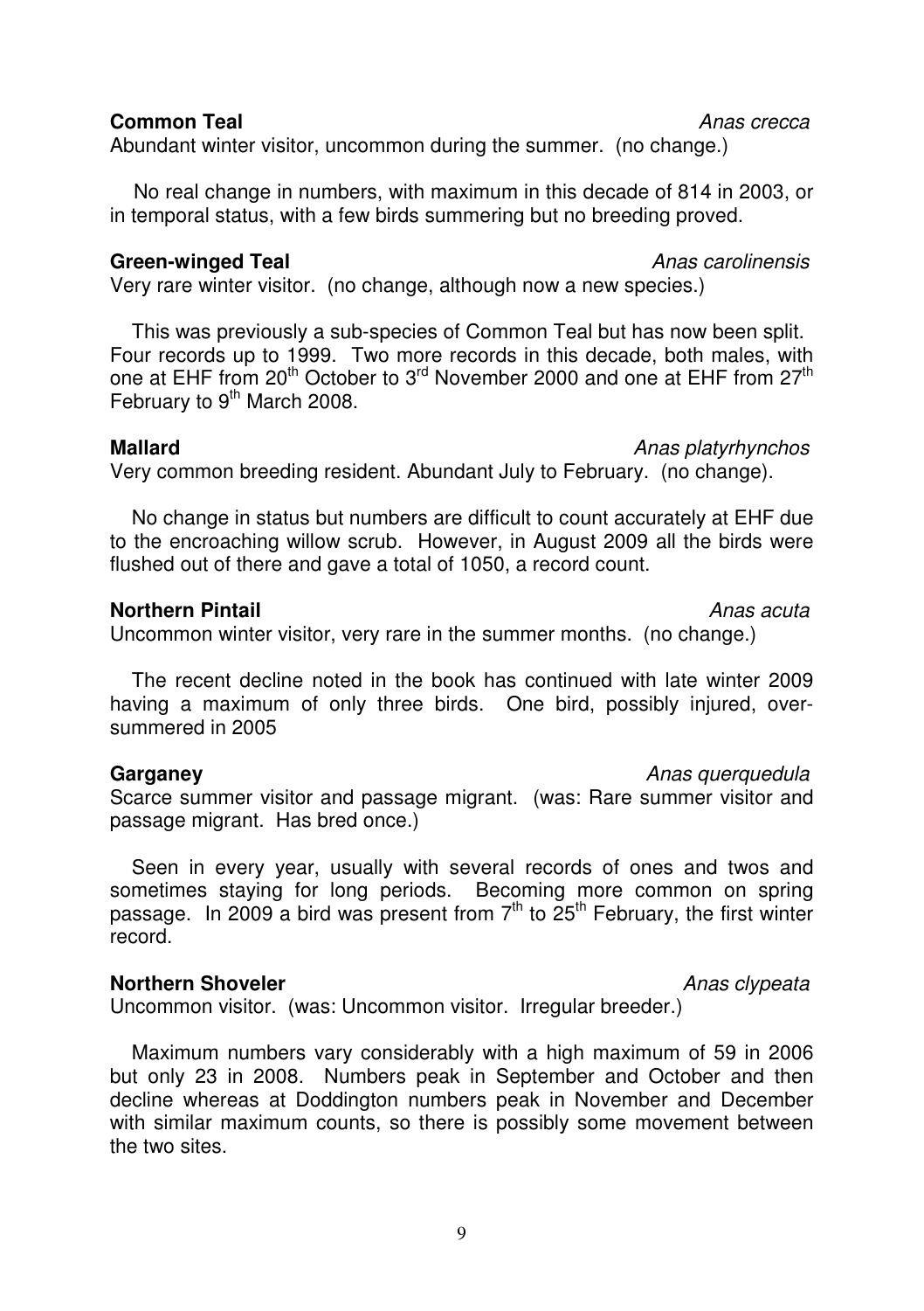**Common Teal** *Anas crecca*

Abundant winter visitor, uncommon during the summer. (no change.)

No real change in numbers, with maximum in this decade of 814 in 2003, or in temporal status, with a few birds summering but no breeding proved.

**Green-winged Teal** *Anas carolinensis*

Very rare winter visitor. (no change, although now a new species.)

This was previously a sub-species of Common Teal but has now been split. Four records up to 1999. Two more records in this decade, both males, with one at EHF from 20th October to 3rd November 2000 and one at EHF from 27th February to 9th March 2008.

**Mallard** *Anas platyrhynchos*

Very common breeding resident. Abundant July to February. (no change).

No change in status but numbers are difficult to count accurately at EHF due to the encroaching willow scrub. However, in August 2009 all the birds were flushed out of there and gave a total of 1050, a record count.

**Northern Pintail** *Anas acuta*

Uncommon winter visitor, very rare in the summer months. (no change.)

The recent decline noted in the book has continued with late winter 2009 having a maximum of only three birds. One bird, possibly injured, over-summered in 2005

**Garganey** *Anas querquedula*

Scarce summer visitor and passage migrant. (was: Rare summer visitor and passage migrant. Has bred once.)

Seen in every year, usually with several records of ones and twos and sometimes staying for long periods. Becoming more common on spring passage. In 2009 a bird was present from 7th to 25th February, the first winter record.

**Northern Shoveler** *Anas clypeata*

Uncommon visitor. (was: Uncommon visitor. Irregular breeder.)

Maximum numbers vary considerably with a high maximum of 59 in 2006 but only 23 in 2008. Numbers peak in September and October and then decline whereas at Doddington numbers peak in November and December with similar maximum counts, so there is possibly some movement between the two sites.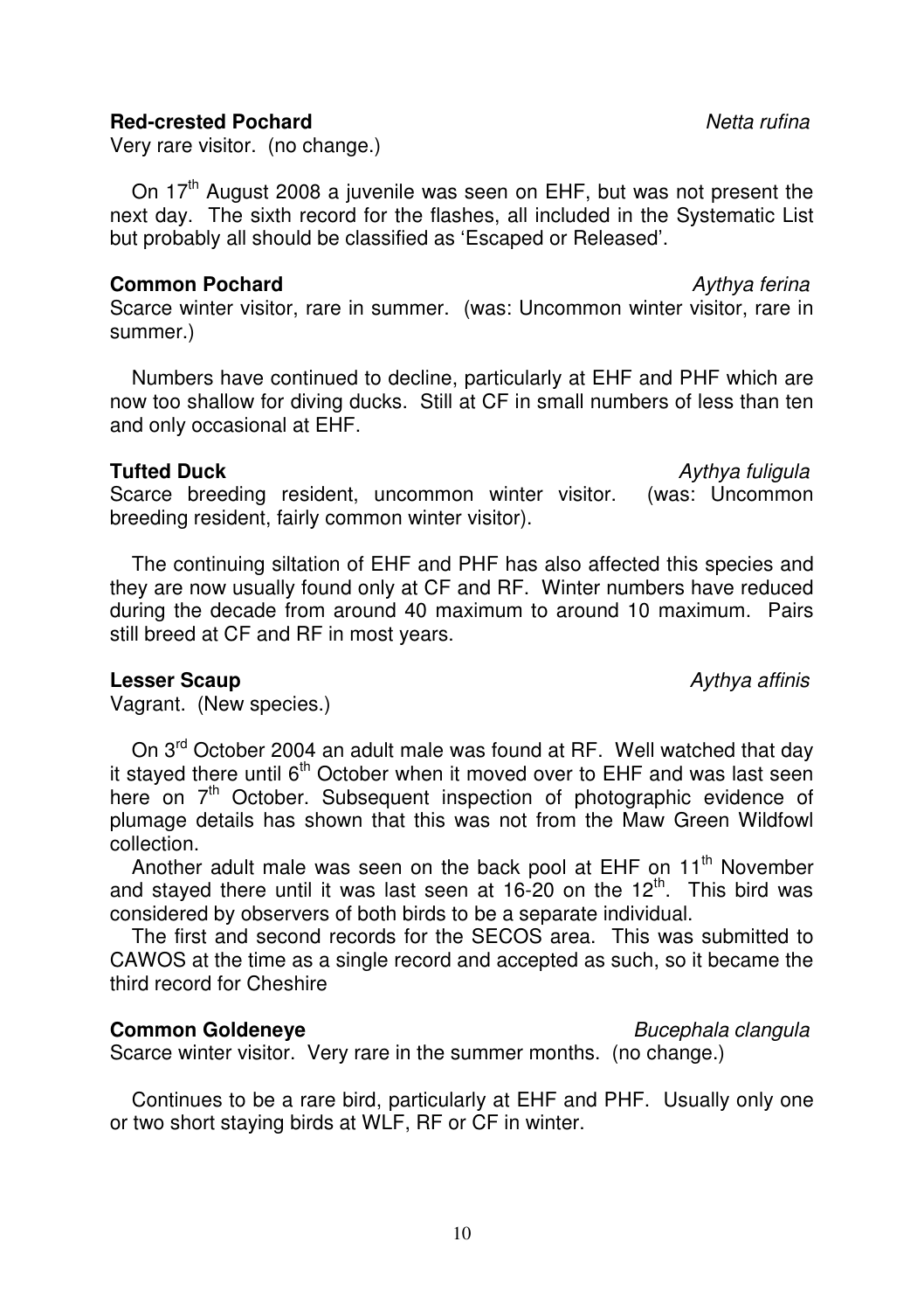**Red-crested Pochard** *Netta rufina*

Very rare visitor. (no change.)

On 17th August 2008 a juvenile was seen on EHF, but was not present the next day. The sixth record for the flashes, all included in the Systematic List but probably all should be classified as 'Escaped or Released'.

**Common Pochard** *Aythya ferina*

Scarce winter visitor, rare in summer. (was: Uncommon winter visitor, rare in summer.)

Numbers have continued to decline, particularly at EHF and PHF which are now too shallow for diving ducks. Still at CF in small numbers of less than ten and only occasional at EHF.

**Tufted Duck** *Aythya fuligula*

Scarce breeding resident, uncommon winter visitor. (was: Uncommon breeding resident, fairly common winter visitor).

The continuing siltation of EHF and PHF has also affected this species and they are now usually found only at CF and RF. Winter numbers have reduced during the decade from around 40 maximum to around 10 maximum. Pairs still breed at CF and RF in most years.

**Lesser Scaup** *Aythya affinis*

Vagrant. (New species.)

On 3rd October 2004 an adult male was found at RF. Well watched that day it stayed there until 6th October when it moved over to EHF and was last seen here on 7th October. Subsequent inspection of photographic evidence of plumage details has shown that this was not from the Maw Green Wildfowl collection.

Another adult male was seen on the back pool at EHF on 11th November and stayed there until it was last seen at 16-20 on the 12th. This bird was considered by observers of both birds to be a separate individual.

The first and second records for the SECOS area. This was submitted to CAWOS at the time as a single record and accepted as such, so it became the third record for Cheshire

**Common Goldeneye** *Bucephala clangula*

Scarce winter visitor. Very rare in the summer months. (no change.)

Continues to be a rare bird, particularly at EHF and PHF. Usually only one or two short staying birds at WLF, RF or CF in winter.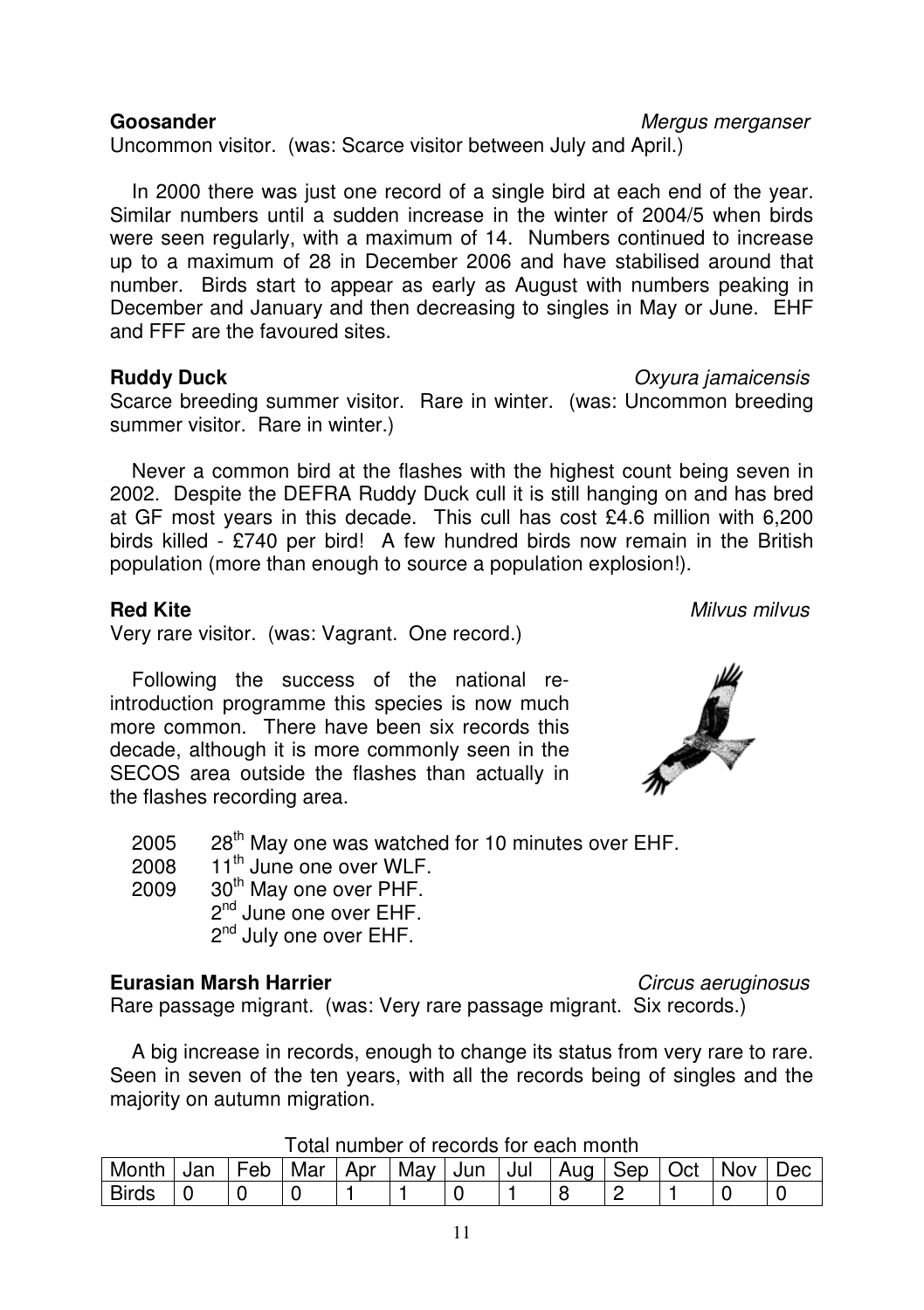**Goosander** *Mergus merganser*

Uncommon visitor. (was: Scarce visitor between July and April.)

In 2000 there was just one record of a single bird at each end of the year. Similar numbers until a sudden increase in the winter of 2004/5 when birds were seen regularly, with a maximum of 14. Numbers continued to increase up to a maximum of 28 in December 2006 and have stabilised around that number. Birds start to appear as early as August with numbers peaking in December and January and then decreasing to singles in May or June. EHF and FFF are the favoured sites.

**Ruddy Duck** *Oxyura jamaicensis*

Scarce breeding summer visitor. Rare in winter. (was: Uncommon breeding summer visitor. Rare in winter.)

Never a common bird at the flashes with the highest count being seven in 2002. Despite the DEFRA Ruddy Duck cull it is still hanging on and has bred at GF most years in this decade. This cull has cost £4.6 million with 6,200 birds killed - £740 per bird! A few hundred birds now remain in the British population (more than enough to source a population explosion!).

**Red Kite** *Milvus milvus*

Very rare visitor. (was: Vagrant. One record.)

Following the success of the national re-introduction programme this species is now much more common. There have been six records this decade, although it is more commonly seen in the SECOS area outside the flashes than actually in the flashes recording area.

2005 28th May one was watched for 10 minutes over EHF.
2008 11th June one over WLF.
2009 30th May one over PHF.
2nd June one over EHF.
2nd July one over EHF.

**Eurasian Marsh Harrier** *Circus aeruginosus*

Rare passage migrant. (was: Very rare passage migrant. Six records.)

A big increase in records, enough to change its status from very rare to rare. Seen in seven of the ten years, with all the records being of singles and the majority on autumn migration.

Total number of records for each month

| Month | Jan | Feb | Mar | Apr | May | Jun | Jul | Aug | Sep | Oct | Nov | Dec |
|---|---|---|---|---|---|---|---|---|---|---|---|---|
| Birds | 0 | 0 | 0 | 1 | 1 | 0 | 1 | 8 | 2 | 1 | 0 | 0 |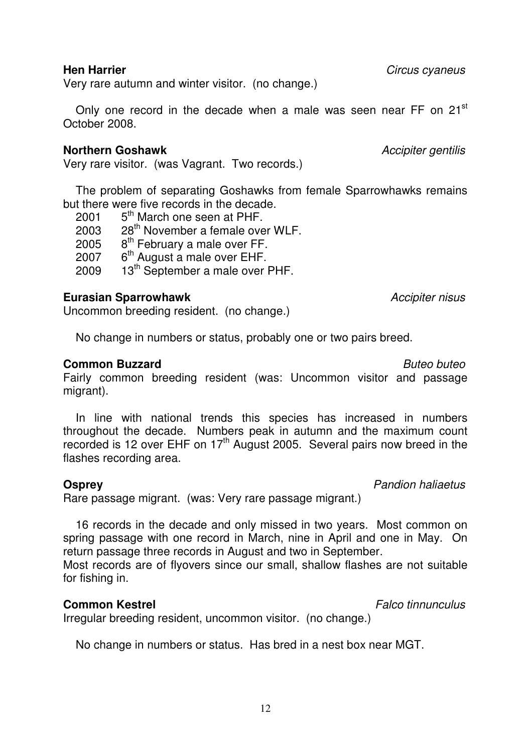**Hen Harrier** *Circus cyaneus*

Very rare autumn and winter visitor. (no change.)

Only one record in the decade when a male was seen near FF on 21st October 2008.

**Northern Goshawk** *Accipiter gentilis*

Very rare visitor. (was Vagrant. Two records.)

The problem of separating Goshawks from female Sparrowhawks remains but there were five records in the decade.

- 2001 5th March one seen at PHF.
- 2003 28th November a female over WLF.
- 2005 8th February a male over FF.
- 2007 6th August a male over EHF.
- 2009 13th September a male over PHF.

**Eurasian Sparrowhawk** *Accipiter nisus*

Uncommon breeding resident. (no change.)

No change in numbers or status, probably one or two pairs breed.

**Common Buzzard** *Buteo buteo*

Fairly common breeding resident (was: Uncommon visitor and passage migrant).

In line with national trends this species has increased in numbers throughout the decade. Numbers peak in autumn and the maximum count recorded is 12 over EHF on 17th August 2005. Several pairs now breed in the flashes recording area.

**Osprey** *Pandion haliaetus*

Rare passage migrant. (was: Very rare passage migrant.)

16 records in the decade and only missed in two years. Most common on spring passage with one record in March, nine in April and one in May. On return passage three records in August and two in September.
Most records are of flyovers since our small, shallow flashes are not suitable for fishing in.

**Common Kestrel** *Falco tinnunculus*

Irregular breeding resident, uncommon visitor. (no change.)

No change in numbers or status. Has bred in a nest box near MGT.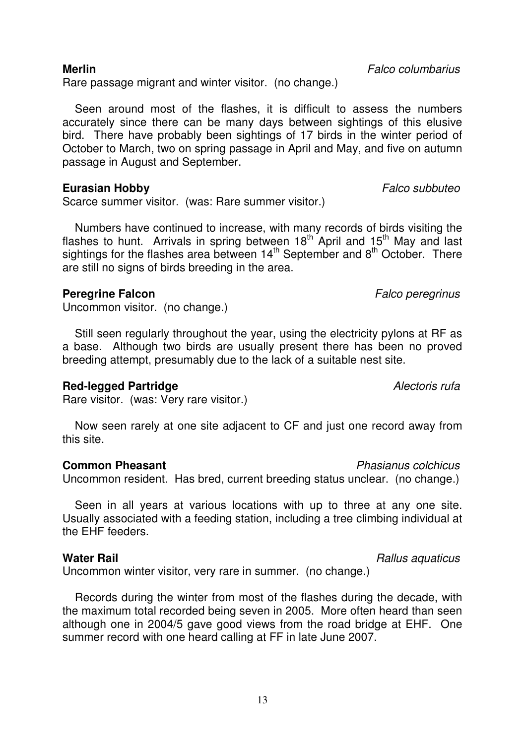**Merlin** *Falco columbarius*

Rare passage migrant and winter visitor. (no change.)

Seen around most of the flashes, it is difficult to assess the numbers accurately since there can be many days between sightings of this elusive bird. There have probably been sightings of 17 birds in the winter period of October to March, two on spring passage in April and May, and five on autumn passage in August and September.

**Eurasian Hobby** *Falco subbuteo*

Scarce summer visitor. (was: Rare summer visitor.)

Numbers have continued to increase, with many records of birds visiting the flashes to hunt. Arrivals in spring between 18th April and 15th May and last sightings for the flashes area between 14th September and 8th October. There are still no signs of birds breeding in the area.

**Peregrine Falcon** *Falco peregrinus*

Uncommon visitor. (no change.)

Still seen regularly throughout the year, using the electricity pylons at RF as a base. Although two birds are usually present there has been no proved breeding attempt, presumably due to the lack of a suitable nest site.

**Red-legged Partridge** *Alectoris rufa*

Rare visitor. (was: Very rare visitor.)

Now seen rarely at one site adjacent to CF and just one record away from this site.

**Common Pheasant** *Phasianus colchicus*

Uncommon resident. Has bred, current breeding status unclear. (no change.)

Seen in all years at various locations with up to three at any one site. Usually associated with a feeding station, including a tree climbing individual at the EHF feeders.

**Water Rail** *Rallus aquaticus*

Uncommon winter visitor, very rare in summer. (no change.)

Records during the winter from most of the flashes during the decade, with the maximum total recorded being seven in 2005. More often heard than seen although one in 2004/5 gave good views from the road bridge at EHF. One summer record with one heard calling at FF in late June 2007.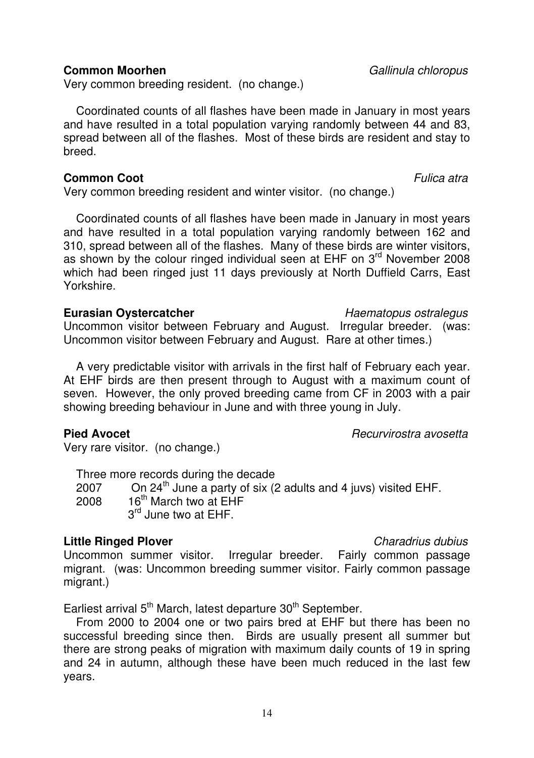**Common Moorhen** *Gallinula chloropus*

Very common breeding resident. (no change.)

Coordinated counts of all flashes have been made in January in most years and have resulted in a total population varying randomly between 44 and 83, spread between all of the flashes. Most of these birds are resident and stay to breed.

**Common Coot** *Fulica atra*

Very common breeding resident and winter visitor. (no change.)

Coordinated counts of all flashes have been made in January in most years and have resulted in a total population varying randomly between 162 and 310, spread between all of the flashes. Many of these birds are winter visitors, as shown by the colour ringed individual seen at EHF on 3rd November 2008 which had been ringed just 11 days previously at North Duffield Carrs, East Yorkshire.

**Eurasian Oystercatcher** *Haematopus ostralegus*

Uncommon visitor between February and August. Irregular breeder. (was: Uncommon visitor between February and August. Rare at other times.)

A very predictable visitor with arrivals in the first half of February each year. At EHF birds are then present through to August with a maximum count of seven. However, the only proved breeding came from CF in 2003 with a pair showing breeding behaviour in June and with three young in July.

**Pied Avocet** *Recurvirostra avosetta*

Very rare visitor. (no change.)

Three more records during the decade

2007 On 24th June a party of six (2 adults and 4 juvs) visited EHF.
2008 16th March two at EHF
3rd June two at EHF.

**Little Ringed Plover** *Charadrius dubius*

Uncommon summer visitor. Irregular breeder. Fairly common passage migrant. (was: Uncommon breeding summer visitor. Fairly common passage migrant.)

Earliest arrival 5th March, latest departure 30th September.

From 2000 to 2004 one or two pairs bred at EHF but there has been no successful breeding since then. Birds are usually present all summer but there are strong peaks of migration with maximum daily counts of 19 in spring and 24 in autumn, although these have been much reduced in the last few years.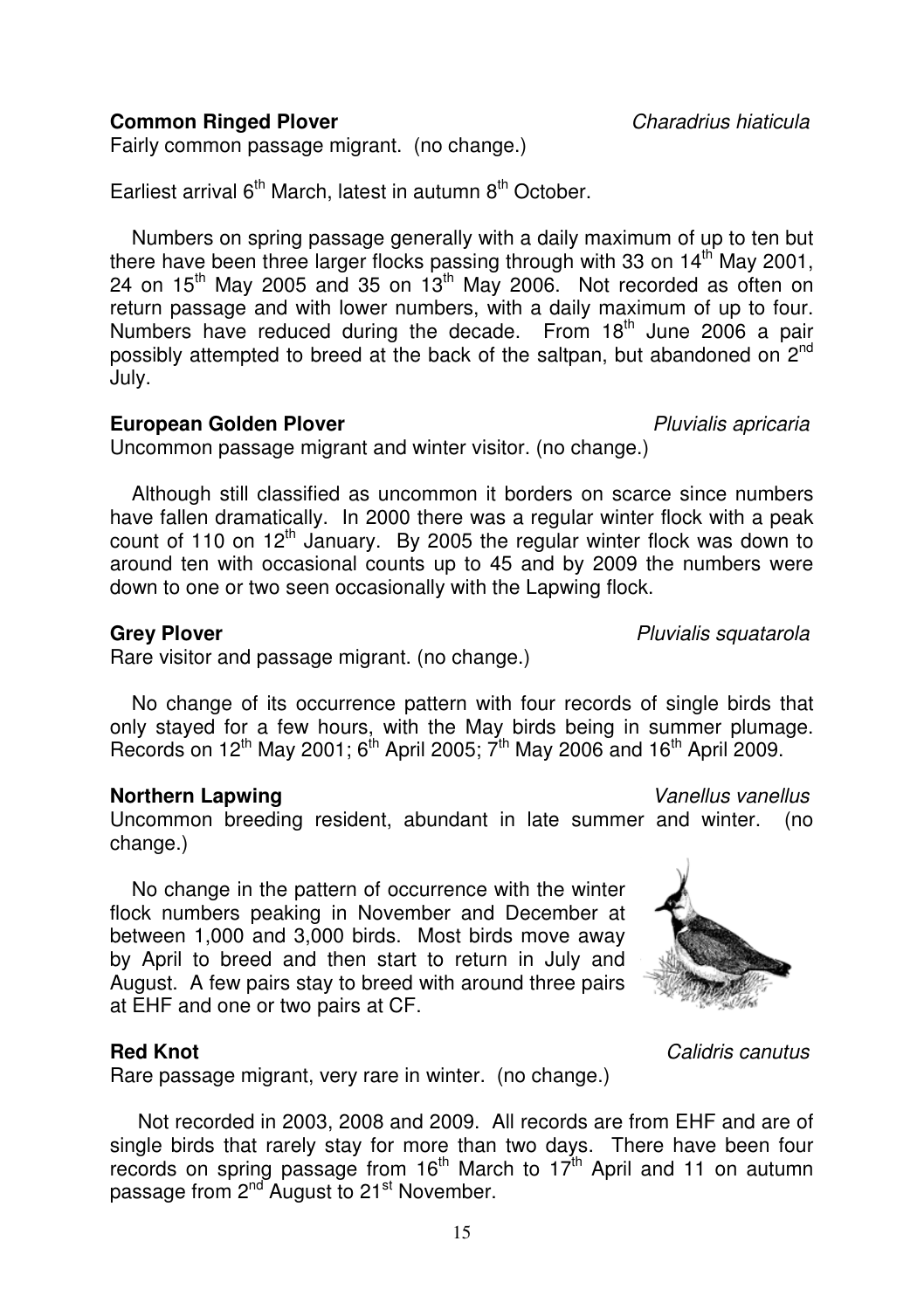**Common Ringed Plover** *Charadrius hiaticula*

Fairly common passage migrant. (no change.)

Earliest arrival 6th March, latest in autumn 8th October.

Numbers on spring passage generally with a daily maximum of up to ten but there have been three larger flocks passing through with 33 on 14th May 2001, 24 on 15th May 2005 and 35 on 13th May 2006. Not recorded as often on return passage and with lower numbers, with a daily maximum of up to four. Numbers have reduced during the decade. From 18th June 2006 a pair possibly attempted to breed at the back of the saltpan, but abandoned on 2nd July.

**European Golden Plover** *Pluvialis apricaria*

Uncommon passage migrant and winter visitor. (no change.)

Although still classified as uncommon it borders on scarce since numbers have fallen dramatically. In 2000 there was a regular winter flock with a peak count of 110 on 12th January. By 2005 the regular winter flock was down to around ten with occasional counts up to 45 and by 2009 the numbers were down to one or two seen occasionally with the Lapwing flock.

**Grey Plover** *Pluvialis squatarola*

Rare visitor and passage migrant. (no change.)

No change of its occurrence pattern with four records of single birds that only stayed for a few hours, with the May birds being in summer plumage. Records on 12th May 2001; 6th April 2005; 7th May 2006 and 16th April 2009.

**Northern Lapwing** *Vanellus vanellus*

Uncommon breeding resident, abundant in late summer and winter. (no change.)

No change in the pattern of occurrence with the winter flock numbers peaking in November and December at between 1,000 and 3,000 birds. Most birds move away by April to breed and then start to return in July and August. A few pairs stay to breed with around three pairs at EHF and one or two pairs at CF.

**Red Knot** *Calidris canutus*

Rare passage migrant, very rare in winter. (no change.)

Not recorded in 2003, 2008 and 2009. All records are from EHF and are of single birds that rarely stay for more than two days. There have been four records on spring passage from 16th March to 17th April and 11 on autumn passage from 2nd August to 21st November.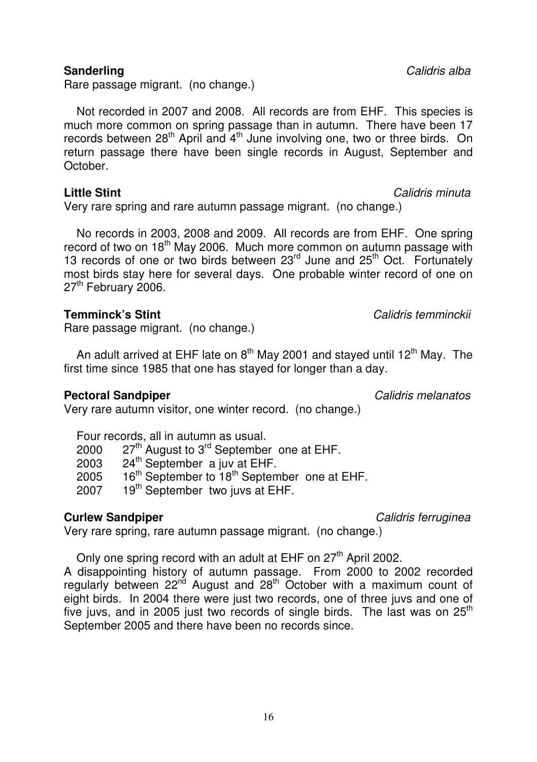**Sanderling** *Calidris alba*

Rare passage migrant. (no change.)

Not recorded in 2007 and 2008. All records are from EHF. This species is much more common on spring passage than in autumn. There have been 17 records between 28th April and 4th June involving one, two or three birds. On return passage there have been single records in August, September and October.

**Little Stint** *Calidris minuta*

Very rare spring and rare autumn passage migrant. (no change.)

No records in 2003, 2008 and 2009. All records are from EHF. One spring record of two on 18th May 2006. Much more common on autumn passage with 13 records of one or two birds between 23rd June and 25th Oct. Fortunately most birds stay here for several days. One probable winter record of one on 27th February 2006.

**Temminck's Stint** *Calidris temminckii*

Rare passage migrant. (no change.)

An adult arrived at EHF late on 8th May 2001 and stayed until 12th May. The first time since 1985 that one has stayed for longer than a day.

**Pectoral Sandpiper** *Calidris melanatos*

Very rare autumn visitor, one winter record. (no change.)

Four records, all in autumn as usual.

2000 27th August to 3rd September one at EHF.
2003 24th September a juv at EHF.
2005 16th September to 18th September one at EHF.
2007 19th September two juvs at EHF.

**Curlew Sandpiper** *Calidris ferruginea*

Very rare spring, rare autumn passage migrant. (no change.)

Only one spring record with an adult at EHF on 27th April 2002.
A disappointing history of autumn passage. From 2000 to 2002 recorded regularly between 22nd August and 28th October with a maximum count of eight birds. In 2004 there were just two records, one of three juvs and one of five juvs, and in 2005 just two records of single birds. The last was on 25th September 2005 and there have been no records since.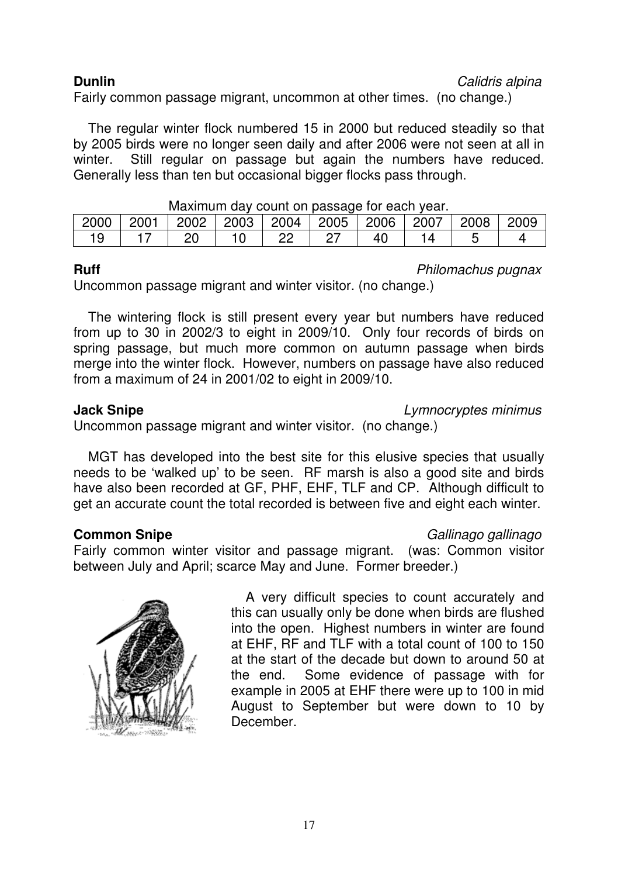**Dunlin** *Calidris alpina*

Fairly common passage migrant, uncommon at other times. (no change.)

The regular winter flock numbered 15 in 2000 but reduced steadily so that by 2005 birds were no longer seen daily and after 2006 were not seen at all in winter. Still regular on passage but again the numbers have reduced. Generally less than ten but occasional bigger flocks pass through.

Maximum day count on passage for each year.

| 2000 | 2001 | 2002 | 2003 | 2004 | 2005 | 2006 | 2007 | 2008 | 2009 |
|---|---|---|---|---|---|---|---|---|---|
| 19 | 17 | 20 | 10 | 22 | 27 | 40 | 14 | 5 | 4 |

**Ruff** *Philomachus pugnax*

Uncommon passage migrant and winter visitor. (no change.)

The wintering flock is still present every year but numbers have reduced from up to 30 in 2002/3 to eight in 2009/10. Only four records of birds on spring passage, but much more common on autumn passage when birds merge into the winter flock. However, numbers on passage have also reduced from a maximum of 24 in 2001/02 to eight in 2009/10.

**Jack Snipe** *Lymnocryptes minimus*

Uncommon passage migrant and winter visitor. (no change.)

MGT has developed into the best site for this elusive species that usually needs to be 'walked up' to be seen. RF marsh is also a good site and birds have also been recorded at GF, PHF, EHF, TLF and CP. Although difficult to get an accurate count the total recorded is between five and eight each winter.

**Common Snipe** *Gallinago gallinago*

Fairly common winter visitor and passage migrant. (was: Common visitor between July and April; scarce May and June. Former breeder.)

A very difficult species to count accurately and this can usually only be done when birds are flushed into the open. Highest numbers in winter are found at EHF, RF and TLF with a total count of 100 to 150 at the start of the decade but down to around 50 at the end. Some evidence of passage with for example in 2005 at EHF there were up to 100 in mid August to September but were down to 10 by December.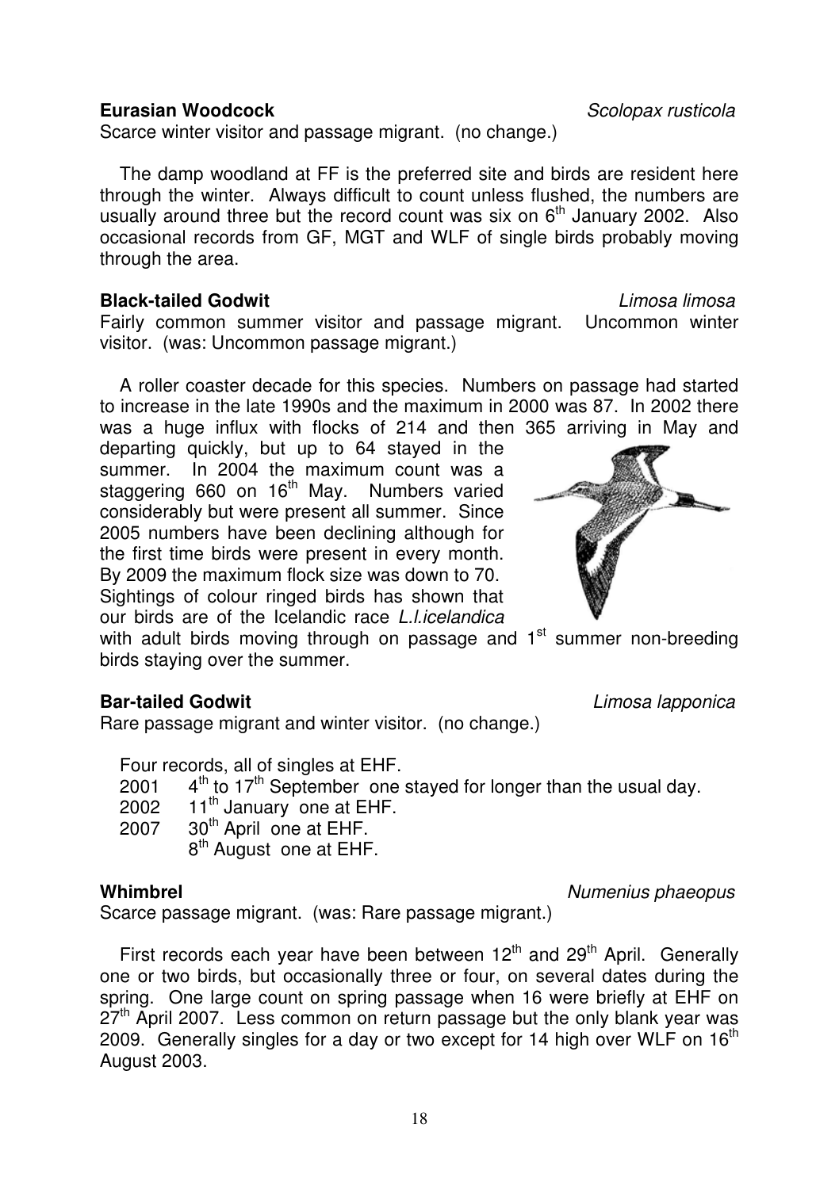**Eurasian Woodcock** *Scolopax rusticola*

Scarce winter visitor and passage migrant. (no change.)

The damp woodland at FF is the preferred site and birds are resident here through the winter. Always difficult to count unless flushed, the numbers are usually around three but the record count was six on 6th January 2002. Also occasional records from GF, MGT and WLF of single birds probably moving through the area.

**Black-tailed Godwit** *Limosa limosa*

Fairly common summer visitor and passage migrant. Uncommon winter visitor. (was: Uncommon passage migrant.)

A roller coaster decade for this species. Numbers on passage had started to increase in the late 1990s and the maximum in 2000 was 87. In 2002 there was a huge influx with flocks of 214 and then 365 arriving in May and departing quickly, but up to 64 stayed in the summer. In 2004 the maximum count was a staggering 660 on 16th May. Numbers varied considerably but were present all summer. Since 2005 numbers have been declining although for the first time birds were present in every month. By 2009 the maximum flock size was down to 70. Sightings of colour ringed birds has shown that our birds are of the Icelandic race *L.l.icelandica* with adult birds moving through on passage and 1st summer non-breeding birds staying over the summer.

**Bar-tailed Godwit** *Limosa lapponica*

Rare passage migrant and winter visitor. (no change.)

Four records, all of singles at EHF.

2001 4th to 17th September one stayed for longer than the usual day.
2002 11th January one at EHF.
2007 30th April one at EHF.
8th August one at EHF.

**Whimbrel** *Numenius phaeopus*

Scarce passage migrant. (was: Rare passage migrant.)

First records each year have been between 12th and 29th April. Generally one or two birds, but occasionally three or four, on several dates during the spring. One large count on spring passage when 16 were briefly at EHF on 27th April 2007. Less common on return passage but the only blank year was 2009. Generally singles for a day or two except for 14 high over WLF on 16th August 2003.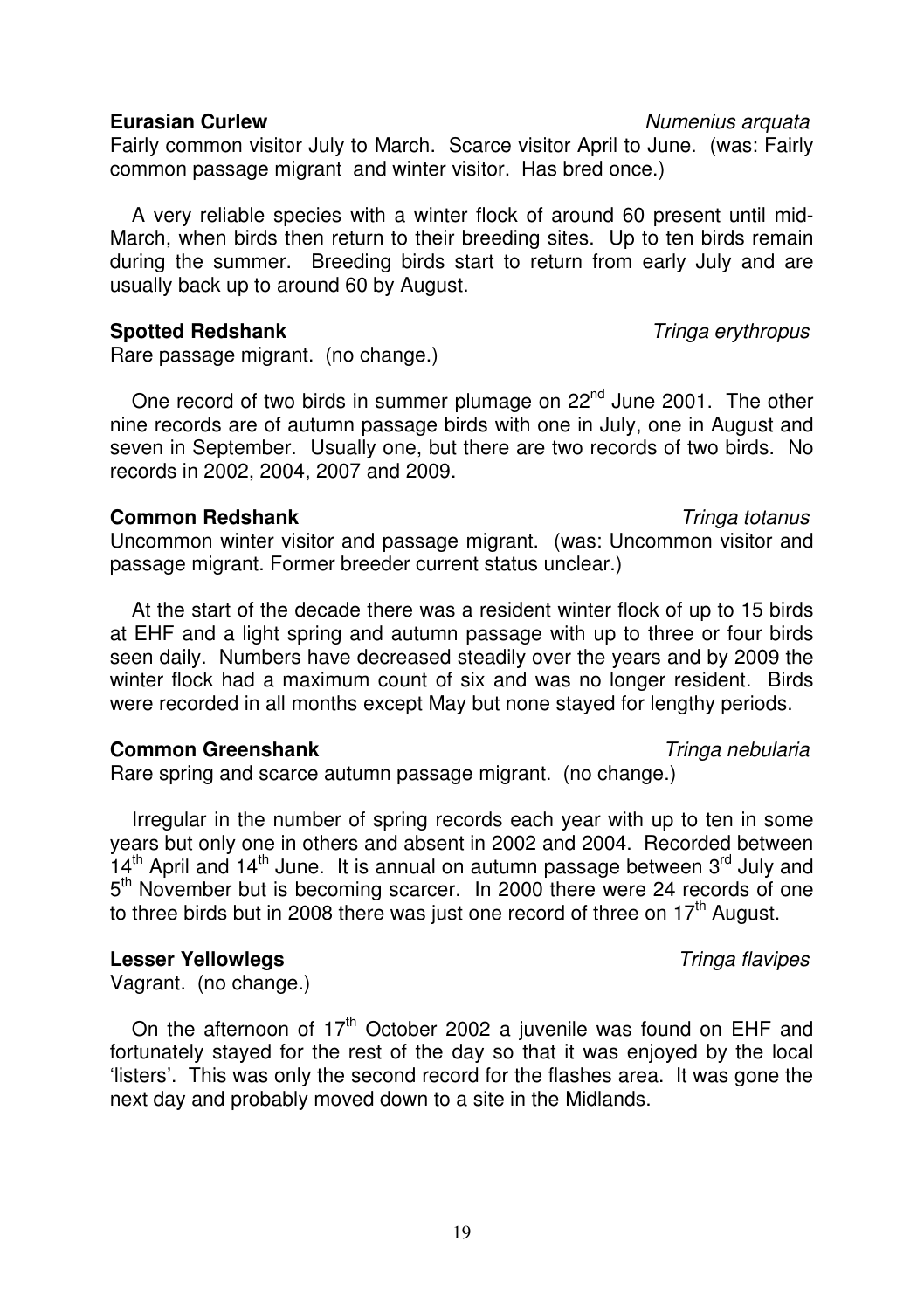**Eurasian Curlew** *Numenius arquata*

Fairly common visitor July to March. Scarce visitor April to June. (was: Fairly common passage migrant and winter visitor. Has bred once.)

A very reliable species with a winter flock of around 60 present until mid-March, when birds then return to their breeding sites. Up to ten birds remain during the summer. Breeding birds start to return from early July and are usually back up to around 60 by August.

**Spotted Redshank** *Tringa erythropus*

Rare passage migrant. (no change.)

One record of two birds in summer plumage on 22nd June 2001. The other nine records are of autumn passage birds with one in July, one in August and seven in September. Usually one, but there are two records of two birds. No records in 2002, 2004, 2007 and 2009.

**Common Redshank** *Tringa totanus*

Uncommon winter visitor and passage migrant. (was: Uncommon visitor and passage migrant. Former breeder current status unclear.)

At the start of the decade there was a resident winter flock of up to 15 birds at EHF and a light spring and autumn passage with up to three or four birds seen daily. Numbers have decreased steadily over the years and by 2009 the winter flock had a maximum count of six and was no longer resident. Birds were recorded in all months except May but none stayed for lengthy periods.

**Common Greenshank** *Tringa nebularia*

Rare spring and scarce autumn passage migrant. (no change.)

Irregular in the number of spring records each year with up to ten in some years but only one in others and absent in 2002 and 2004. Recorded between 14th April and 14th June. It is annual on autumn passage between 3rd July and 5th November but is becoming scarcer. In 2000 there were 24 records of one to three birds but in 2008 there was just one record of three on 17th August.

**Lesser Yellowlegs** *Tringa flavipes*

Vagrant. (no change.)

On the afternoon of 17th October 2002 a juvenile was found on EHF and fortunately stayed for the rest of the day so that it was enjoyed by the local 'listers'. This was only the second record for the flashes area. It was gone the next day and probably moved down to a site in the Midlands.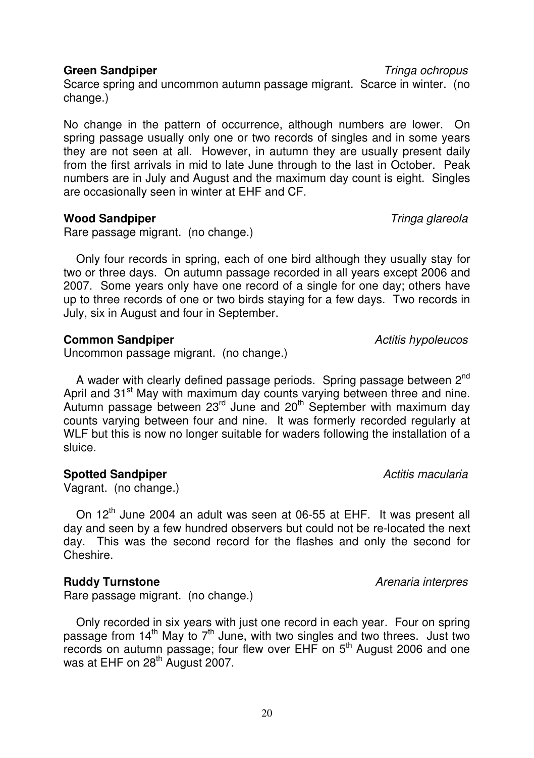**Green Sandpiper** *Tringa ochropus*

Scarce spring and uncommon autumn passage migrant. Scarce in winter. (no change.)

No change in the pattern of occurrence, although numbers are lower. On spring passage usually only one or two records of singles and in some years they are not seen at all. However, in autumn they are usually present daily from the first arrivals in mid to late June through to the last in October. Peak numbers are in July and August and the maximum day count is eight. Singles are occasionally seen in winter at EHF and CF.

**Wood Sandpiper** *Tringa glareola*

Rare passage migrant. (no change.)

Only four records in spring, each of one bird although they usually stay for two or three days. On autumn passage recorded in all years except 2006 and 2007. Some years only have one record of a single for one day; others have up to three records of one or two birds staying for a few days. Two records in July, six in August and four in September.

**Common Sandpiper** *Actitis hypoleucos*

Uncommon passage migrant. (no change.)

A wader with clearly defined passage periods. Spring passage between 2nd April and 31st May with maximum day counts varying between three and nine. Autumn passage between 23rd June and 20th September with maximum day counts varying between four and nine. It was formerly recorded regularly at WLF but this is now no longer suitable for waders following the installation of a sluice.

**Spotted Sandpiper** *Actitis macularia*

Vagrant. (no change.)

On 12th June 2004 an adult was seen at 06-55 at EHF. It was present all day and seen by a few hundred observers but could not be re-located the next day. This was the second record for the flashes and only the second for Cheshire.

**Ruddy Turnstone** *Arenaria interpres*

Rare passage migrant. (no change.)

Only recorded in six years with just one record in each year. Four on spring passage from 14th May to 7th June, with two singles and two threes. Just two records on autumn passage; four flew over EHF on 5th August 2006 and one was at EHF on 28th August 2007.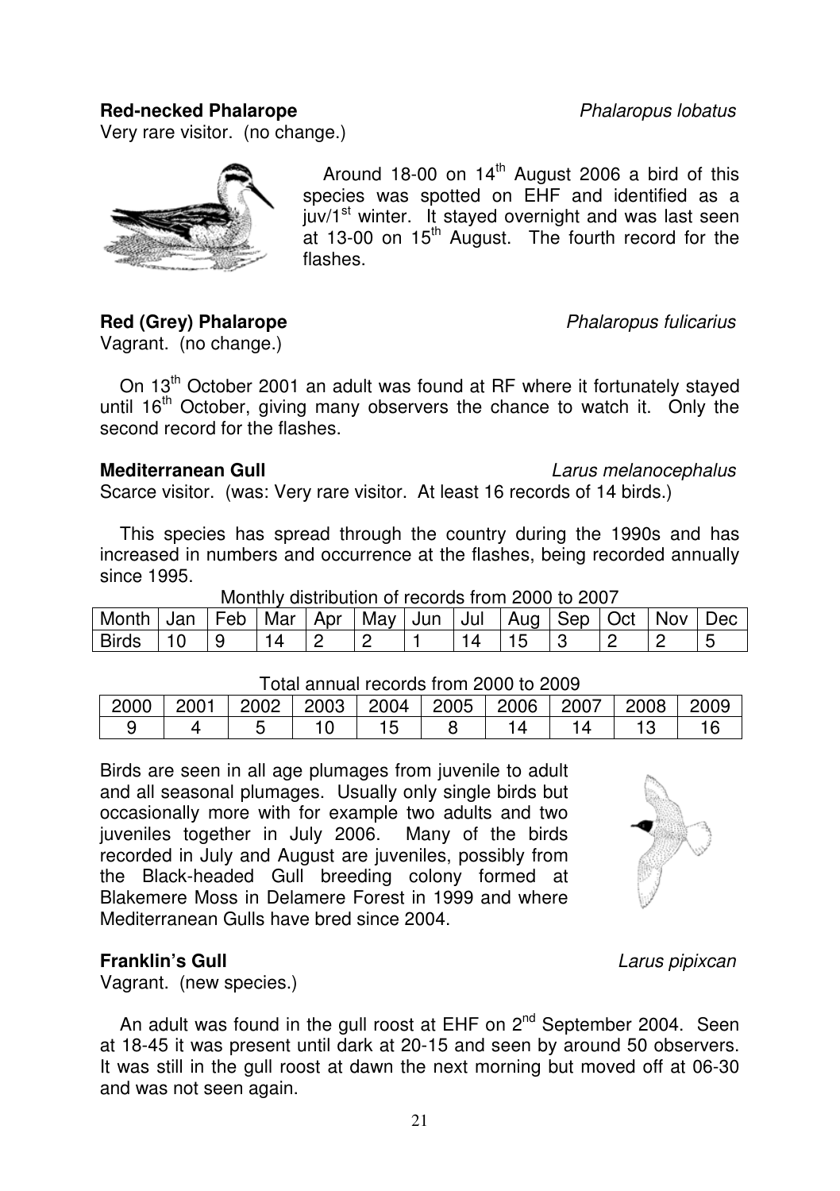**Red-necked Phalarope** *Phalaropus lobatus*

Very rare visitor. (no change.)

Around 18-00 on 14th August 2006 a bird of this species was spotted on EHF and identified as a juv/1st winter. It stayed overnight and was last seen at 13-00 on 15th August. The fourth record for the flashes.

**Red (Grey) Phalarope** *Phalaropus fulicarius*

Vagrant. (no change.)

On 13th October 2001 an adult was found at RF where it fortunately stayed until 16th October, giving many observers the chance to watch it. Only the second record for the flashes.

**Mediterranean Gull** *Larus melanocephalus*

Scarce visitor. (was: Very rare visitor. At least 16 records of 14 birds.)

This species has spread through the country during the 1990s and has increased in numbers and occurrence at the flashes, being recorded annually since 1995.

Monthly distribution of records from 2000 to 2007

| Month | Jan | Feb | Mar | Apr | May | Jun | Jul | Aug | Sep | Oct | Nov | Dec |
|---|---|---|---|---|---|---|---|---|---|---|---|---|
| Birds | 10 | 9 | 14 | 2 | 2 | 1 | 14 | 15 | 3 | 2 | 2 | 5 |

Total annual records from 2000 to 2009

| 2000 | 2001 | 2002 | 2003 | 2004 | 2005 | 2006 | 2007 | 2008 | 2009 |
|---|---|---|---|---|---|---|---|---|---|
| 9 | 4 | 5 | 10 | 15 | 8 | 14 | 14 | 13 | 16 |

Birds are seen in all age plumages from juvenile to adult and all seasonal plumages. Usually only single birds but occasionally more with for example two adults and two juveniles together in July 2006. Many of the birds recorded in July and August are juveniles, possibly from the Black-headed Gull breeding colony formed at Blakemere Moss in Delamere Forest in 1999 and where Mediterranean Gulls have bred since 2004.

**Franklin's Gull** *Larus pipixcan*

Vagrant. (new species.)

An adult was found in the gull roost at EHF on 2nd September 2004. Seen at 18-45 it was present until dark at 20-15 and seen by around 50 observers. It was still in the gull roost at dawn the next morning but moved off at 06-30 and was not seen again.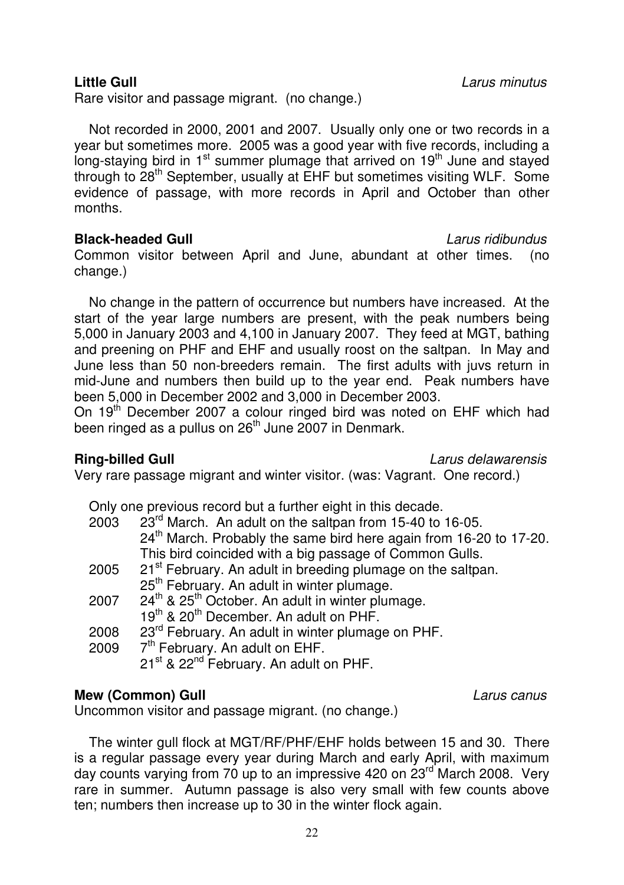**Little Gull** *Larus minutus*

Rare visitor and passage migrant. (no change.)

Not recorded in 2000, 2001 and 2007. Usually only one or two records in a year but sometimes more. 2005 was a good year with five records, including a long-staying bird in 1st summer plumage that arrived on 19th June and stayed through to 28th September, usually at EHF but sometimes visiting WLF. Some evidence of passage, with more records in April and October than other months.

**Black-headed Gull** *Larus ridibundus*

Common visitor between April and June, abundant at other times. (no change.)

No change in the pattern of occurrence but numbers have increased. At the start of the year large numbers are present, with the peak numbers being 5,000 in January 2003 and 4,100 in January 2007. They feed at MGT, bathing and preening on PHF and EHF and usually roost on the saltpan. In May and June less than 50 non-breeders remain. The first adults with juvs return in mid-June and numbers then build up to the year end. Peak numbers have been 5,000 in December 2002 and 3,000 in December 2003.

On 19th December 2007 a colour ringed bird was noted on EHF which had been ringed as a pullus on 26th June 2007 in Denmark.

**Ring-billed Gull** *Larus delawarensis*

Very rare passage migrant and winter visitor. (was: Vagrant. One record.)

Only one previous record but a further eight in this decade.

- 2003 23rd March. An adult on the saltpan from 15-40 to 16-05.
  24th March. Probably the same bird here again from 16-20 to 17-20. This bird coincided with a big passage of Common Gulls.
- 2005 21st February. An adult in breeding plumage on the saltpan.
  25th February. An adult in winter plumage.
- 2007 24th & 25th October. An adult in winter plumage.
  19th & 20th December. An adult on PHF.
- 2008 23rd February. An adult in winter plumage on PHF.
- 2009 7th February. An adult on EHF.
  21st & 22nd February. An adult on PHF.

**Mew (Common) Gull** *Larus canus*

Uncommon visitor and passage migrant. (no change.)

The winter gull flock at MGT/RF/PHF/EHF holds between 15 and 30. There is a regular passage every year during March and early April, with maximum day counts varying from 70 up to an impressive 420 on 23rd March 2008. Very rare in summer. Autumn passage is also very small with few counts above ten; numbers then increase up to 30 in the winter flock again.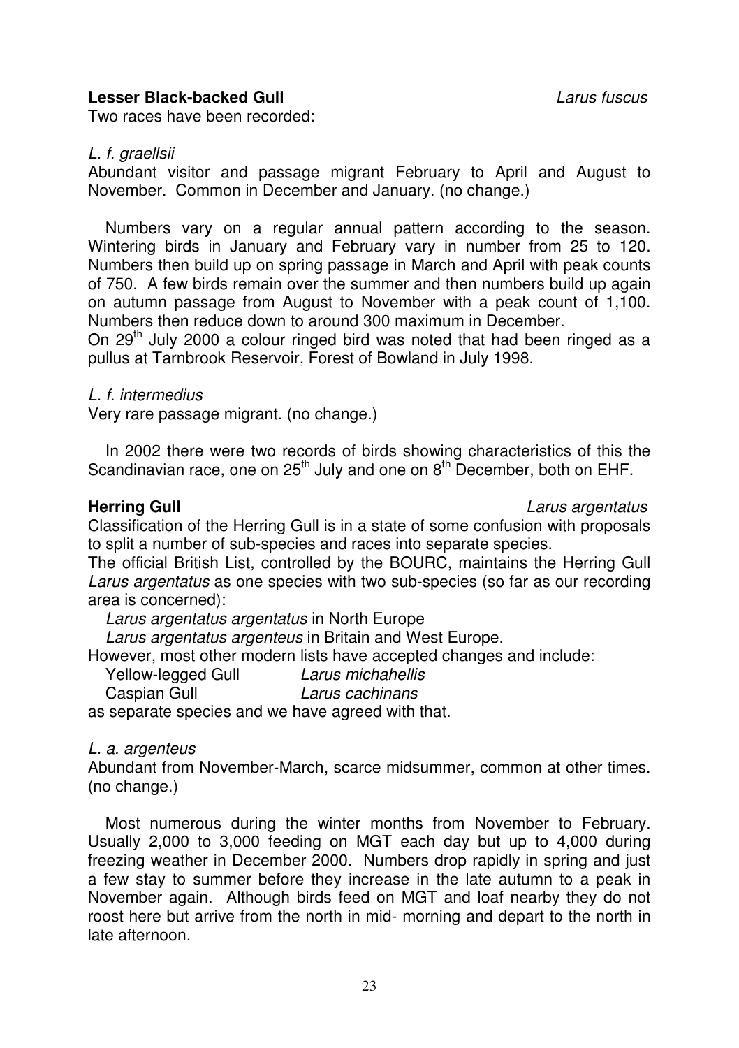**Lesser Black-backed Gull** *Larus fuscus*

Two races have been recorded:

*L. f. graellsii*

Abundant visitor and passage migrant February to April and August to November. Common in December and January. (no change.)

Numbers vary on a regular annual pattern according to the season. Wintering birds in January and February vary in number from 25 to 120. Numbers then build up on spring passage in March and April with peak counts of 750. A few birds remain over the summer and then numbers build up again on autumn passage from August to November with a peak count of 1,100. Numbers then reduce down to around 300 maximum in December.

On 29th July 2000 a colour ringed bird was noted that had been ringed as a pullus at Tarnbrook Reservoir, Forest of Bowland in July 1998.

*L. f. intermedius*

Very rare passage migrant. (no change.)

In 2002 there were two records of birds showing characteristics of this the Scandinavian race, one on 25th July and one on 8th December, both on EHF.

**Herring Gull** *Larus argentatus*

Classification of the Herring Gull is in a state of some confusion with proposals to split a number of sub-species and races into separate species.

The official British List, controlled by the BOURC, maintains the Herring Gull *Larus argentatus* as one species with two sub-species (so far as our recording area is concerned):

*Larus argentatus argentatus* in North Europe

*Larus argentatus argenteus* in Britain and West Europe.

However, most other modern lists have accepted changes and include:

Yellow-legged Gull *Larus michahellis*

Caspian Gull *Larus cachinans*

as separate species and we have agreed with that.

*L. a. argenteus*

Abundant from November-March, scarce midsummer, common at other times. (no change.)

Most numerous during the winter months from November to February. Usually 2,000 to 3,000 feeding on MGT each day but up to 4,000 during freezing weather in December 2000. Numbers drop rapidly in spring and just a few stay to summer before they increase in the late autumn to a peak in November again. Although birds feed on MGT and loaf nearby they do not roost here but arrive from the north in mid- morning and depart to the north in late afternoon.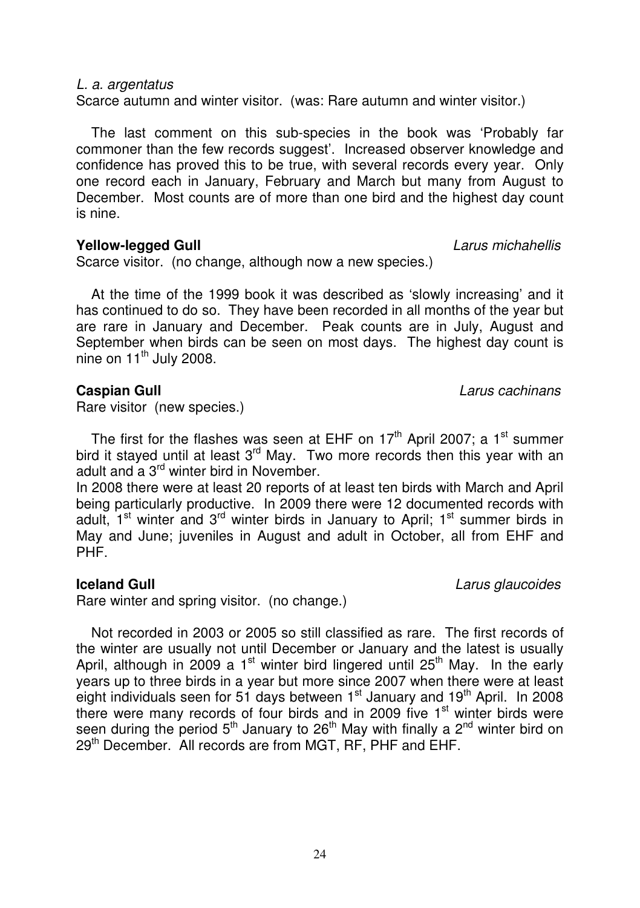*L. a. argentatus*

Scarce autumn and winter visitor. (was: Rare autumn and winter visitor.)

The last comment on this sub-species in the book was 'Probably far commoner than the few records suggest'. Increased observer knowledge and confidence has proved this to be true, with several records every year. Only one record each in January, February and March but many from August to December. Most counts are of more than one bird and the highest day count is nine.

**Yellow-legged Gull** *Larus michahellis*

Scarce visitor. (no change, although now a new species.)

At the time of the 1999 book it was described as 'slowly increasing' and it has continued to do so. They have been recorded in all months of the year but are rare in January and December. Peak counts are in July, August and September when birds can be seen on most days. The highest day count is nine on 11th July 2008.

**Caspian Gull** *Larus cachinans*

Rare visitor (new species.)

The first for the flashes was seen at EHF on 17th April 2007; a 1st summer bird it stayed until at least 3rd May. Two more records then this year with an adult and a 3rd winter bird in November.

In 2008 there were at least 20 reports of at least ten birds with March and April being particularly productive. In 2009 there were 12 documented records with adult, 1st winter and 3rd winter birds in January to April; 1st summer birds in May and June; juveniles in August and adult in October, all from EHF and PHF.

**Iceland Gull** *Larus glaucoides*

Rare winter and spring visitor. (no change.)

Not recorded in 2003 or 2005 so still classified as rare. The first records of the winter are usually not until December or January and the latest is usually April, although in 2009 a 1st winter bird lingered until 25th May. In the early years up to three birds in a year but more since 2007 when there were at least eight individuals seen for 51 days between 1st January and 19th April. In 2008 there were many records of four birds and in 2009 five 1st winter birds were seen during the period 5th January to 26th May with finally a 2nd winter bird on 29th December. All records are from MGT, RF, PHF and EHF.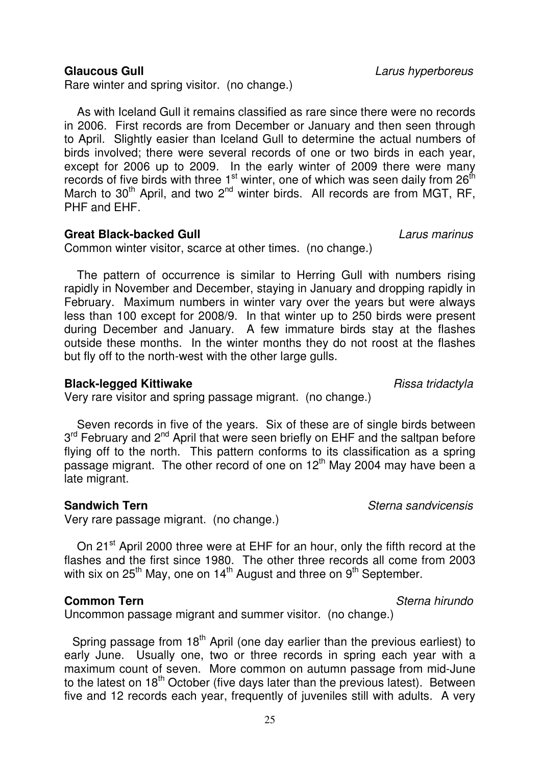**Glaucous Gull** *Larus hyperboreus*

Rare winter and spring visitor. (no change.)

As with Iceland Gull it remains classified as rare since there were no records in 2006. First records are from December or January and then seen through to April. Slightly easier than Iceland Gull to determine the actual numbers of birds involved; there were several records of one or two birds in each year, except for 2006 up to 2009. In the early winter of 2009 there were many records of five birds with three 1st winter, one of which was seen daily from 26th March to 30th April, and two 2nd winter birds. All records are from MGT, RF, PHF and EHF.

**Great Black-backed Gull** *Larus marinus*

Common winter visitor, scarce at other times. (no change.)

The pattern of occurrence is similar to Herring Gull with numbers rising rapidly in November and December, staying in January and dropping rapidly in February. Maximum numbers in winter vary over the years but were always less than 100 except for 2008/9. In that winter up to 250 birds were present during December and January. A few immature birds stay at the flashes outside these months. In the winter months they do not roost at the flashes but fly off to the north-west with the other large gulls.

**Black-legged Kittiwake** *Rissa tridactyla*

Very rare visitor and spring passage migrant. (no change.)

Seven records in five of the years. Six of these are of single birds between 3rd February and 2nd April that were seen briefly on EHF and the saltpan before flying off to the north. This pattern conforms to its classification as a spring passage migrant. The other record of one on 12th May 2004 may have been a late migrant.

**Sandwich Tern** *Sterna sandvicensis*

Very rare passage migrant. (no change.)

On 21st April 2000 three were at EHF for an hour, only the fifth record at the flashes and the first since 1980. The other three records all come from 2003 with six on 25th May, one on 14th August and three on 9th September.

**Common Tern** *Sterna hirundo*

Uncommon passage migrant and summer visitor. (no change.)

Spring passage from 18th April (one day earlier than the previous earliest) to early June. Usually one, two or three records in spring each year with a maximum count of seven. More common on autumn passage from mid-June to the latest on 18th October (five days later than the previous latest). Between five and 12 records each year, frequently of juveniles still with adults. A very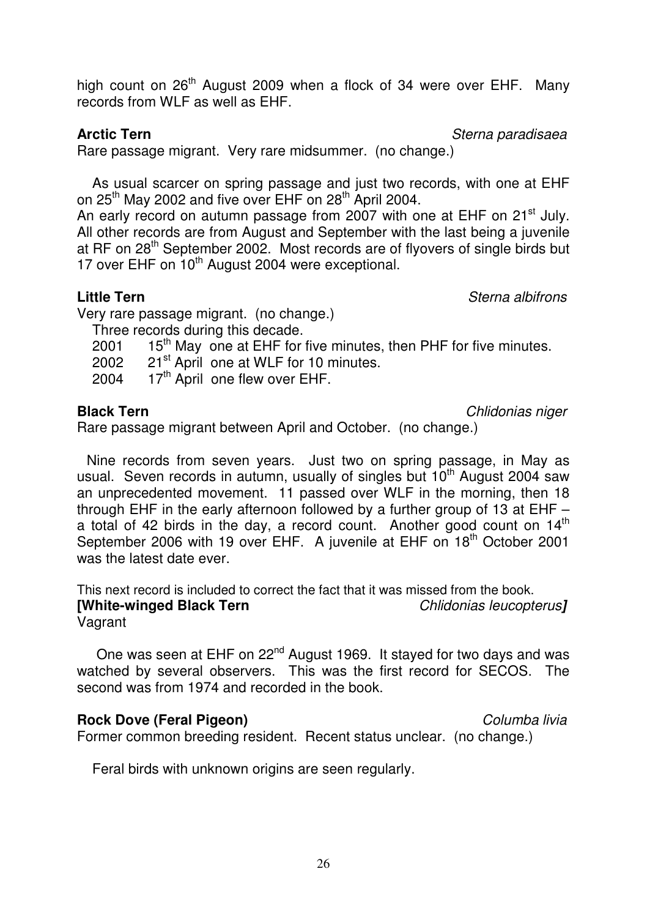high count on 26th August 2009 when a flock of 34 were over EHF. Many records from WLF as well as EHF.

**Arctic Tern** *Sterna paradisaea*

Rare passage migrant. Very rare midsummer. (no change.)

As usual scarcer on spring passage and just two records, with one at EHF on 25th May 2002 and five over EHF on 28th April 2004.
An early record on autumn passage from 2007 with one at EHF on 21st July. All other records are from August and September with the last being a juvenile at RF on 28th September 2002. Most records are of flyovers of single birds but 17 over EHF on 10th August 2004 were exceptional.

**Little Tern** *Sterna albifrons*

Very rare passage migrant. (no change.)

Three records during this decade.

2001 15th May one at EHF for five minutes, then PHF for five minutes.
2002 21st April one at WLF for 10 minutes.
2004 17th April one flew over EHF.

**Black Tern** *Chlidonias niger*

Rare passage migrant between April and October. (no change.)

Nine records from seven years. Just two on spring passage, in May as usual. Seven records in autumn, usually of singles but 10th August 2004 saw an unprecedented movement. 11 passed over WLF in the morning, then 18 through EHF in the early afternoon followed by a further group of 13 at EHF – a total of 42 birds in the day, a record count. Another good count on 14th September 2006 with 19 over EHF. A juvenile at EHF on 18th October 2001 was the latest date ever.

This next record is included to correct the fact that it was missed from the book.

**[White-winged Black Tern** *Chlidonias leucopterus***]**

Vagrant

One was seen at EHF on 22nd August 1969. It stayed for two days and was watched by several observers. This was the first record for SECOS. The second was from 1974 and recorded in the book.

**Rock Dove (Feral Pigeon)** *Columba livia*

Former common breeding resident. Recent status unclear. (no change.)

Feral birds with unknown origins are seen regularly.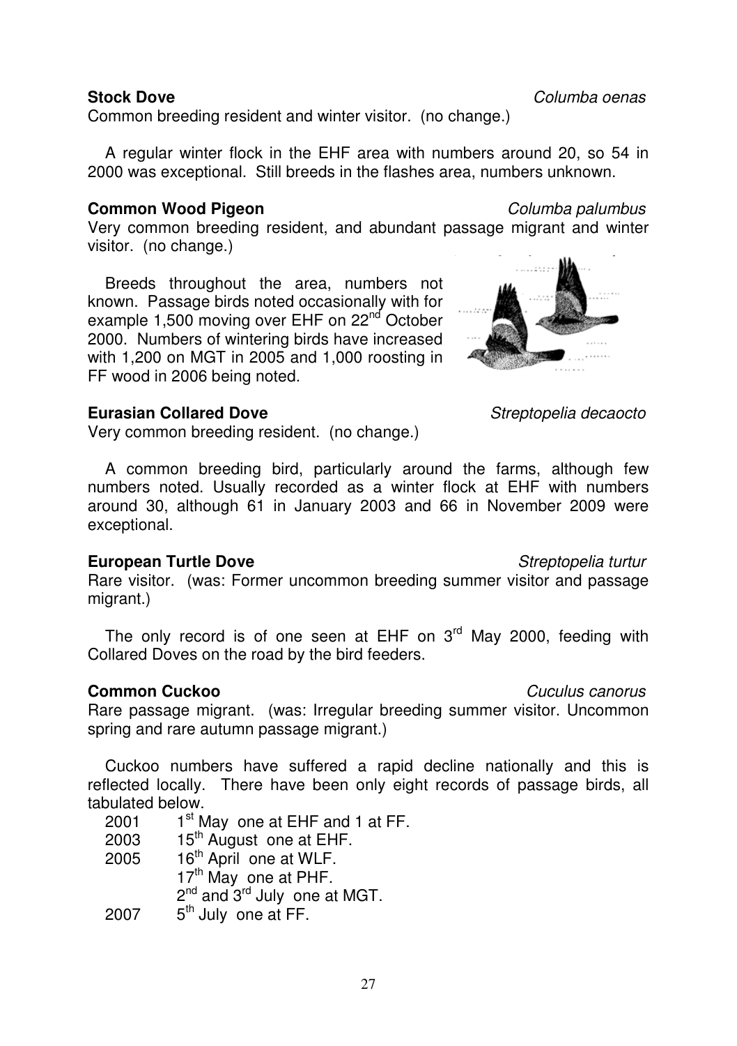**Stock Dove** *Columba oenas*

Common breeding resident and winter visitor. (no change.)

A regular winter flock in the EHF area with numbers around 20, so 54 in 2000 was exceptional. Still breeds in the flashes area, numbers unknown.

**Common Wood Pigeon** *Columba palumbus*

Very common breeding resident, and abundant passage migrant and winter visitor. (no change.)

Breeds throughout the area, numbers not known. Passage birds noted occasionally with for example 1,500 moving over EHF on 22nd October 2000. Numbers of wintering birds have increased with 1,200 on MGT in 2005 and 1,000 roosting in FF wood in 2006 being noted.

**Eurasian Collared Dove** *Streptopelia decaocto*

Very common breeding resident. (no change.)

A common breeding bird, particularly around the farms, although few numbers noted. Usually recorded as a winter flock at EHF with numbers around 30, although 61 in January 2003 and 66 in November 2009 were exceptional.

**European Turtle Dove** *Streptopelia turtur*

Rare visitor. (was: Former uncommon breeding summer visitor and passage migrant.)

The only record is of one seen at EHF on 3rd May 2000, feeding with Collared Doves on the road by the bird feeders.

**Common Cuckoo** *Cuculus canorus*

Rare passage migrant. (was: Irregular breeding summer visitor. Uncommon spring and rare autumn passage migrant.)

Cuckoo numbers have suffered a rapid decline nationally and this is reflected locally. There have been only eight records of passage birds, all tabulated below.

| | |
|---|---|
| 2001 | 1st May one at EHF and 1 at FF. |
| 2003 | 15th August one at EHF. |
| 2005 | 16th April one at WLF. |
| | 17th May one at PHF. |
| | 2nd and 3rd July one at MGT. |
| 2007 | 5th July one at FF. |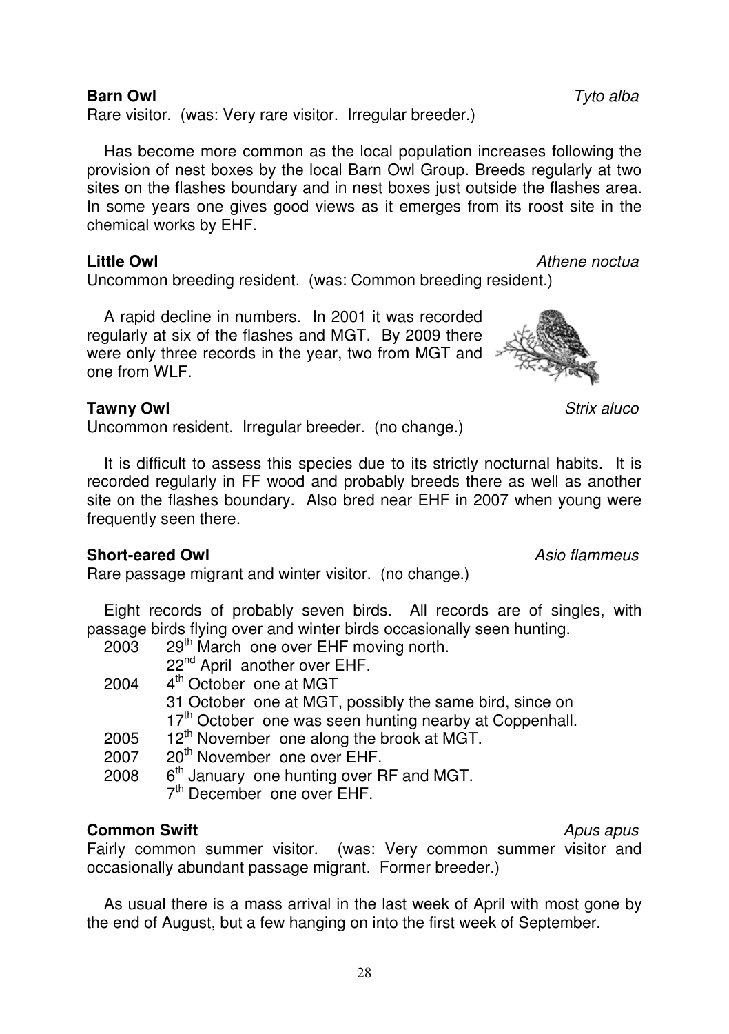**Barn Owl** *Tyto alba*

Rare visitor. (was: Very rare visitor. Irregular breeder.)

Has become more common as the local population increases following the provision of nest boxes by the local Barn Owl Group. Breeds regularly at two sites on the flashes boundary and in nest boxes just outside the flashes area. In some years one gives good views as it emerges from its roost site in the chemical works by EHF.

**Little Owl** *Athene noctua*

Uncommon breeding resident. (was: Common breeding resident.)

A rapid decline in numbers. In 2001 it was recorded regularly at six of the flashes and MGT. By 2009 there were only three records in the year, two from MGT and one from WLF.

**Tawny Owl** *Strix aluco*

Uncommon resident. Irregular breeder. (no change.)

It is difficult to assess this species due to its strictly nocturnal habits. It is recorded regularly in FF wood and probably breeds there as well as another site on the flashes boundary. Also bred near EHF in 2007 when young were frequently seen there.

**Short-eared Owl** *Asio flammeus*

Rare passage migrant and winter visitor. (no change.)

Eight records of probably seven birds. All records are of singles, with passage birds flying over and winter birds occasionally seen hunting.

2003 29th March one over EHF moving north.
22nd April another over EHF.
2004 4th October one at MGT
31 October one at MGT, possibly the same bird, since on 17th October one was seen hunting nearby at Coppenhall.
2005 12th November one along the brook at MGT.
2007 20th November one over EHF.
2008 6th January one hunting over RF and MGT.
7th December one over EHF.

**Common Swift** *Apus apus*

Fairly common summer visitor. (was: Very common summer visitor and occasionally abundant passage migrant. Former breeder.)

As usual there is a mass arrival in the last week of April with most gone by the end of August, but a few hanging on into the first week of September.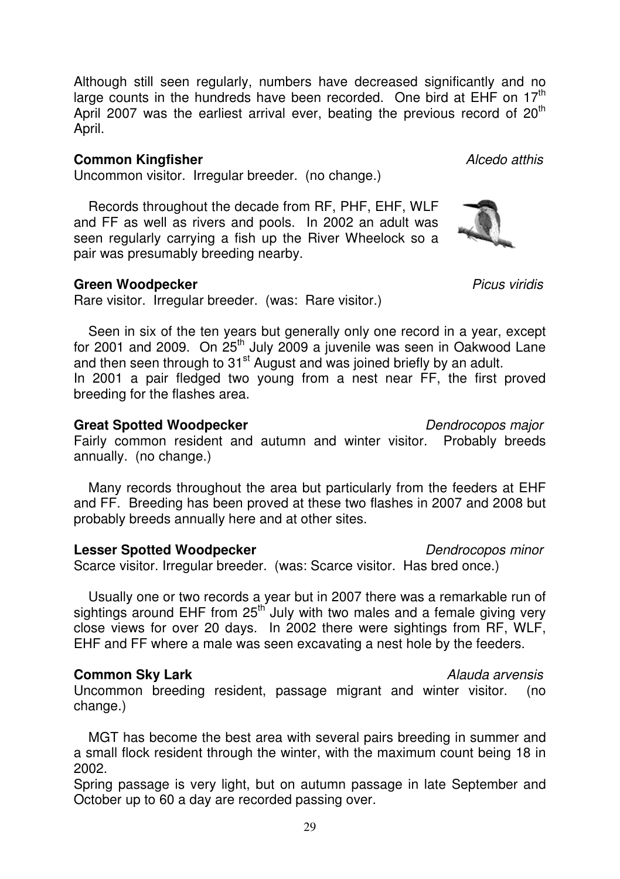Although still seen regularly, numbers have decreased significantly and no large counts in the hundreds have been recorded. One bird at EHF on 17th April 2007 was the earliest arrival ever, beating the previous record of 20th April.

**Common Kingfisher** *Alcedo atthis*

Uncommon visitor. Irregular breeder. (no change.)

Records throughout the decade from RF, PHF, EHF, WLF and FF as well as rivers and pools. In 2002 an adult was seen regularly carrying a fish up the River Wheelock so a pair was presumably breeding nearby.

**Green Woodpecker** *Picus viridis*

Rare visitor. Irregular breeder. (was: Rare visitor.)

Seen in six of the ten years but generally only one record in a year, except for 2001 and 2009. On 25th July 2009 a juvenile was seen in Oakwood Lane and then seen through to 31st August and was joined briefly by an adult.
In 2001 a pair fledged two young from a nest near FF, the first proved breeding for the flashes area.

**Great Spotted Woodpecker** *Dendrocopos major*

Fairly common resident and autumn and winter visitor. Probably breeds annually. (no change.)

Many records throughout the area but particularly from the feeders at EHF and FF. Breeding has been proved at these two flashes in 2007 and 2008 but probably breeds annually here and at other sites.

**Lesser Spotted Woodpecker** *Dendrocopos minor*

Scarce visitor. Irregular breeder. (was: Scarce visitor. Has bred once.)

Usually one or two records a year but in 2007 there was a remarkable run of sightings around EHF from 25th July with two males and a female giving very close views for over 20 days. In 2002 there were sightings from RF, WLF, EHF and FF where a male was seen excavating a nest hole by the feeders.

**Common Sky Lark** *Alauda arvensis*

Uncommon breeding resident, passage migrant and winter visitor. (no change.)

MGT has become the best area with several pairs breeding in summer and a small flock resident through the winter, with the maximum count being 18 in 2002.
Spring passage is very light, but on autumn passage in late September and October up to 60 a day are recorded passing over.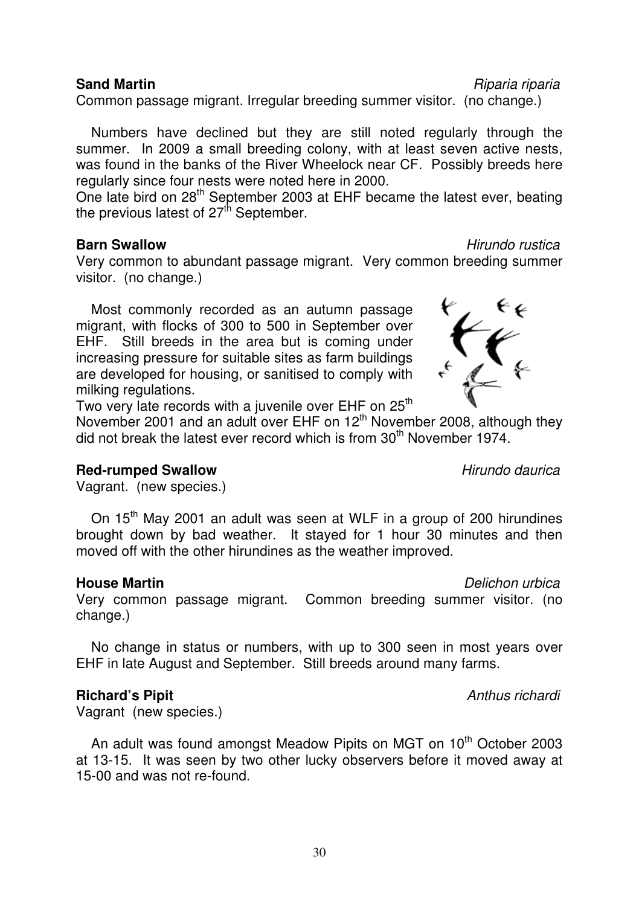**Sand Martin** *Riparia riparia*

Common passage migrant. Irregular breeding summer visitor. (no change.)

Numbers have declined but they are still noted regularly through the summer. In 2009 a small breeding colony, with at least seven active nests, was found in the banks of the River Wheelock near CF. Possibly breeds here regularly since four nests were noted here in 2000.

One late bird on 28th September 2003 at EHF became the latest ever, beating the previous latest of 27th September.

**Barn Swallow** *Hirundo rustica*

Very common to abundant passage migrant. Very common breeding summer visitor. (no change.)

Most commonly recorded as an autumn passage migrant, with flocks of 300 to 500 in September over EHF. Still breeds in the area but is coming under increasing pressure for suitable sites as farm buildings are developed for housing, or sanitised to comply with milking regulations.

Two very late records with a juvenile over EHF on 25th November 2001 and an adult over EHF on 12th November 2008, although they did not break the latest ever record which is from 30th November 1974.

**Red-rumped Swallow** *Hirundo daurica*

Vagrant. (new species.)

On 15th May 2001 an adult was seen at WLF in a group of 200 hirundines brought down by bad weather. It stayed for 1 hour 30 minutes and then moved off with the other hirundines as the weather improved.

**House Martin** *Delichon urbica*

Very common passage migrant. Common breeding summer visitor. (no change.)

No change in status or numbers, with up to 300 seen in most years over EHF in late August and September. Still breeds around many farms.

**Richard's Pipit** *Anthus richardi*

Vagrant (new species.)

An adult was found amongst Meadow Pipits on MGT on 10th October 2003 at 13-15. It was seen by two other lucky observers before it moved away at 15-00 and was not re-found.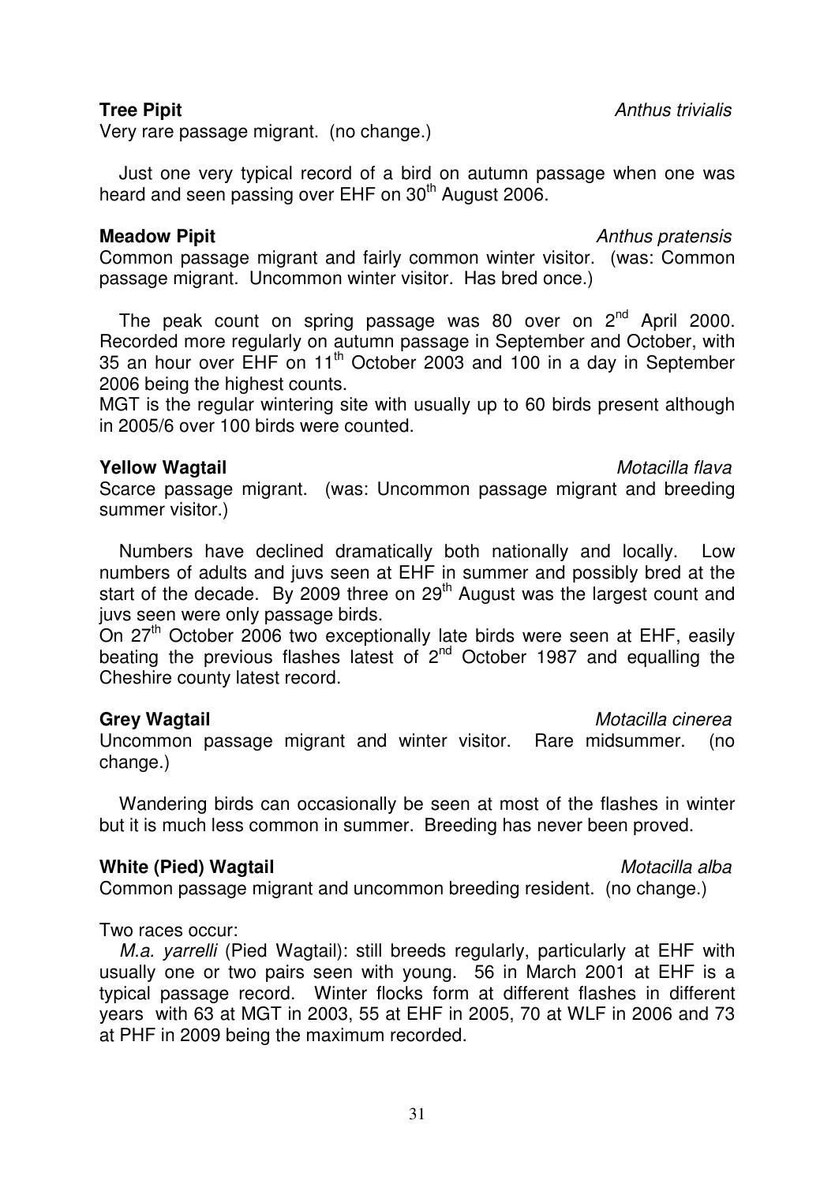**Tree Pipit** *Anthus trivialis*

Very rare passage migrant. (no change.)

Just one very typical record of a bird on autumn passage when one was heard and seen passing over EHF on 30th August 2006.

**Meadow Pipit** *Anthus pratensis*

Common passage migrant and fairly common winter visitor. (was: Common passage migrant. Uncommon winter visitor. Has bred once.)

The peak count on spring passage was 80 over on 2nd April 2000. Recorded more regularly on autumn passage in September and October, with 35 an hour over EHF on 11th October 2003 and 100 in a day in September 2006 being the highest counts.

MGT is the regular wintering site with usually up to 60 birds present although in 2005/6 over 100 birds were counted.

**Yellow Wagtail** *Motacilla flava*

Scarce passage migrant. (was: Uncommon passage migrant and breeding summer visitor.)

Numbers have declined dramatically both nationally and locally. Low numbers of adults and juvs seen at EHF in summer and possibly bred at the start of the decade. By 2009 three on 29th August was the largest count and juvs seen were only passage birds.

On 27th October 2006 two exceptionally late birds were seen at EHF, easily beating the previous flashes latest of 2nd October 1987 and equalling the Cheshire county latest record.

**Grey Wagtail** *Motacilla cinerea*

Uncommon passage migrant and winter visitor. Rare midsummer. (no change.)

Wandering birds can occasionally be seen at most of the flashes in winter but it is much less common in summer. Breeding has never been proved.

**White (Pied) Wagtail** *Motacilla alba*

Common passage migrant and uncommon breeding resident. (no change.)

Two races occur:

*M.a. yarrelli* (Pied Wagtail): still breeds regularly, particularly at EHF with usually one or two pairs seen with young. 56 in March 2001 at EHF is a typical passage record. Winter flocks form at different flashes in different years with 63 at MGT in 2003, 55 at EHF in 2005, 70 at WLF in 2006 and 73 at PHF in 2009 being the maximum recorded.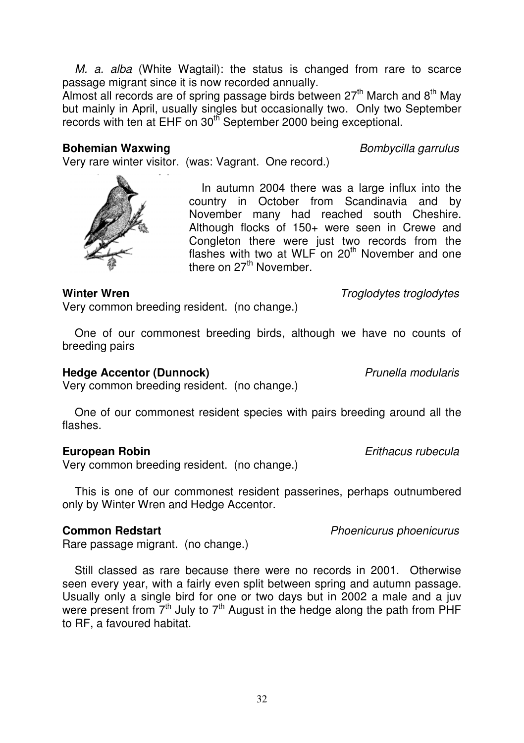*M. a. alba* (White Wagtail): the status is changed from rare to scarce passage migrant since it is now recorded annually.
Almost all records are of spring passage birds between 27th March and 8th May but mainly in April, usually singles but occasionally two. Only two September records with ten at EHF on 30th September 2000 being exceptional.

**Bohemian Waxwing** *Bombycilla garrulus*

Very rare winter visitor. (was: Vagrant. One record.)

In autumn 2004 there was a large influx into the country in October from Scandinavia and by November many had reached south Cheshire. Although flocks of 150+ were seen in Crewe and Congleton there were just two records from the flashes with two at WLF on 20th November and one there on 27th November.

**Winter Wren** *Troglodytes troglodytes*

Very common breeding resident. (no change.)

One of our commonest breeding birds, although we have no counts of breeding pairs

**Hedge Accentor (Dunnock)** *Prunella modularis*

Very common breeding resident. (no change.)

One of our commonest resident species with pairs breeding around all the flashes.

**European Robin** *Erithacus rubecula*

Very common breeding resident. (no change.)

This is one of our commonest resident passerines, perhaps outnumbered only by Winter Wren and Hedge Accentor.

**Common Redstart** *Phoenicurus phoenicurus*

Rare passage migrant. (no change.)

Still classed as rare because there were no records in 2001. Otherwise seen every year, with a fairly even split between spring and autumn passage. Usually only a single bird for one or two days but in 2002 a male and a juv were present from 7th July to 7th August in the hedge along the path from PHF to RF, a favoured habitat.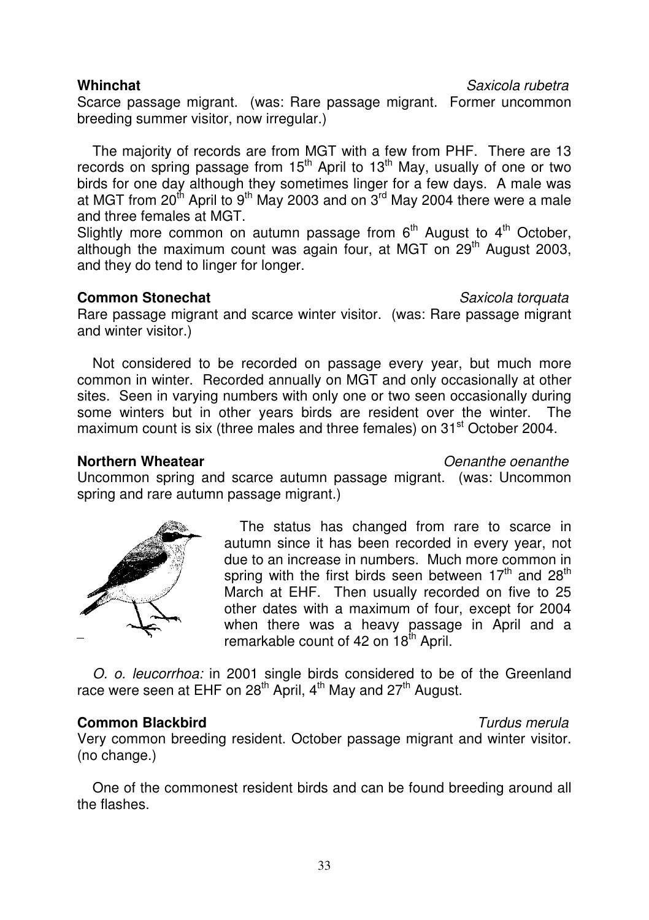**Whinchat** *Saxicola rubetra*

Scarce passage migrant. (was: Rare passage migrant. Former uncommon breeding summer visitor, now irregular.)

The majority of records are from MGT with a few from PHF. There are 13 records on spring passage from 15th April to 13th May, usually of one or two birds for one day although they sometimes linger for a few days. A male was at MGT from 20th April to 9th May 2003 and on 3rd May 2004 there were a male and three females at MGT.

Slightly more common on autumn passage from 6th August to 4th October, although the maximum count was again four, at MGT on 29th August 2003, and they do tend to linger for longer.

**Common Stonechat** *Saxicola torquata*

Rare passage migrant and scarce winter visitor. (was: Rare passage migrant and winter visitor.)

Not considered to be recorded on passage every year, but much more common in winter. Recorded annually on MGT and only occasionally at other sites. Seen in varying numbers with only one or two seen occasionally during some winters but in other years birds are resident over the winter. The maximum count is six (three males and three females) on 31st October 2004.

**Northern Wheatear** *Oenanthe oenanthe*

Uncommon spring and scarce autumn passage migrant. (was: Uncommon spring and rare autumn passage migrant.)

The status has changed from rare to scarce in autumn since it has been recorded in every year, not due to an increase in numbers. Much more common in spring with the first birds seen between 17th and 28th March at EHF. Then usually recorded on five to 25 other dates with a maximum of four, except for 2004 when there was a heavy passage in April and a remarkable count of 42 on 18th April.

*O. o. leucorrhoa:* in 2001 single birds considered to be of the Greenland race were seen at EHF on 28th April, 4th May and 27th August.

**Common Blackbird** *Turdus merula*

Very common breeding resident. October passage migrant and winter visitor. (no change.)

One of the commonest resident birds and can be found breeding around all the flashes.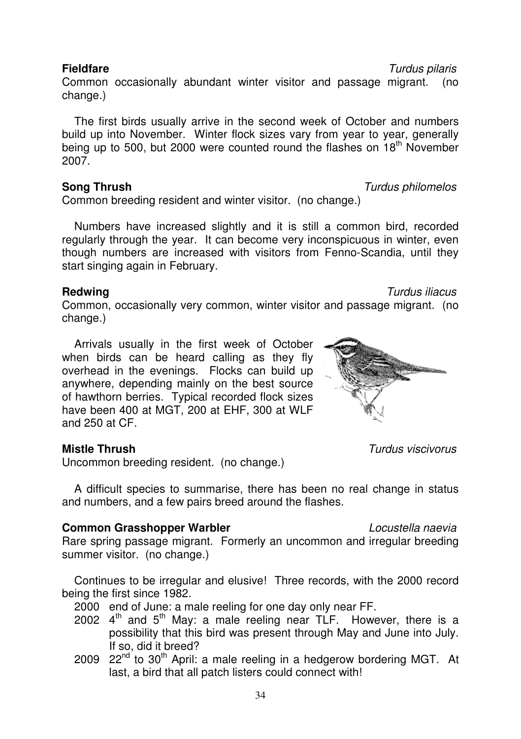**Fieldfare** *Turdus pilaris*

Common occasionally abundant winter visitor and passage migrant. (no change.)

The first birds usually arrive in the second week of October and numbers build up into November. Winter flock sizes vary from year to year, generally being up to 500, but 2000 were counted round the flashes on 18th November 2007.

**Song Thrush** *Turdus philomelos*

Common breeding resident and winter visitor. (no change.)

Numbers have increased slightly and it is still a common bird, recorded regularly through the year. It can become very inconspicuous in winter, even though numbers are increased with visitors from Fenno-Scandia, until they start singing again in February.

**Redwing** *Turdus iliacus*

Common, occasionally very common, winter visitor and passage migrant. (no change.)

Arrivals usually in the first week of October when birds can be heard calling as they fly overhead in the evenings. Flocks can build up anywhere, depending mainly on the best source of hawthorn berries. Typical recorded flock sizes have been 400 at MGT, 200 at EHF, 300 at WLF and 250 at CF.

**Mistle Thrush** *Turdus viscivorus*

Uncommon breeding resident. (no change.)

A difficult species to summarise, there has been no real change in status and numbers, and a few pairs breed around the flashes.

**Common Grasshopper Warbler** *Locustella naevia*

Rare spring passage migrant. Formerly an uncommon and irregular breeding summer visitor. (no change.)

Continues to be irregular and elusive! Three records, with the 2000 record being the first since 1982.

- 2000 end of June: a male reeling for one day only near FF.
- 2002 4th and 5th May: a male reeling near TLF. However, there is a possibility that this bird was present through May and June into July. If so, did it breed?
- 2009 22nd to 30th April: a male reeling in a hedgerow bordering MGT. At last, a bird that all patch listers could connect with!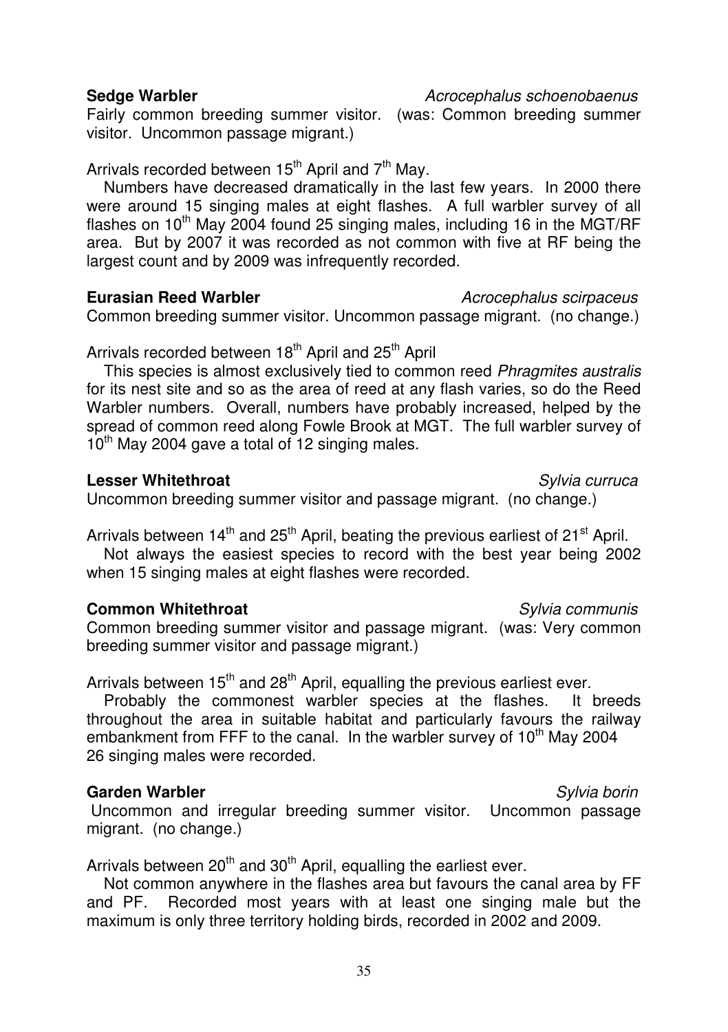**Sedge Warbler** *Acrocephalus schoenobaenus*

Fairly common breeding summer visitor. (was: Common breeding summer visitor. Uncommon passage migrant.)

Arrivals recorded between 15th April and 7th May.

Numbers have decreased dramatically in the last few years. In 2000 there were around 15 singing males at eight flashes. A full warbler survey of all flashes on 10th May 2004 found 25 singing males, including 16 in the MGT/RF area. But by 2007 it was recorded as not common with five at RF being the largest count and by 2009 was infrequently recorded.

**Eurasian Reed Warbler** *Acrocephalus scirpaceus*

Common breeding summer visitor. Uncommon passage migrant. (no change.)

Arrivals recorded between 18th April and 25th April

This species is almost exclusively tied to common reed *Phragmites australis* for its nest site and so as the area of reed at any flash varies, so do the Reed Warbler numbers. Overall, numbers have probably increased, helped by the spread of common reed along Fowle Brook at MGT. The full warbler survey of 10th May 2004 gave a total of 12 singing males.

**Lesser Whitethroat** *Sylvia curruca*

Uncommon breeding summer visitor and passage migrant. (no change.)

Arrivals between 14th and 25th April, beating the previous earliest of 21st April.

Not always the easiest species to record with the best year being 2002 when 15 singing males at eight flashes were recorded.

**Common Whitethroat** *Sylvia communis*

Common breeding summer visitor and passage migrant. (was: Very common breeding summer visitor and passage migrant.)

Arrivals between 15th and 28th April, equalling the previous earliest ever.

Probably the commonest warbler species at the flashes. It breeds throughout the area in suitable habitat and particularly favours the railway embankment from FFF to the canal. In the warbler survey of 10th May 2004 26 singing males were recorded.

**Garden Warbler** *Sylvia borin*

Uncommon and irregular breeding summer visitor. Uncommon passage migrant. (no change.)

Arrivals between 20th and 30th April, equalling the earliest ever.

Not common anywhere in the flashes area but favours the canal area by FF and PF. Recorded most years with at least one singing male but the maximum is only three territory holding birds, recorded in 2002 and 2009.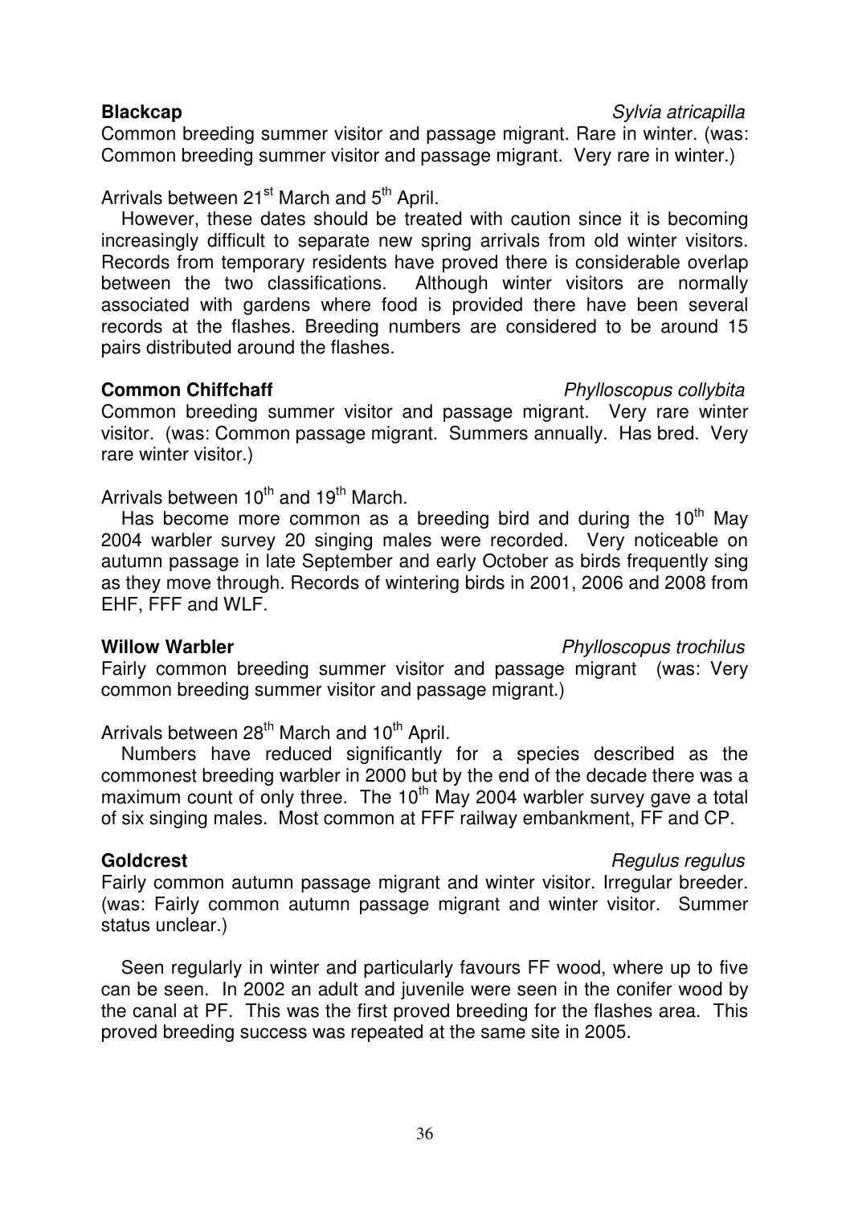**Blackcap** *Sylvia atricapilla*

Common breeding summer visitor and passage migrant. Rare in winter. (was: Common breeding summer visitor and passage migrant. Very rare in winter.)

Arrivals between 21st March and 5th April.

However, these dates should be treated with caution since it is becoming increasingly difficult to separate new spring arrivals from old winter visitors. Records from temporary residents have proved there is considerable overlap between the two classifications. Although winter visitors are normally associated with gardens where food is provided there have been several records at the flashes. Breeding numbers are considered to be around 15 pairs distributed around the flashes.

**Common Chiffchaff** *Phylloscopus collybita*

Common breeding summer visitor and passage migrant. Very rare winter visitor. (was: Common passage migrant. Summers annually. Has bred. Very rare winter visitor.)

Arrivals between 10th and 19th March.

Has become more common as a breeding bird and during the 10th May 2004 warbler survey 20 singing males were recorded. Very noticeable on autumn passage in late September and early October as birds frequently sing as they move through. Records of wintering birds in 2001, 2006 and 2008 from EHF, FFF and WLF.

**Willow Warbler** *Phylloscopus trochilus*

Fairly common breeding summer visitor and passage migrant (was: Very common breeding summer visitor and passage migrant.)

Arrivals between 28th March and 10th April.

Numbers have reduced significantly for a species described as the commonest breeding warbler in 2000 but by the end of the decade there was a maximum count of only three. The 10th May 2004 warbler survey gave a total of six singing males. Most common at FFF railway embankment, FF and CP.

**Goldcrest** *Regulus regulus*

Fairly common autumn passage migrant and winter visitor. Irregular breeder. (was: Fairly common autumn passage migrant and winter visitor. Summer status unclear.)

Seen regularly in winter and particularly favours FF wood, where up to five can be seen. In 2002 an adult and juvenile were seen in the conifer wood by the canal at PF. This was the first proved breeding for the flashes area. This proved breeding success was repeated at the same site in 2005.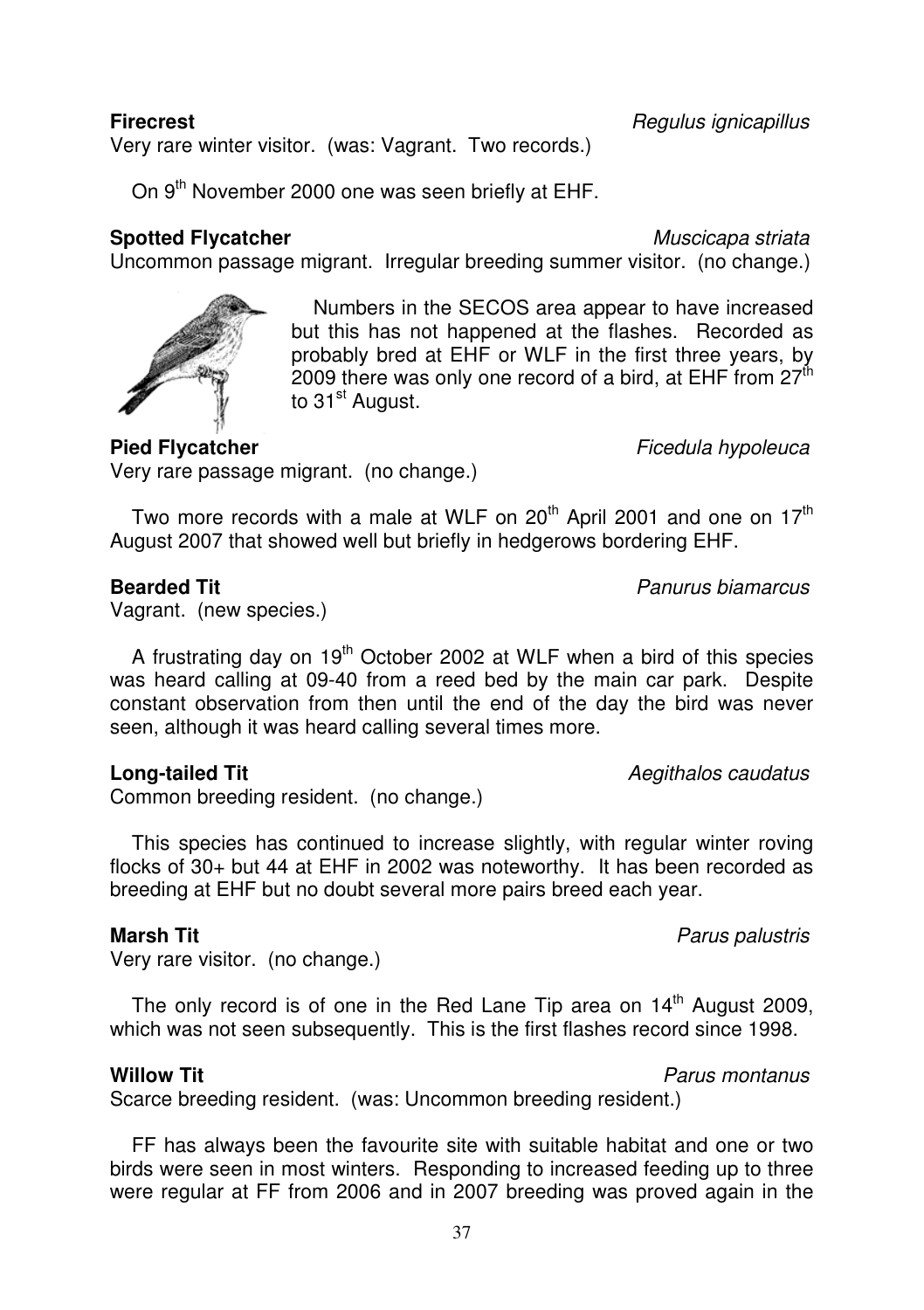**Firecrest** *Regulus ignicapillus*

Very rare winter visitor. (was: Vagrant. Two records.)

On 9th November 2000 one was seen briefly at EHF.

**Spotted Flycatcher** *Muscicapa striata*

Uncommon passage migrant. Irregular breeding summer visitor. (no change.)

Numbers in the SECOS area appear to have increased but this has not happened at the flashes. Recorded as probably bred at EHF or WLF in the first three years, by 2009 there was only one record of a bird, at EHF from 27th to 31st August.

**Pied Flycatcher** *Ficedula hypoleuca*

Very rare passage migrant. (no change.)

Two more records with a male at WLF on 20th April 2001 and one on 17th August 2007 that showed well but briefly in hedgerows bordering EHF.

**Bearded Tit** *Panurus biamarcus*

Vagrant. (new species.)

A frustrating day on 19th October 2002 at WLF when a bird of this species was heard calling at 09-40 from a reed bed by the main car park. Despite constant observation from then until the end of the day the bird was never seen, although it was heard calling several times more.

**Long-tailed Tit** *Aegithalos caudatus*

Common breeding resident. (no change.)

This species has continued to increase slightly, with regular winter roving flocks of 30+ but 44 at EHF in 2002 was noteworthy. It has been recorded as breeding at EHF but no doubt several more pairs breed each year.

**Marsh Tit** *Parus palustris*

Very rare visitor. (no change.)

The only record is of one in the Red Lane Tip area on 14th August 2009, which was not seen subsequently. This is the first flashes record since 1998.

**Willow Tit** *Parus montanus*

Scarce breeding resident. (was: Uncommon breeding resident.)

FF has always been the favourite site with suitable habitat and one or two birds were seen in most winters. Responding to increased feeding up to three were regular at FF from 2006 and in 2007 breeding was proved again in the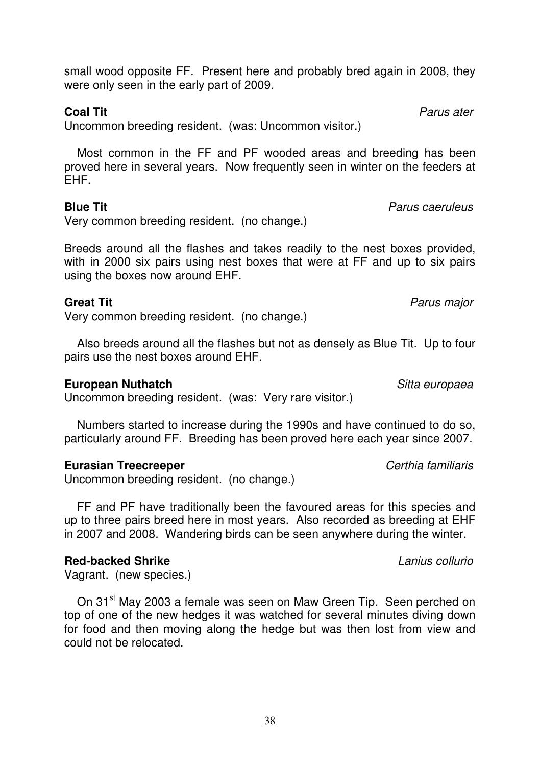small wood opposite FF. Present here and probably bred again in 2008, they were only seen in the early part of 2009.

**Coal Tit** *Parus ater*

Uncommon breeding resident. (was: Uncommon visitor.)

Most common in the FF and PF wooded areas and breeding has been proved here in several years. Now frequently seen in winter on the feeders at EHF.

**Blue Tit** *Parus caeruleus*

Very common breeding resident. (no change.)

Breeds around all the flashes and takes readily to the nest boxes provided, with in 2000 six pairs using nest boxes that were at FF and up to six pairs using the boxes now around EHF.

**Great Tit** *Parus major*

Very common breeding resident. (no change.)

Also breeds around all the flashes but not as densely as Blue Tit. Up to four pairs use the nest boxes around EHF.

**European Nuthatch** *Sitta europaea*

Uncommon breeding resident. (was: Very rare visitor.)

Numbers started to increase during the 1990s and have continued to do so, particularly around FF. Breeding has been proved here each year since 2007.

**Eurasian Treecreeper** *Certhia familiaris*

Uncommon breeding resident. (no change.)

FF and PF have traditionally been the favoured areas for this species and up to three pairs breed here in most years. Also recorded as breeding at EHF in 2007 and 2008. Wandering birds can be seen anywhere during the winter.

**Red-backed Shrike** *Lanius collurio*

Vagrant. (new species.)

On 31st May 2003 a female was seen on Maw Green Tip. Seen perched on top of one of the new hedges it was watched for several minutes diving down for food and then moving along the hedge but was then lost from view and could not be relocated.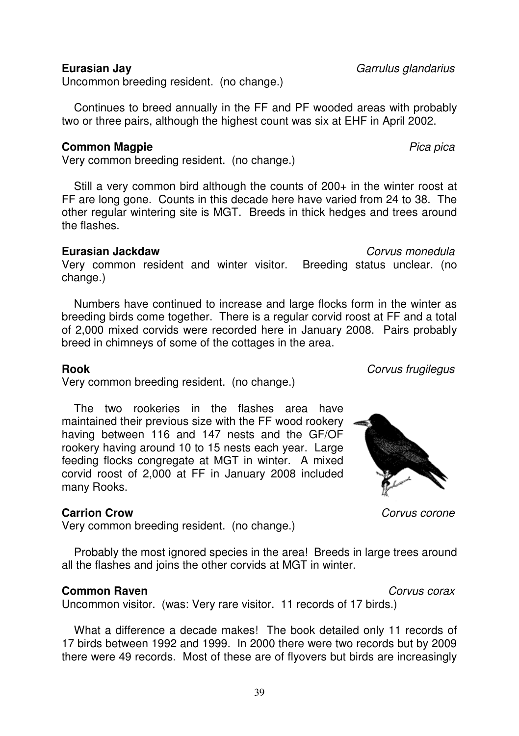**Eurasian Jay** *Garrulus glandarius*

Uncommon breeding resident. (no change.)

Continues to breed annually in the FF and PF wooded areas with probably two or three pairs, although the highest count was six at EHF in April 2002.

**Common Magpie** *Pica pica*

Very common breeding resident. (no change.)

Still a very common bird although the counts of 200+ in the winter roost at FF are long gone. Counts in this decade here have varied from 24 to 38. The other regular wintering site is MGT. Breeds in thick hedges and trees around the flashes.

**Eurasian Jackdaw** *Corvus monedula*

Very common resident and winter visitor. Breeding status unclear. (no change.)

Numbers have continued to increase and large flocks form in the winter as breeding birds come together. There is a regular corvid roost at FF and a total of 2,000 mixed corvids were recorded here in January 2008. Pairs probably breed in chimneys of some of the cottages in the area.

**Rook** *Corvus frugilegus*

Very common breeding resident. (no change.)

The two rookeries in the flashes area have maintained their previous size with the FF wood rookery having between 116 and 147 nests and the GF/OF rookery having around 10 to 15 nests each year. Large feeding flocks congregate at MGT in winter. A mixed corvid roost of 2,000 at FF in January 2008 included many Rooks.

**Carrion Crow** *Corvus corone*

Very common breeding resident. (no change.)

Probably the most ignored species in the area! Breeds in large trees around all the flashes and joins the other corvids at MGT in winter.

**Common Raven** *Corvus corax*

Uncommon visitor. (was: Very rare visitor. 11 records of 17 birds.)

What a difference a decade makes! The book detailed only 11 records of 17 birds between 1992 and 1999. In 2000 there were two records but by 2009 there were 49 records. Most of these are of flyovers but birds are increasingly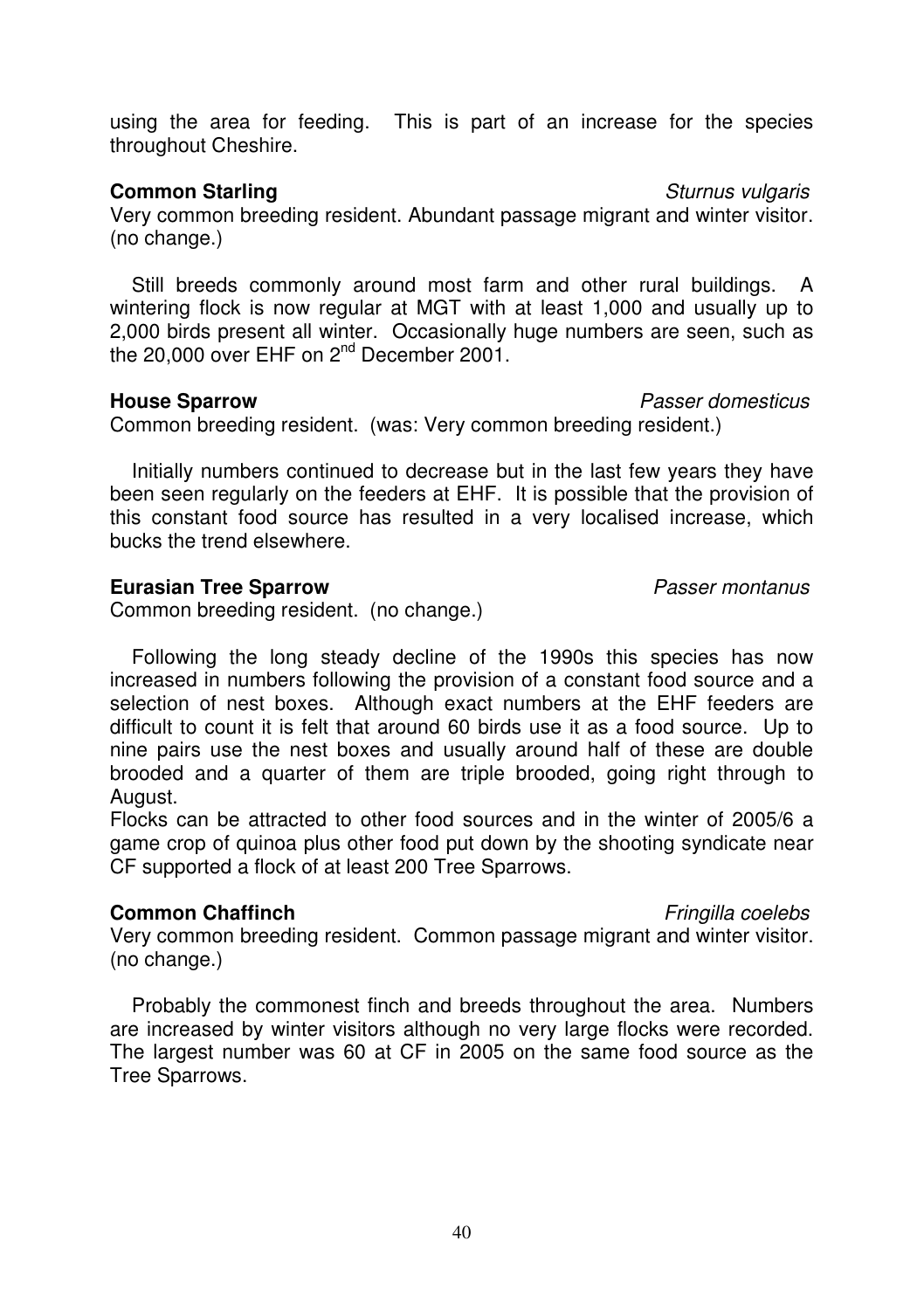using the area for feeding. This is part of an increase for the species throughout Cheshire.

**Common Starling** *Sturnus vulgaris*

Very common breeding resident. Abundant passage migrant and winter visitor. (no change.)

Still breeds commonly around most farm and other rural buildings. A wintering flock is now regular at MGT with at least 1,000 and usually up to 2,000 birds present all winter. Occasionally huge numbers are seen, such as the 20,000 over EHF on 2nd December 2001.

**House Sparrow** *Passer domesticus*

Common breeding resident. (was: Very common breeding resident.)

Initially numbers continued to decrease but in the last few years they have been seen regularly on the feeders at EHF. It is possible that the provision of this constant food source has resulted in a very localised increase, which bucks the trend elsewhere.

**Eurasian Tree Sparrow** *Passer montanus*

Common breeding resident. (no change.)

Following the long steady decline of the 1990s this species has now increased in numbers following the provision of a constant food source and a selection of nest boxes. Although exact numbers at the EHF feeders are difficult to count it is felt that around 60 birds use it as a food source. Up to nine pairs use the nest boxes and usually around half of these are double brooded and a quarter of them are triple brooded, going right through to August.

Flocks can be attracted to other food sources and in the winter of 2005/6 a game crop of quinoa plus other food put down by the shooting syndicate near CF supported a flock of at least 200 Tree Sparrows.

**Common Chaffinch** *Fringilla coelebs*

Very common breeding resident. Common passage migrant and winter visitor. (no change.)

Probably the commonest finch and breeds throughout the area. Numbers are increased by winter visitors although no very large flocks were recorded. The largest number was 60 at CF in 2005 on the same food source as the Tree Sparrows.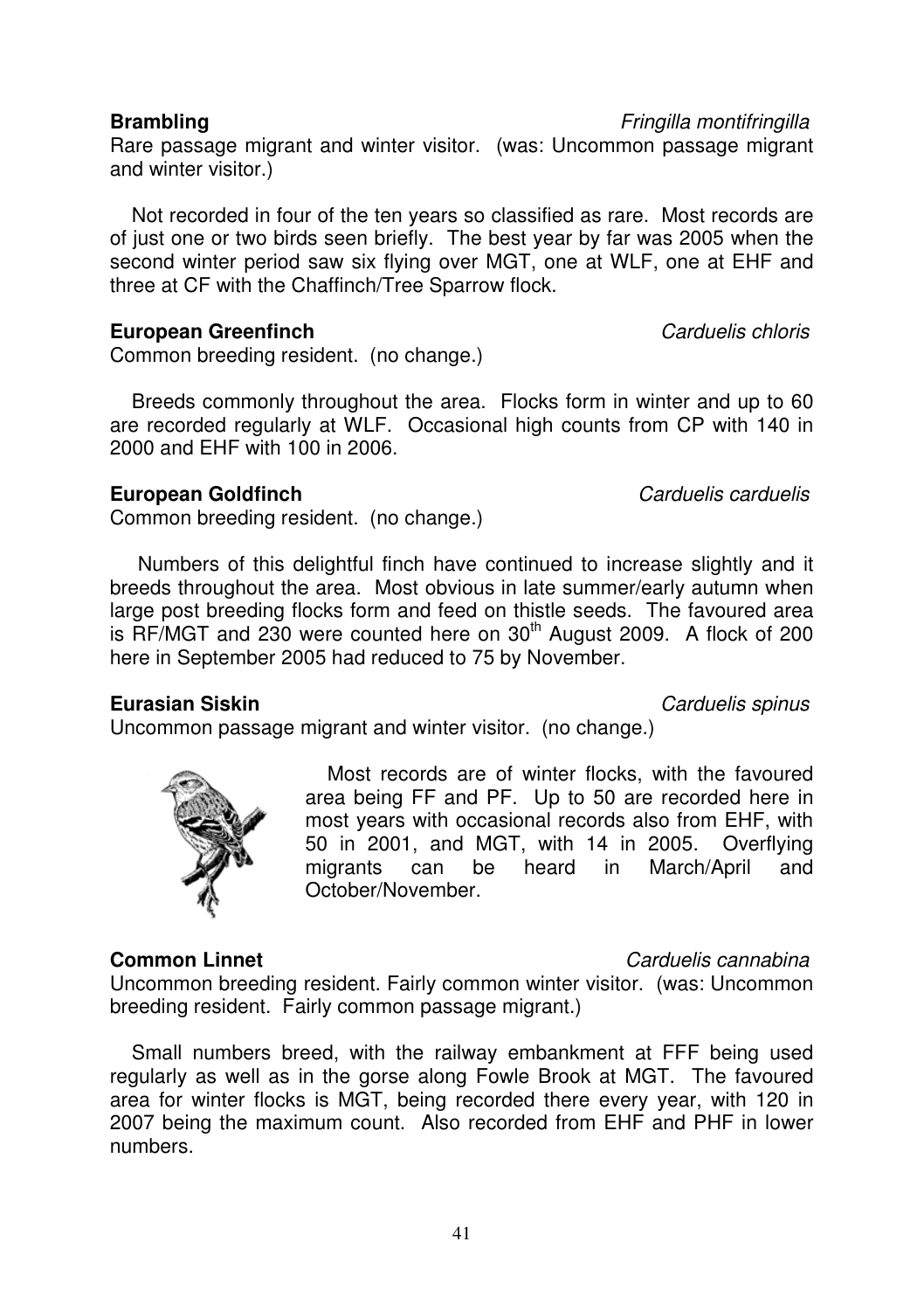**Brambling** *Fringilla montifringilla*

Rare passage migrant and winter visitor. (was: Uncommon passage migrant and winter visitor.)

Not recorded in four of the ten years so classified as rare. Most records are of just one or two birds seen briefly. The best year by far was 2005 when the second winter period saw six flying over MGT, one at WLF, one at EHF and three at CF with the Chaffinch/Tree Sparrow flock.

**European Greenfinch** *Carduelis chloris*

Common breeding resident. (no change.)

Breeds commonly throughout the area. Flocks form in winter and up to 60 are recorded regularly at WLF. Occasional high counts from CP with 140 in 2000 and EHF with 100 in 2006.

**European Goldfinch** *Carduelis carduelis*

Common breeding resident. (no change.)

Numbers of this delightful finch have continued to increase slightly and it breeds throughout the area. Most obvious in late summer/early autumn when large post breeding flocks form and feed on thistle seeds. The favoured area is RF/MGT and 230 were counted here on 30th August 2009. A flock of 200 here in September 2005 had reduced to 75 by November.

**Eurasian Siskin** *Carduelis spinus*

Uncommon passage migrant and winter visitor. (no change.)

Most records are of winter flocks, with the favoured area being FF and PF. Up to 50 are recorded here in most years with occasional records also from EHF, with 50 in 2001, and MGT, with 14 in 2005. Overflying migrants can be heard in March/April and October/November.

**Common Linnet** *Carduelis cannabina*

Uncommon breeding resident. Fairly common winter visitor. (was: Uncommon breeding resident. Fairly common passage migrant.)

Small numbers breed, with the railway embankment at FFF being used regularly as well as in the gorse along Fowle Brook at MGT. The favoured area for winter flocks is MGT, being recorded there every year, with 120 in 2007 being the maximum count. Also recorded from EHF and PHF in lower numbers.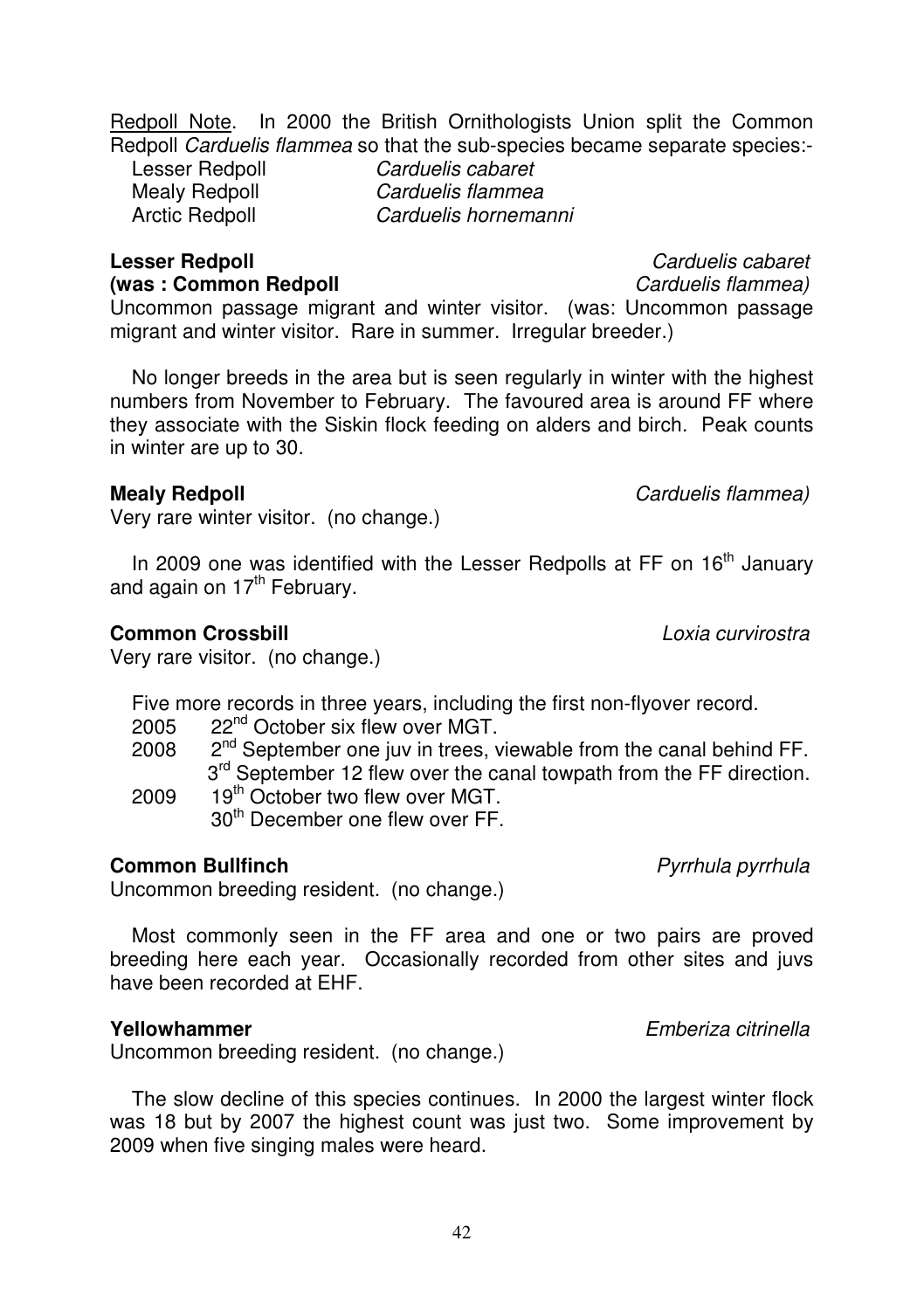Redpoll Note. In 2000 the British Ornithologists Union split the Common Redpoll *Carduelis flammea* so that the sub-species became separate species:-

| | |
|---|---|
| Lesser Redpoll | *Carduelis cabaret* |
| Mealy Redpoll | *Carduelis flammea* |
| Arctic Redpoll | *Carduelis hornemanni* |

**Lesser Redpoll** *Carduelis cabaret*
**(was : Common Redpoll** *Carduelis flammea)*
Uncommon passage migrant and winter visitor. (was: Uncommon passage migrant and winter visitor. Rare in summer. Irregular breeder.)

No longer breeds in the area but is seen regularly in winter with the highest numbers from November to February. The favoured area is around FF where they associate with the Siskin flock feeding on alders and birch. Peak counts in winter are up to 30.

**Mealy Redpoll** *Carduelis flammea)*
Very rare winter visitor. (no change.)

In 2009 one was identified with the Lesser Redpolls at FF on 16th January and again on 17th February.

**Common Crossbill** *Loxia curvirostra*
Very rare visitor. (no change.)

Five more records in three years, including the first non-flyover record.

2005 22nd October six flew over MGT.
2008 2nd September one juv in trees, viewable from the canal behind FF.
3rd September 12 flew over the canal towpath from the FF direction.
2009 19th October two flew over MGT.
30th December one flew over FF.

**Common Bullfinch** *Pyrrhula pyrrhula*
Uncommon breeding resident. (no change.)

Most commonly seen in the FF area and one or two pairs are proved breeding here each year. Occasionally recorded from other sites and juvs have been recorded at EHF.

**Yellowhammer** *Emberiza citrinella*
Uncommon breeding resident. (no change.)

The slow decline of this species continues. In 2000 the largest winter flock was 18 but by 2007 the highest count was just two. Some improvement by 2009 when five singing males were heard.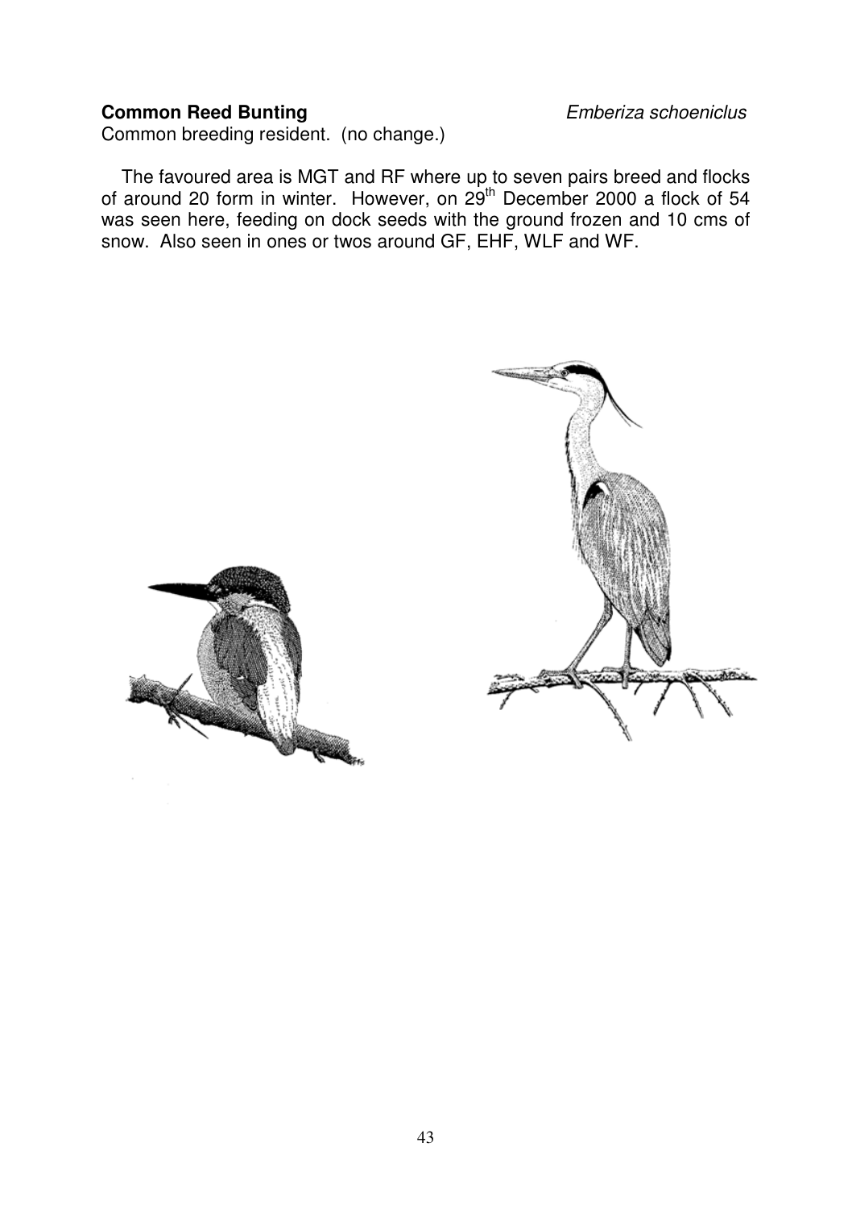**Common Reed Bunting** *Emberiza schoeniclus*

Common breeding resident. (no change.)

The favoured area is MGT and RF where up to seven pairs breed and flocks of around 20 form in winter. However, on 29th December 2000 a flock of 54 was seen here, feeding on dock seeds with the ground frozen and 10 cms of snow. Also seen in ones or twos around GF, EHF, WLF and WF.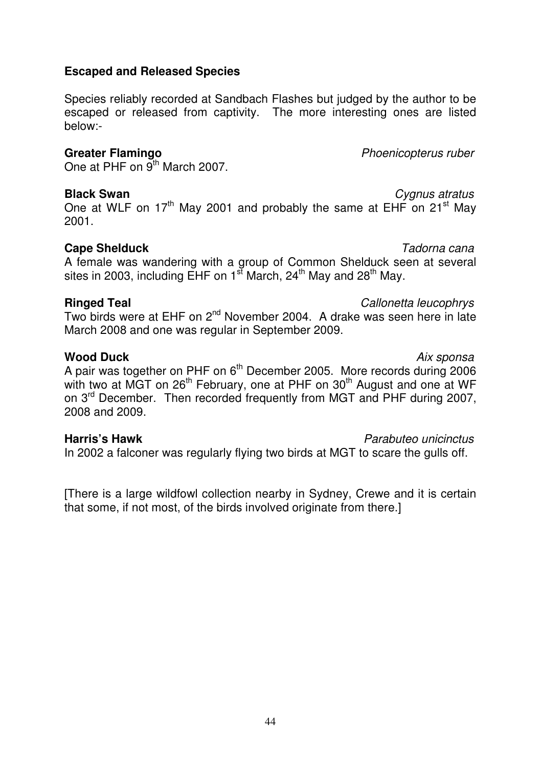## Escaped and Released Species

Species reliably recorded at Sandbach Flashes but judged by the author to be escaped or released from captivity. The more interesting ones are listed below:-

**Greater Flamingo** *Phoenicopterus ruber*
One at PHF on 9th March 2007.

**Black Swan** *Cygnus atratus*
One at WLF on 17th May 2001 and probably the same at EHF on 21st May 2001.

**Cape Shelduck** *Tadorna cana*
A female was wandering with a group of Common Shelduck seen at several sites in 2003, including EHF on 1st March, 24th May and 28th May.

**Ringed Teal** *Callonetta leucophrys*
Two birds were at EHF on 2nd November 2004. A drake was seen here in late March 2008 and one was regular in September 2009.

**Wood Duck** *Aix sponsa*
A pair was together on PHF on 6th December 2005. More records during 2006 with two at MGT on 26th February, one at PHF on 30th August and one at WF on 3rd December. Then recorded frequently from MGT and PHF during 2007, 2008 and 2009.

**Harris's Hawk** *Parabuteo unicinctus*
In 2002 a falconer was regularly flying two birds at MGT to scare the gulls off.

[There is a large wildfowl collection nearby in Sydney, Crewe and it is certain that some, if not most, of the birds involved originate from there.]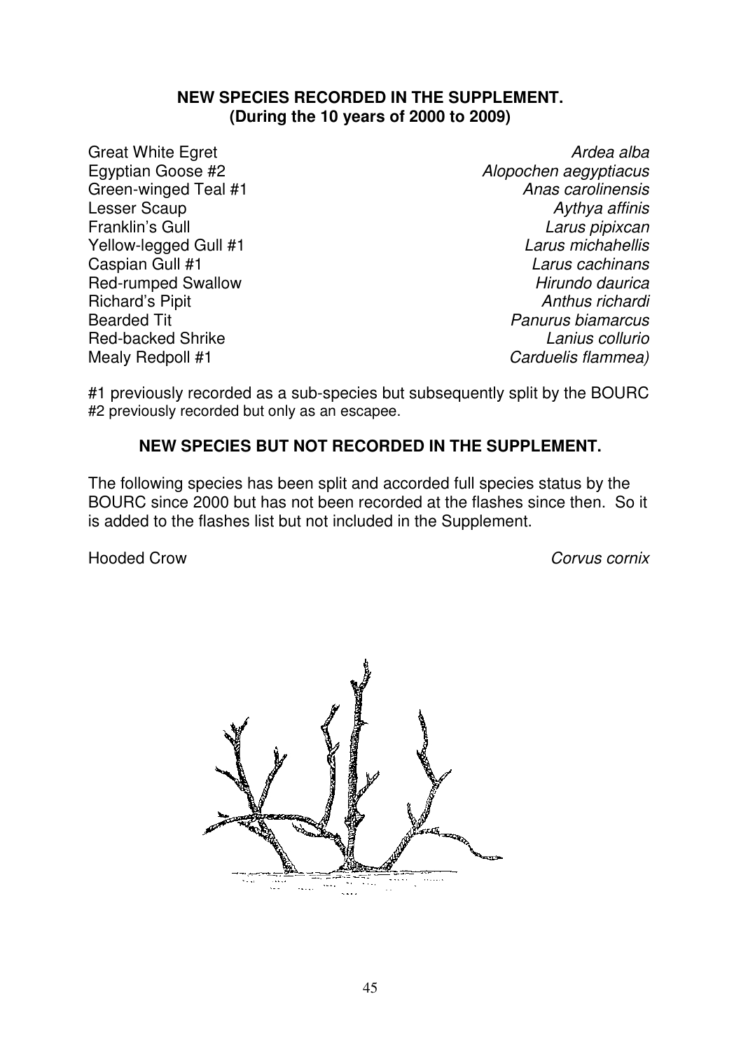**NEW SPECIES RECORDED IN THE SUPPLEMENT.**
**(During the 10 years of 2000 to 2009)**

| | |
|---|---|
| Great White Egret | *Ardea alba* |
| Egyptian Goose #2 | *Alopochen aegyptiacus* |
| Green-winged Teal #1 | *Anas carolinensis* |
| Lesser Scaup | *Aythya affinis* |
| Franklin's Gull | *Larus pipixcan* |
| Yellow-legged Gull #1 | *Larus michahellis* |
| Caspian Gull #1 | *Larus cachinans* |
| Red-rumped Swallow | *Hirundo daurica* |
| Richard's Pipit | *Anthus richardi* |
| Bearded Tit | *Panurus biamarcus* |
| Red-backed Shrike | *Lanius collurio* |
| Mealy Redpoll #1 | *Carduelis flammea)* |

#1 previously recorded as a sub-species but subsequently split by the BOURC
#2 previously recorded but only as an escapee.

**NEW SPECIES BUT NOT RECORDED IN THE SUPPLEMENT.**

The following species has been split and accorded full species status by the BOURC since 2000 but has not been recorded at the flashes since then. So it is added to the flashes list but not included in the Supplement.

Hooded Crow *Corvus cornix*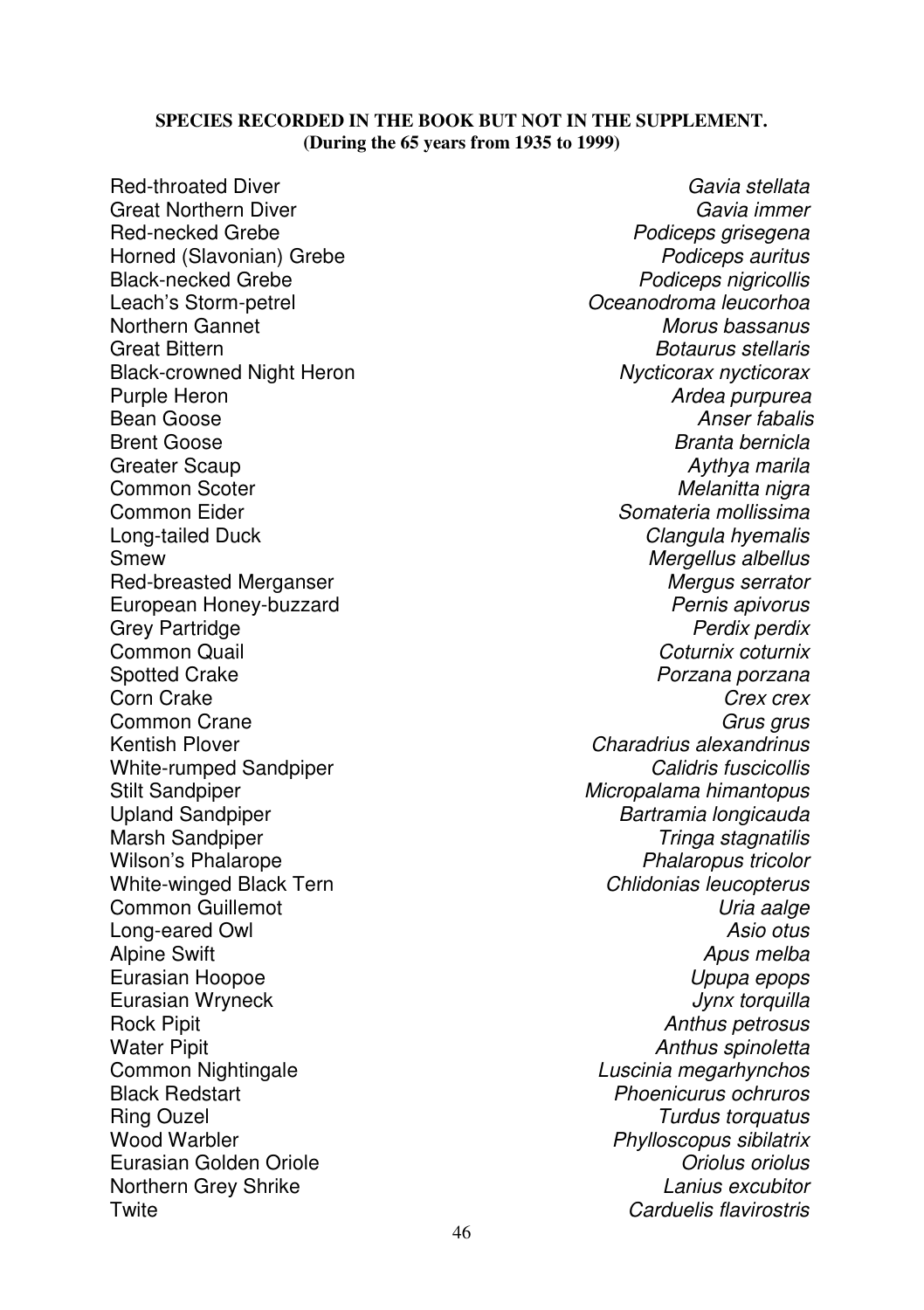**SPECIES RECORDED IN THE BOOK BUT NOT IN THE SUPPLEMENT.**
**(During the 65 years from 1935 to 1999)**

| | |
|---|---|
| Red-throated Diver | *Gavia stellata* |
| Great Northern Diver | *Gavia immer* |
| Red-necked Grebe | *Podiceps grisegena* |
| Horned (Slavonian) Grebe | *Podiceps auritus* |
| Black-necked Grebe | *Podiceps nigricollis* |
| Leach's Storm-petrel | *Oceanodroma leucorhoa* |
| Northern Gannet | *Morus bassanus* |
| Great Bittern | *Botaurus stellaris* |
| Black-crowned Night Heron | *Nycticorax nycticorax* |
| Purple Heron | *Ardea purpurea* |
| Bean Goose | *Anser fabalis* |
| Brent Goose | *Branta bernicla* |
| Greater Scaup | *Aythya marila* |
| Common Scoter | *Melanitta nigra* |
| Common Eider | *Somateria mollissima* |
| Long-tailed Duck | *Clangula hyemalis* |
| Smew | *Mergellus albellus* |
| Red-breasted Merganser | *Mergus serrator* |
| European Honey-buzzard | *Pernis apivorus* |
| Grey Partridge | *Perdix perdix* |
| Common Quail | *Coturnix coturnix* |
| Spotted Crake | *Porzana porzana* |
| Corn Crake | *Crex crex* |
| Common Crane | *Grus grus* |
| Kentish Plover | *Charadrius alexandrinus* |
| White-rumped Sandpiper | *Calidris fuscicollis* |
| Stilt Sandpiper | *Micropalama himantopus* |
| Upland Sandpiper | *Bartramia longicauda* |
| Marsh Sandpiper | *Tringa stagnatilis* |
| Wilson's Phalarope | *Phalaropus tricolor* |
| White-winged Black Tern | *Chlidonias leucopterus* |
| Common Guillemot | *Uria aalge* |
| Long-eared Owl | *Asio otus* |
| Alpine Swift | *Apus melba* |
| Eurasian Hoopoe | *Upupa epops* |
| Eurasian Wryneck | *Jynx torquilla* |
| Rock Pipit | *Anthus petrosus* |
| Water Pipit | *Anthus spinoletta* |
| Common Nightingale | *Luscinia megarhynchos* |
| Black Redstart | *Phoenicurus ochruros* |
| Ring Ouzel | *Turdus torquatus* |
| Wood Warbler | *Phylloscopus sibilatrix* |
| Eurasian Golden Oriole | *Oriolus oriolus* |
| Northern Grey Shrike | *Lanius excubitor* |
| Twite | *Carduelis flavirostris* |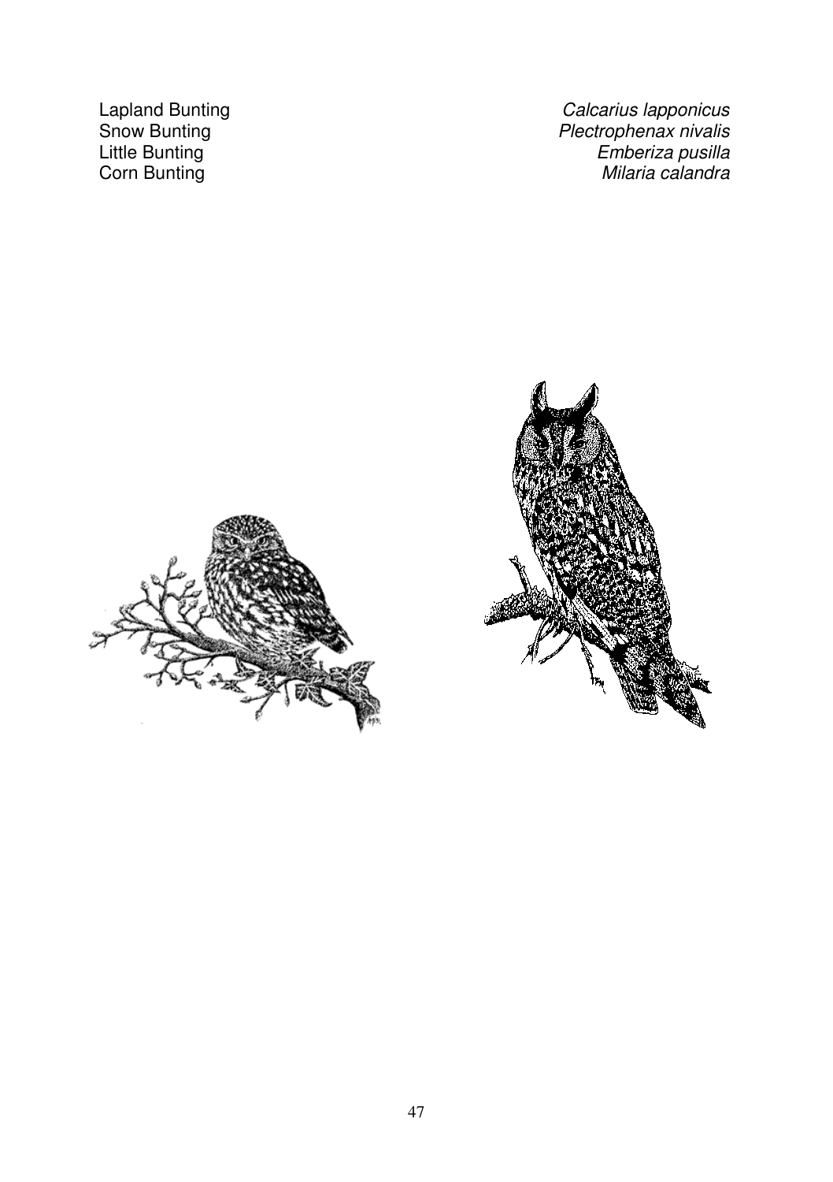| | |
|---|---|
| Lapland Bunting | *Calcarius lapponicus* |
| Snow Bunting | *Plectrophenax nivalis* |
| Little Bunting | *Emberiza pusilla* |
| Corn Bunting | *Milaria calandra* |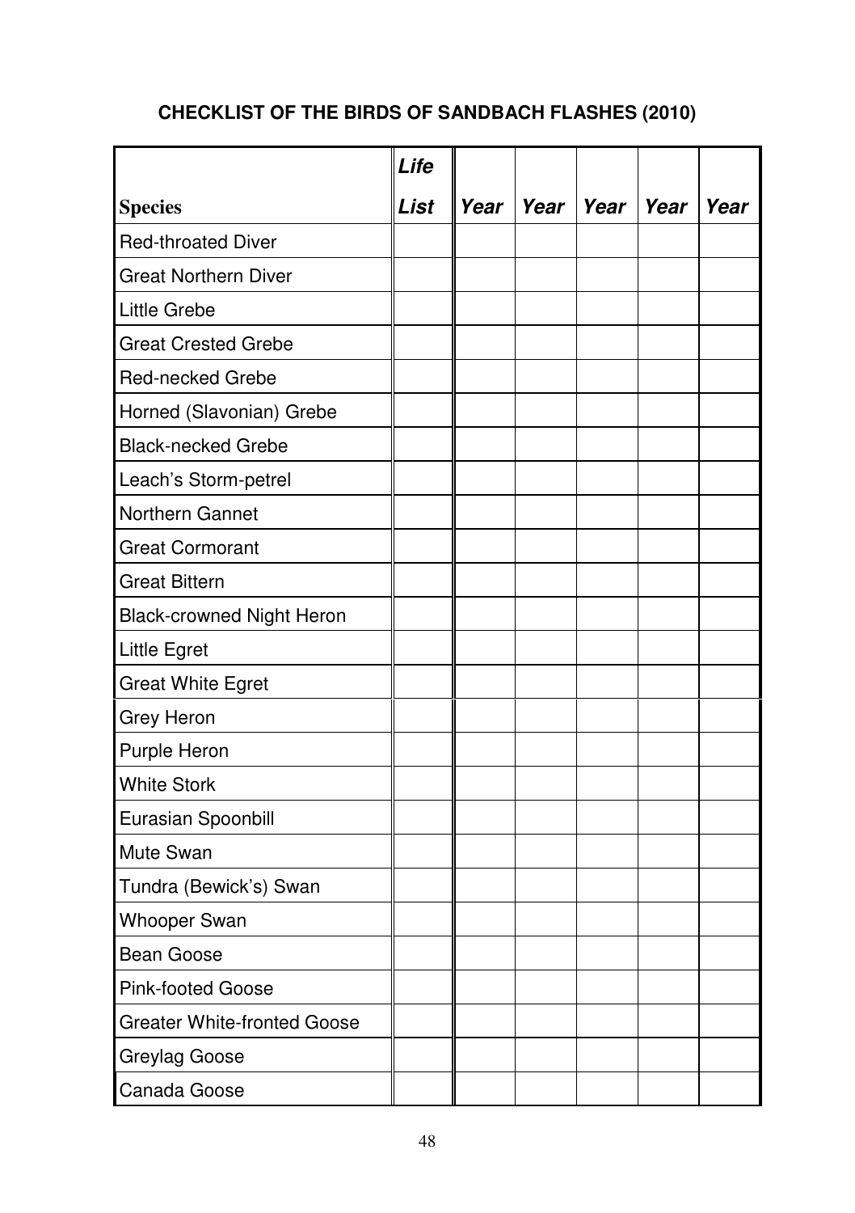# CHECKLIST OF THE BIRDS OF SANDBACH FLASHES (2010)

| Species | *Life List* | *Year* | *Year* | *Year* | *Year* | *Year* |
|---|---|---|---|---|---|---|
| Red-throated Diver | | | | | | |
| Great Northern Diver | | | | | | |
| Little Grebe | | | | | | |
| Great Crested Grebe | | | | | | |
| Red-necked Grebe | | | | | | |
| Horned (Slavonian) Grebe | | | | | | |
| Black-necked Grebe | | | | | | |
| Leach's Storm-petrel | | | | | | |
| Northern Gannet | | | | | | |
| Great Cormorant | | | | | | |
| Great Bittern | | | | | | |
| Black-crowned Night Heron | | | | | | |
| Little Egret | | | | | | |
| Great White Egret | | | | | | |
| Grey Heron | | | | | | |
| Purple Heron | | | | | | |
| White Stork | | | | | | |
| Eurasian Spoonbill | | | | | | |
| Mute Swan | | | | | | |
| Tundra (Bewick's) Swan | | | | | | |
| Whooper Swan | | | | | | |
| Bean Goose | | | | | | |
| Pink-footed Goose | | | | | | |
| Greater White-fronted Goose | | | | | | |
| Greylag Goose | | | | | | |
| Canada Goose | | | | | | |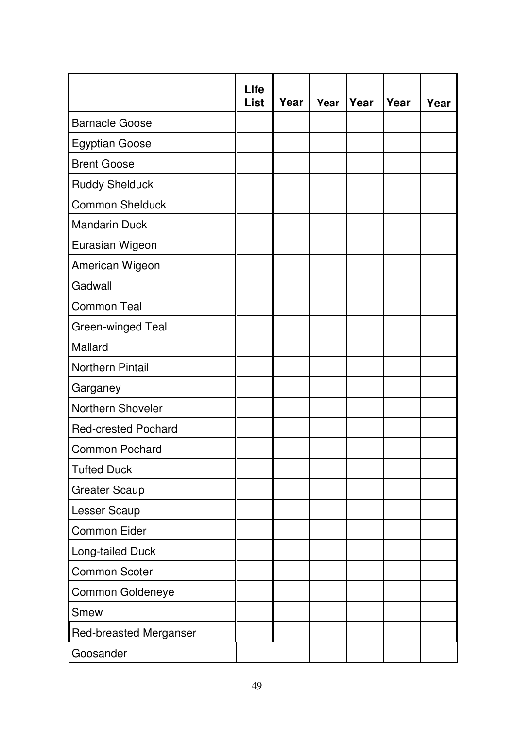| | Life List | Year | Year | Year | Year | Year |
|---|---|---|---|---|---|---|
| Barnacle Goose | | | | | | |
| Egyptian Goose | | | | | | |
| Brent Goose | | | | | | |
| Ruddy Shelduck | | | | | | |
| Common Shelduck | | | | | | |
| Mandarin Duck | | | | | | |
| Eurasian Wigeon | | | | | | |
| American Wigeon | | | | | | |
| Gadwall | | | | | | |
| Common Teal | | | | | | |
| Green-winged Teal | | | | | | |
| Mallard | | | | | | |
| Northern Pintail | | | | | | |
| Garganey | | | | | | |
| Northern Shoveler | | | | | | |
| Red-crested Pochard | | | | | | |
| Common Pochard | | | | | | |
| Tufted Duck | | | | | | |
| Greater Scaup | | | | | | |
| Lesser Scaup | | | | | | |
| Common Eider | | | | | | |
| Long-tailed Duck | | | | | | |
| Common Scoter | | | | | | |
| Common Goldeneye | | | | | | |
| Smew | | | | | | |
| Red-breasted Merganser | | | | | | |
| Goosander | | | | | | |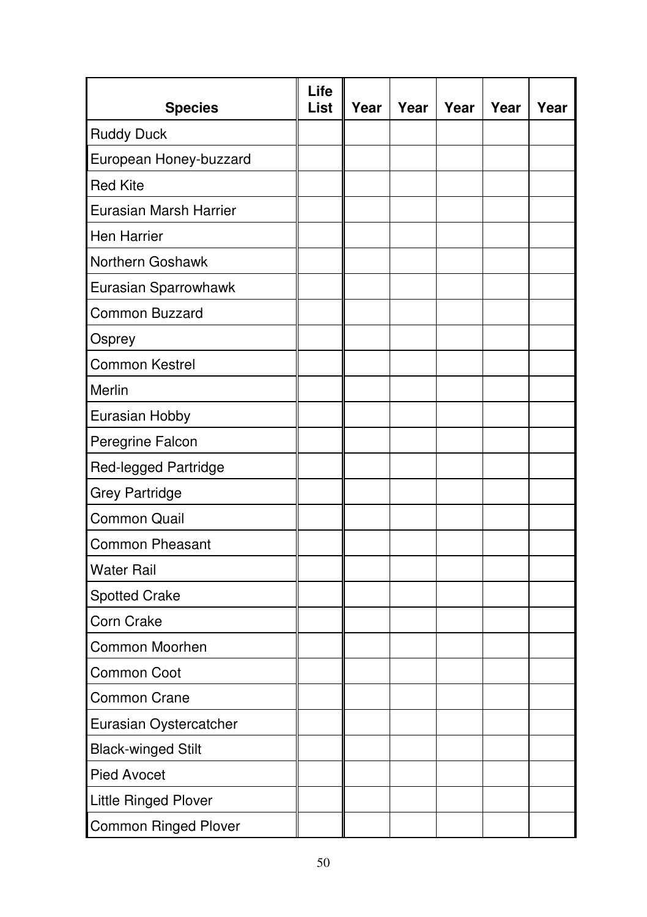| Species | Life List | Year | Year | Year | Year | Year |
|---|---|---|---|---|---|---|
| Ruddy Duck | | | | | | |
| European Honey-buzzard | | | | | | |
| Red Kite | | | | | | |
| Eurasian Marsh Harrier | | | | | | |
| Hen Harrier | | | | | | |
| Northern Goshawk | | | | | | |
| Eurasian Sparrowhawk | | | | | | |
| Common Buzzard | | | | | | |
| Osprey | | | | | | |
| Common Kestrel | | | | | | |
| Merlin | | | | | | |
| Eurasian Hobby | | | | | | |
| Peregrine Falcon | | | | | | |
| Red-legged Partridge | | | | | | |
| Grey Partridge | | | | | | |
| Common Quail | | | | | | |
| Common Pheasant | | | | | | |
| Water Rail | | | | | | |
| Spotted Crake | | | | | | |
| Corn Crake | | | | | | |
| Common Moorhen | | | | | | |
| Common Coot | | | | | | |
| Common Crane | | | | | | |
| Eurasian Oystercatcher | | | | | | |
| Black-winged Stilt | | | | | | |
| Pied Avocet | | | | | | |
| Little Ringed Plover | | | | | | |
| Common Ringed Plover | | | | | | |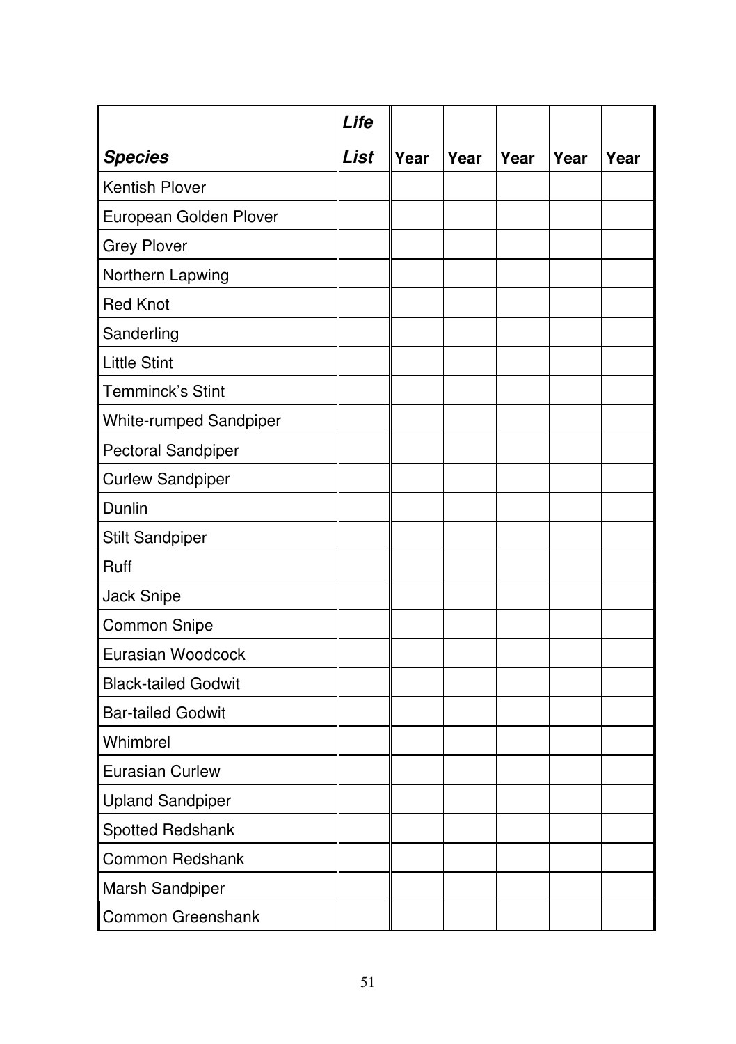| ***Species*** | ***Life List*** | **Year** | **Year** | **Year** | **Year** | **Year** |
|---|---|---|---|---|---|---|
| Kentish Plover | | | | | | |
| European Golden Plover | | | | | | |
| Grey Plover | | | | | | |
| Northern Lapwing | | | | | | |
| Red Knot | | | | | | |
| Sanderling | | | | | | |
| Little Stint | | | | | | |
| Temminck's Stint | | | | | | |
| White-rumped Sandpiper | | | | | | |
| Pectoral Sandpiper | | | | | | |
| Curlew Sandpiper | | | | | | |
| Dunlin | | | | | | |
| Stilt Sandpiper | | | | | | |
| Ruff | | | | | | |
| Jack Snipe | | | | | | |
| Common Snipe | | | | | | |
| Eurasian Woodcock | | | | | | |
| Black-tailed Godwit | | | | | | |
| Bar-tailed Godwit | | | | | | |
| Whimbrel | | | | | | |
| Eurasian Curlew | | | | | | |
| Upland Sandpiper | | | | | | |
| Spotted Redshank | | | | | | |
| Common Redshank | | | | | | |
| Marsh Sandpiper | | | | | | |
| Common Greenshank | | | | | | |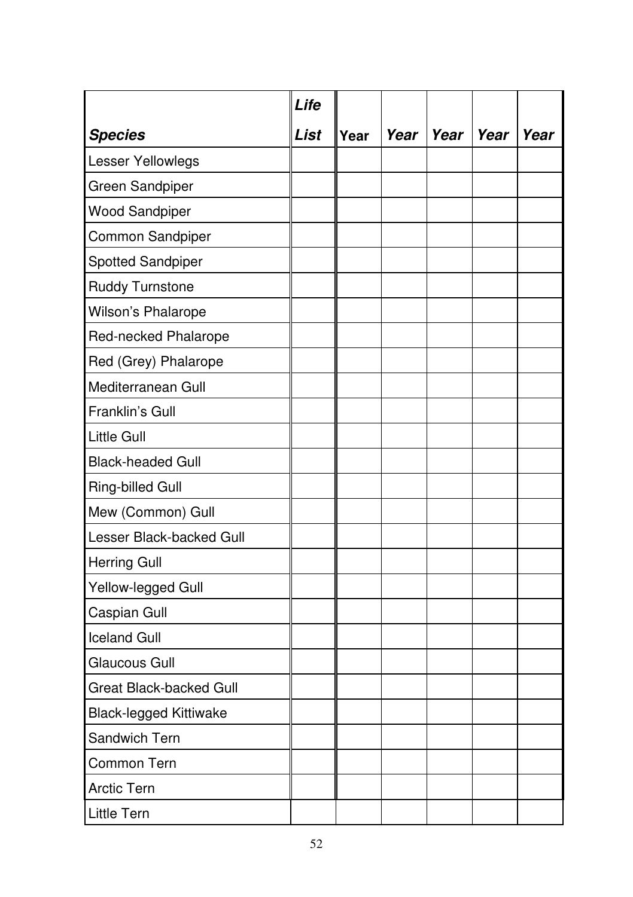| ***Species*** | ***Life List*** | **Year** | ***Year*** | ***Year*** | ***Year*** | ***Year*** |
|---|---|---|---|---|---|---|
| Lesser Yellowlegs | | | | | | |
| Green Sandpiper | | | | | | |
| Wood Sandpiper | | | | | | |
| Common Sandpiper | | | | | | |
| Spotted Sandpiper | | | | | | |
| Ruddy Turnstone | | | | | | |
| Wilson's Phalarope | | | | | | |
| Red-necked Phalarope | | | | | | |
| Red (Grey) Phalarope | | | | | | |
| Mediterranean Gull | | | | | | |
| Franklin's Gull | | | | | | |
| Little Gull | | | | | | |
| Black-headed Gull | | | | | | |
| Ring-billed Gull | | | | | | |
| Mew (Common) Gull | | | | | | |
| Lesser Black-backed Gull | | | | | | |
| Herring Gull | | | | | | |
| Yellow-legged Gull | | | | | | |
| Caspian Gull | | | | | | |
| Iceland Gull | | | | | | |
| Glaucous Gull | | | | | | |
| Great Black-backed Gull | | | | | | |
| Black-legged Kittiwake | | | | | | |
| Sandwich Tern | | | | | | |
| Common Tern | | | | | | |
| Arctic Tern | | | | | | |
| Little Tern | | | | | | |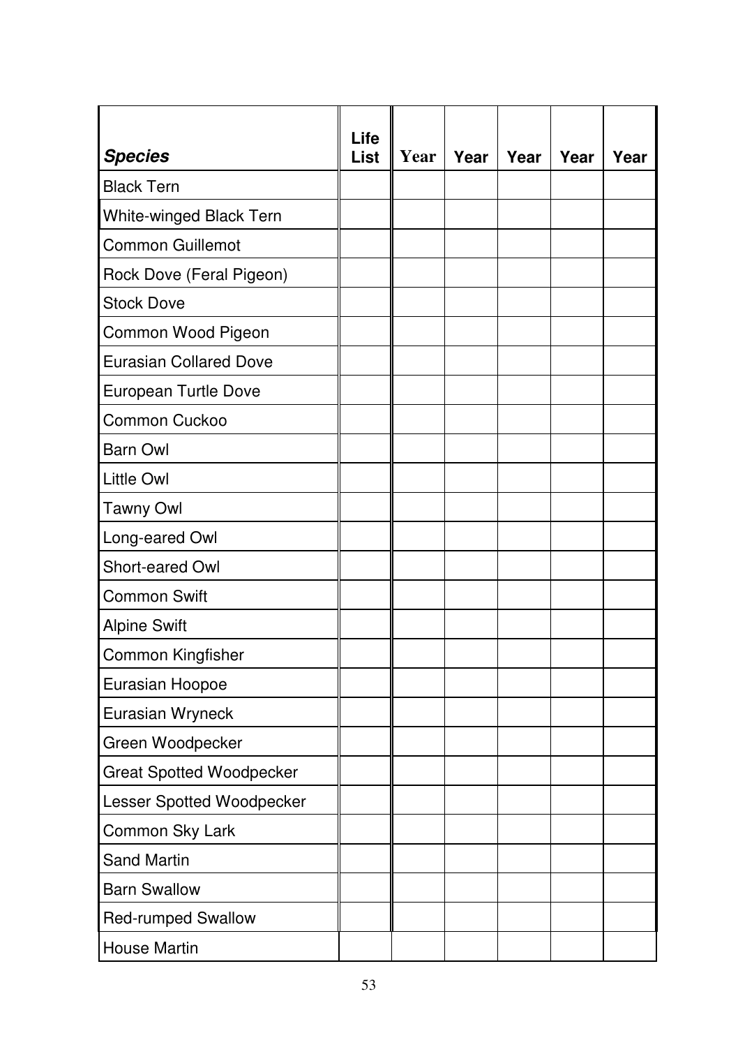| ***Species*** | **Life List** | **Year** | **Year** | **Year** | **Year** | **Year** |
|---|---|---|---|---|---|---|
| Black Tern | | | | | | |
| White-winged Black Tern | | | | | | |
| Common Guillemot | | | | | | |
| Rock Dove (Feral Pigeon) | | | | | | |
| Stock Dove | | | | | | |
| Common Wood Pigeon | | | | | | |
| Eurasian Collared Dove | | | | | | |
| European Turtle Dove | | | | | | |
| Common Cuckoo | | | | | | |
| Barn Owl | | | | | | |
| Little Owl | | | | | | |
| Tawny Owl | | | | | | |
| Long-eared Owl | | | | | | |
| Short-eared Owl | | | | | | |
| Common Swift | | | | | | |
| Alpine Swift | | | | | | |
| Common Kingfisher | | | | | | |
| Eurasian Hoopoe | | | | | | |
| Eurasian Wryneck | | | | | | |
| Green Woodpecker | | | | | | |
| Great Spotted Woodpecker | | | | | | |
| Lesser Spotted Woodpecker | | | | | | |
| Common Sky Lark | | | | | | |
| Sand Martin | | | | | | |
| Barn Swallow | | | | | | |
| Red-rumped Swallow | | | | | | |
| House Martin | | | | | | |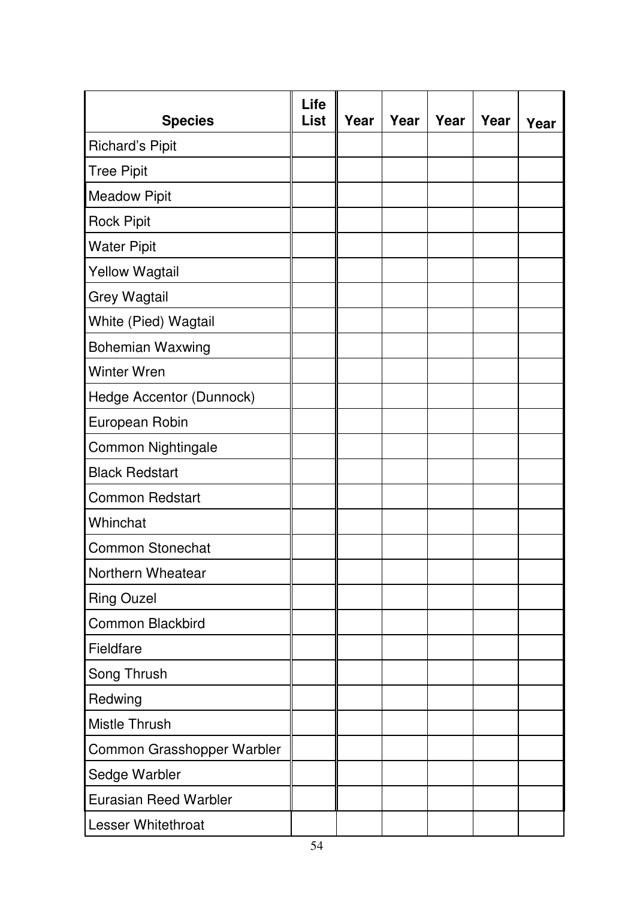| Species | Life List | Year | Year | Year | Year | Year |
|---|---|---|---|---|---|---|
| Richard's Pipit | | | | | | |
| Tree Pipit | | | | | | |
| Meadow Pipit | | | | | | |
| Rock Pipit | | | | | | |
| Water Pipit | | | | | | |
| Yellow Wagtail | | | | | | |
| Grey Wagtail | | | | | | |
| White (Pied) Wagtail | | | | | | |
| Bohemian Waxwing | | | | | | |
| Winter Wren | | | | | | |
| Hedge Accentor (Dunnock) | | | | | | |
| European Robin | | | | | | |
| Common Nightingale | | | | | | |
| Black Redstart | | | | | | |
| Common Redstart | | | | | | |
| Whinchat | | | | | | |
| Common Stonechat | | | | | | |
| Northern Wheatear | | | | | | |
| Ring Ouzel | | | | | | |
| Common Blackbird | | | | | | |
| Fieldfare | | | | | | |
| Song Thrush | | | | | | |
| Redwing | | | | | | |
| Mistle Thrush | | | | | | |
| Common Grasshopper Warbler | | | | | | |
| Sedge Warbler | | | | | | |
| Eurasian Reed Warbler | | | | | | |
| Lesser Whitethroat | | | | | | |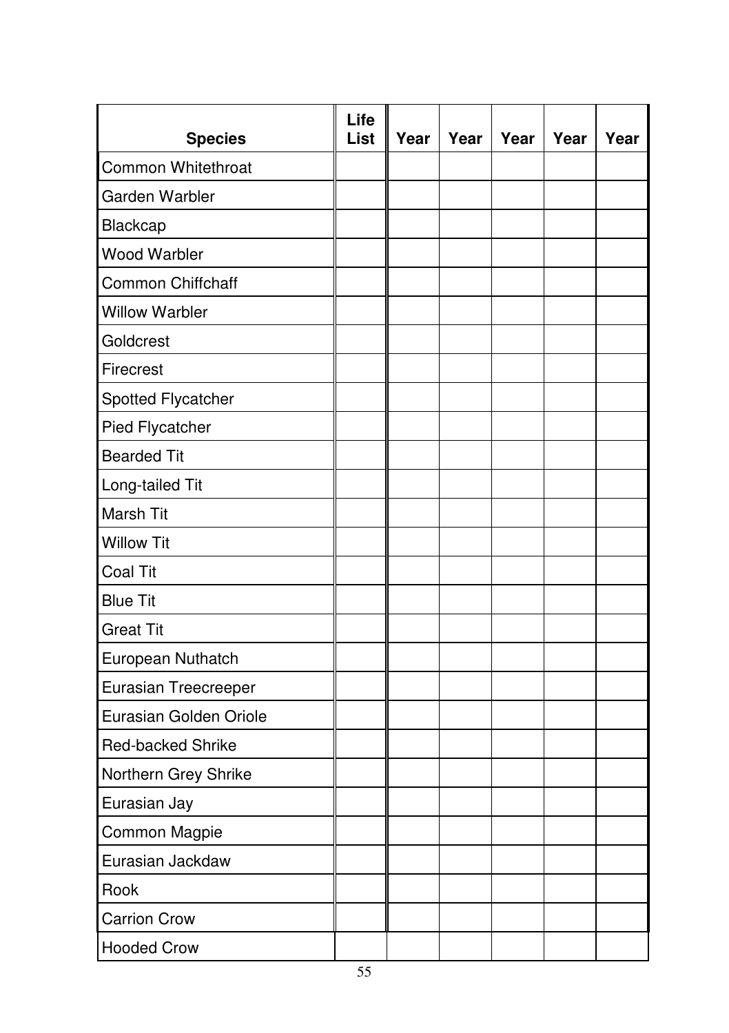| Species | Life List | Year | Year | Year | Year | Year |
|---|---|---|---|---|---|---|
| Common Whitethroat | | | | | | |
| Garden Warbler | | | | | | |
| Blackcap | | | | | | |
| Wood Warbler | | | | | | |
| Common Chiffchaff | | | | | | |
| Willow Warbler | | | | | | |
| Goldcrest | | | | | | |
| Firecrest | | | | | | |
| Spotted Flycatcher | | | | | | |
| Pied Flycatcher | | | | | | |
| Bearded Tit | | | | | | |
| Long-tailed Tit | | | | | | |
| Marsh Tit | | | | | | |
| Willow Tit | | | | | | |
| Coal Tit | | | | | | |
| Blue Tit | | | | | | |
| Great Tit | | | | | | |
| European Nuthatch | | | | | | |
| Eurasian Treecreeper | | | | | | |
| Eurasian Golden Oriole | | | | | | |
| Red-backed Shrike | | | | | | |
| Northern Grey Shrike | | | | | | |
| Eurasian Jay | | | | | | |
| Common Magpie | | | | | | |
| Eurasian Jackdaw | | | | | | |
| Rook | | | | | | |
| Carrion Crow | | | | | | |
| Hooded Crow | | | | | | |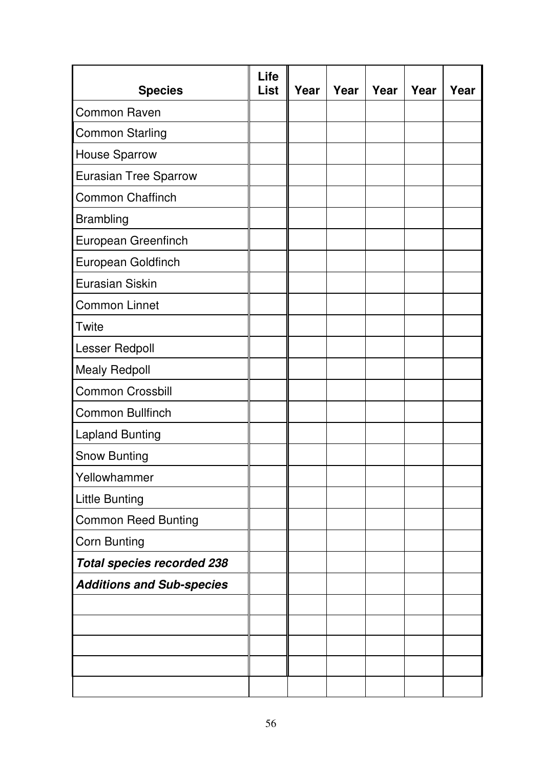| Species | Life List | Year | Year | Year | Year | Year |
|---|---|---|---|---|---|---|
| Common Raven | | | | | | |
| Common Starling | | | | | | |
| House Sparrow | | | | | | |
| Eurasian Tree Sparrow | | | | | | |
| Common Chaffinch | | | | | | |
| Brambling | | | | | | |
| European Greenfinch | | | | | | |
| European Goldfinch | | | | | | |
| Eurasian Siskin | | | | | | |
| Common Linnet | | | | | | |
| Twite | | | | | | |
| Lesser Redpoll | | | | | | |
| Mealy Redpoll | | | | | | |
| Common Crossbill | | | | | | |
| Common Bullfinch | | | | | | |
| Lapland Bunting | | | | | | |
| Snow Bunting | | | | | | |
| Yellowhammer | | | | | | |
| Little Bunting | | | | | | |
| Common Reed Bunting | | | | | | |
| Corn Bunting | | | | | | |
| ***Total species recorded 238*** | | | | | | |
| ***Additions and Sub-species*** | | | | | | |
| | | | | | | |
| | | | | | | |
| | | | | | | |
| | | | | | | |
| | | | | | | |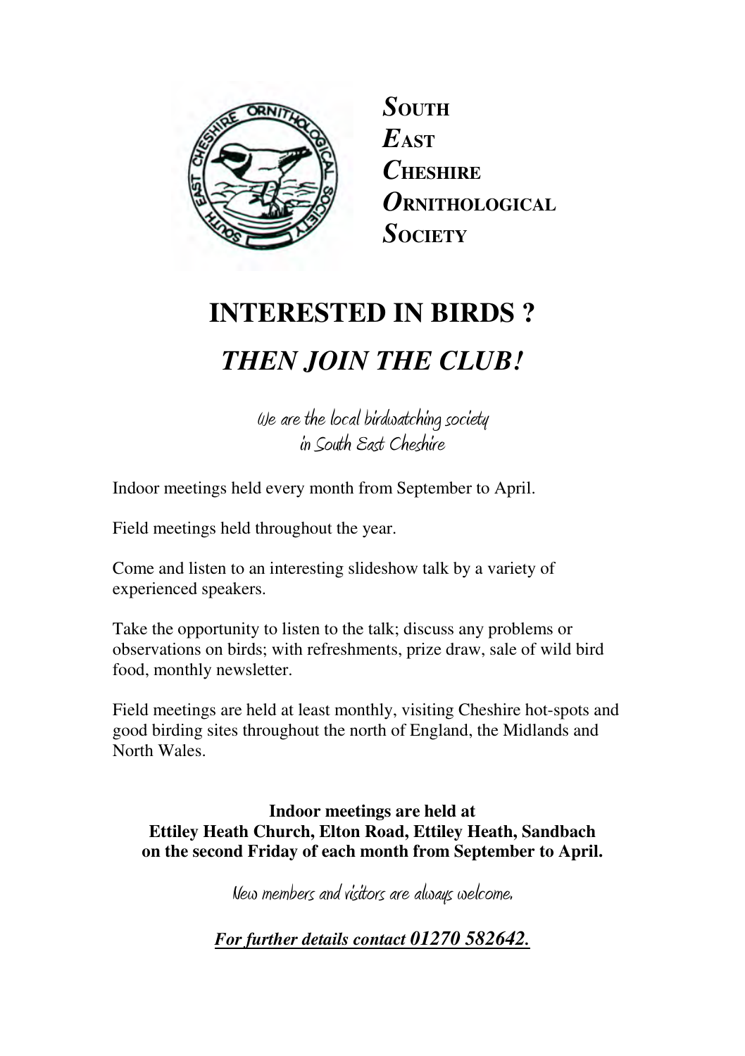***S*OUTH**
***E*AST**
***C*HESHIRE**
***O*RNITHOLOGICAL**
***S*OCIETY**

# INTERESTED IN BIRDS ?

# *THEN JOIN THE CLUB!*

We are the local birdwatching society
in South East Cheshire

Indoor meetings held every month from September to April.

Field meetings held throughout the year.

Come and listen to an interesting slideshow talk by a variety of experienced speakers.

Take the opportunity to listen to the talk; discuss any problems or observations on birds; with refreshments, prize draw, sale of wild bird food, monthly newsletter.

Field meetings are held at least monthly, visiting Cheshire hot-spots and good birding sites throughout the north of England, the Midlands and North Wales.

**Indoor meetings are held at**
**Ettiley Heath Church, Elton Road, Ettiley Heath, Sandbach**
**on the second Friday of each month from September to April.**

New members and visitors are always welcome.

***For further details contact 01270 582642.***